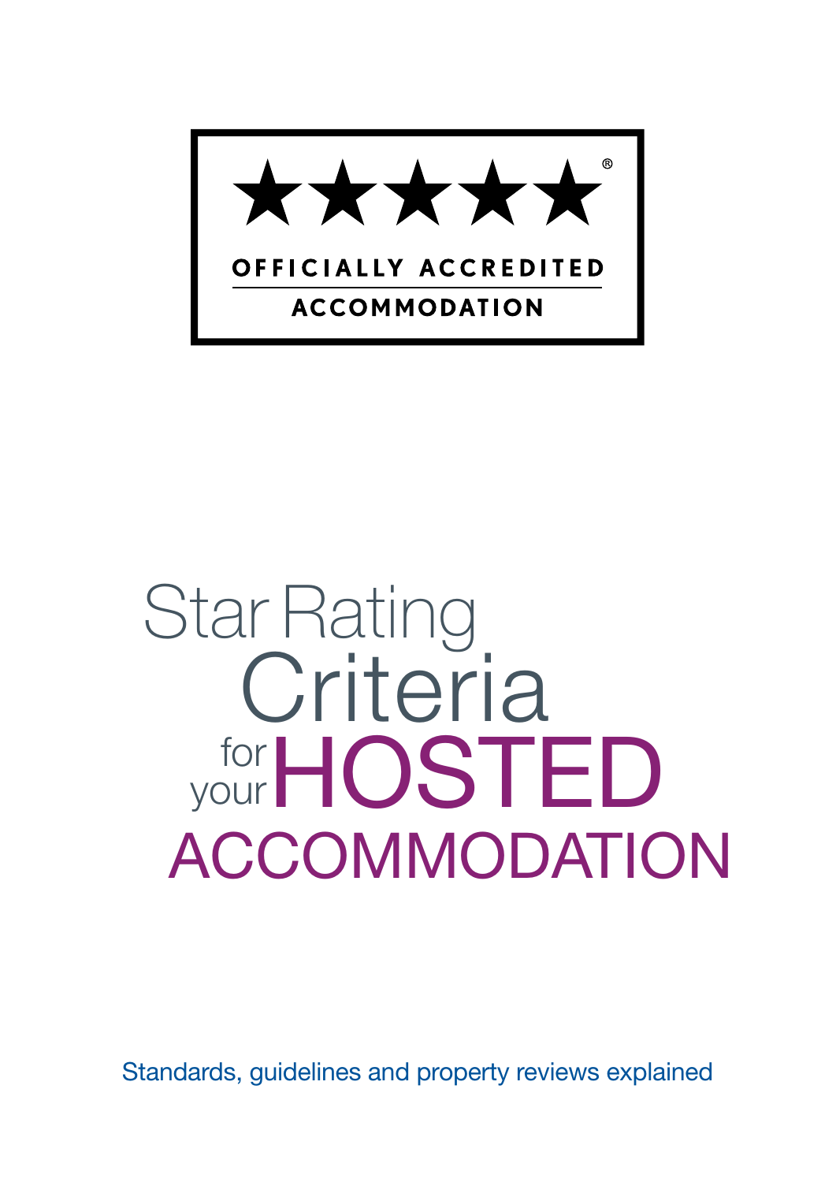★★★★★®

**OFFICIALLY ACCREDITED**

**ACCOMMODATION**

# Star Rating Criteria for your HOSTED ACCOMMODATION

Standards, guidelines and property reviews explained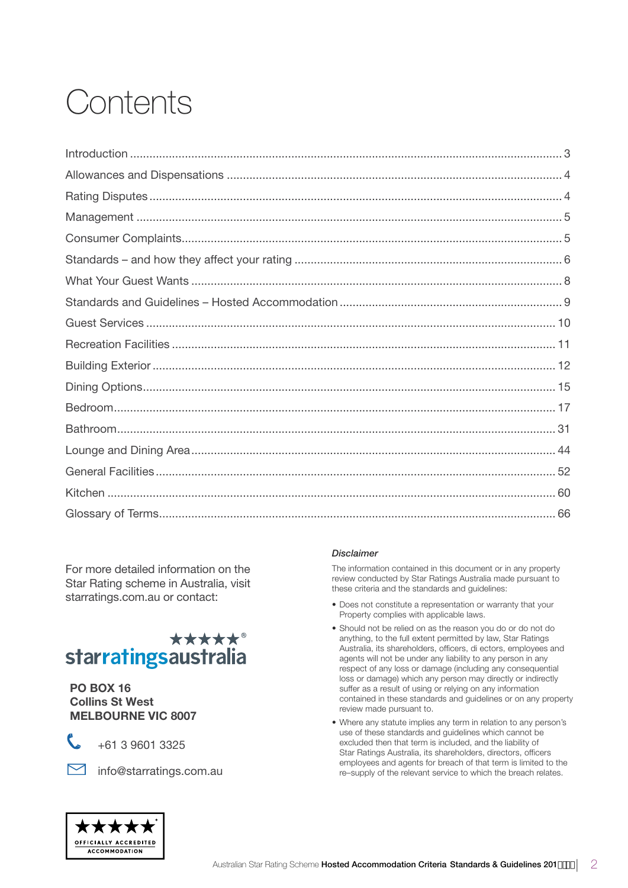# Contents

| | |
|---|---|
| Introduction | 3 |
| Allowances and Dispensations | 4 |
| Rating Disputes | 4 |
| Management | 5 |
| Consumer Complaints | 5 |
| Standards – and how they affect your rating | 6 |
| What Your Guest Wants | 8 |
| Standards and Guidelines – Hosted Accommodation | 9 |
| Guest Services | 10 |
| Recreation Facilities | 11 |
| Building Exterior | 12 |
| Dining Options | 15 |
| Bedroom | 17 |
| Bathroom | 31 |
| Lounge and Dining Area | 44 |
| General Facilities | 52 |
| Kitchen | 60 |
| Glossary of Terms | 66 |

For more detailed information on the Star Rating scheme in Australia, visit starratings.com.au or contact:

starratingsaustralia

**PO BOX 16**
**Collins St West**
**MELBOURNE VIC 8007**

+61 3 9601 3325

info@starratings.com.au

*Disclaimer*

The information contained in this document or in any property review conducted by Star Ratings Australia made pursuant to these criteria and the standards and guidelines:

- Does not constitute a representation or warranty that your Property complies with applicable laws.
- Should not be relied on as the reason you do or do not do anything, to the full extent permitted by law, Star Ratings Australia, its shareholders, officers, di ectors, employees and agents will not be under any liability to any person in any respect of any loss or damage (including any consequential loss or damage) which any person may directly or indirectly suffer as a result of using or relying on any information contained in these standards and guidelines or on any property review made pursuant to.
- Where any statute implies any term in relation to any person's use of these standards and guidelines which cannot be excluded then that term is included, and the liability of Star Ratings Australia, its shareholders, directors, officers employees and agents for breach of that term is limited to the re–supply of the relevant service to which the breach relates.

OFFICIALLY ACCREDITED ACCOMMODATION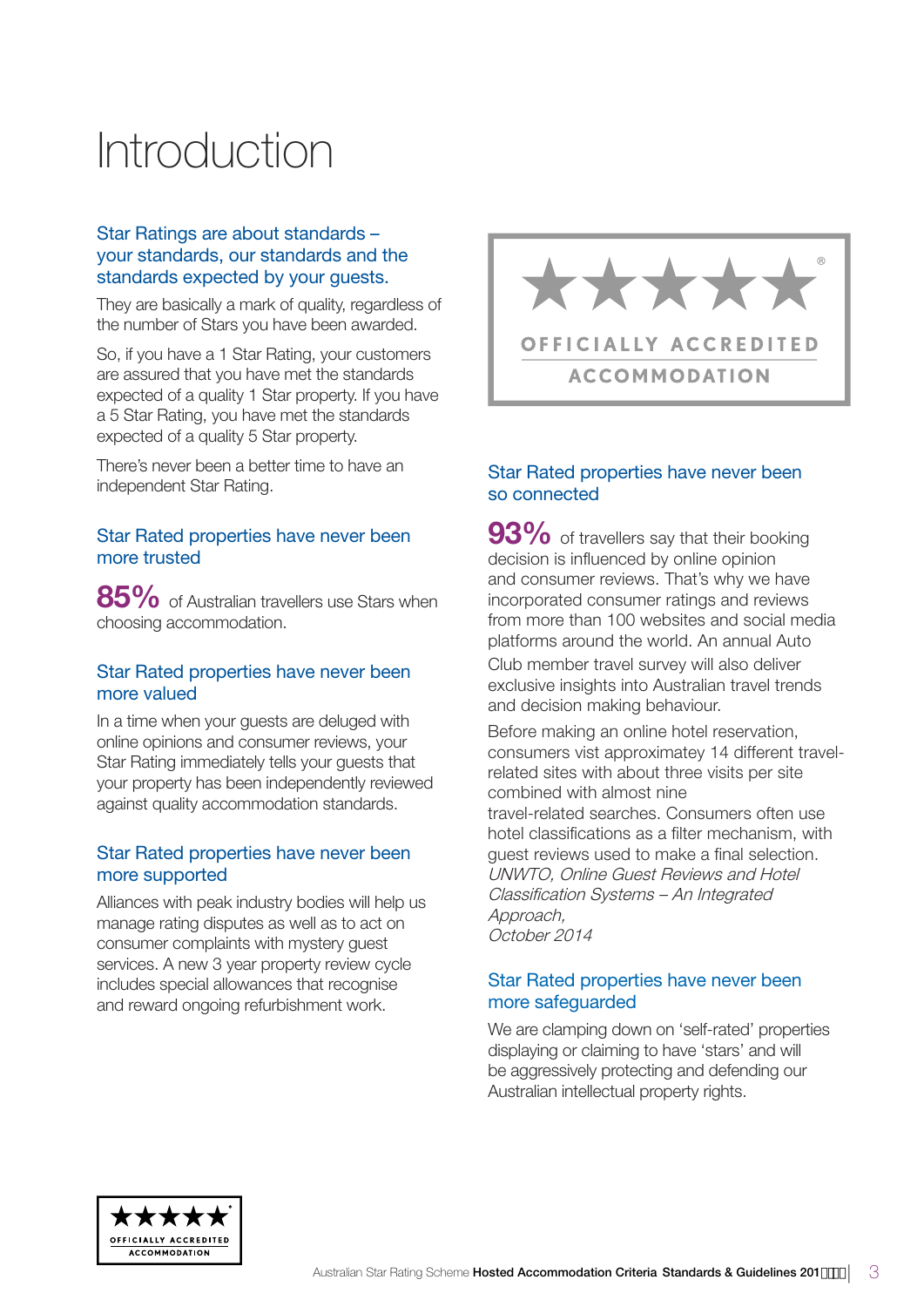# Introduction

## Star Ratings are about standards – your standards, our standards and the standards expected by your guests.

They are basically a mark of quality, regardless of the number of Stars you have been awarded.

So, if you have a 1 Star Rating, your customers are assured that you have met the standards expected of a quality 1 Star property. If you have a 5 Star Rating, you have met the standards expected of a quality 5 Star property.

There's never been a better time to have an independent Star Rating.

## Star Rated properties have never been more trusted

**85%** of Australian travellers use Stars when choosing accommodation.

## Star Rated properties have never been more valued

In a time when your guests are deluged with online opinions and consumer reviews, your Star Rating immediately tells your guests that your property has been independently reviewed against quality accommodation standards.

## Star Rated properties have never been more supported

Alliances with peak industry bodies will help us manage rating disputes as well as to act on consumer complaints with mystery guest services. A new 3 year property review cycle includes special allowances that recognise and reward ongoing refurbishment work.

## Star Rated properties have never been so connected

**93%** of travellers say that their booking decision is influenced by online opinion and consumer reviews. That's why we have incorporated consumer ratings and reviews from more than 100 websites and social media platforms around the world. An annual Auto Club member travel survey will also deliver exclusive insights into Australian travel trends and decision making behaviour.

Before making an online hotel reservation, consumers vist approximatey 14 different travel-related sites with about three visits per site combined with almost nine travel-related searches. Consumers often use hotel classifications as a filter mechanism, with guest reviews used to make a final selection.
*UNWTO, Online Guest Reviews and Hotel Classification Systems – An Integrated Approach, October 2014*

## Star Rated properties have never been more safeguarded

We are clamping down on 'self-rated' properties displaying or claiming to have 'stars' and will be aggressively protecting and defending our Australian intellectual property rights.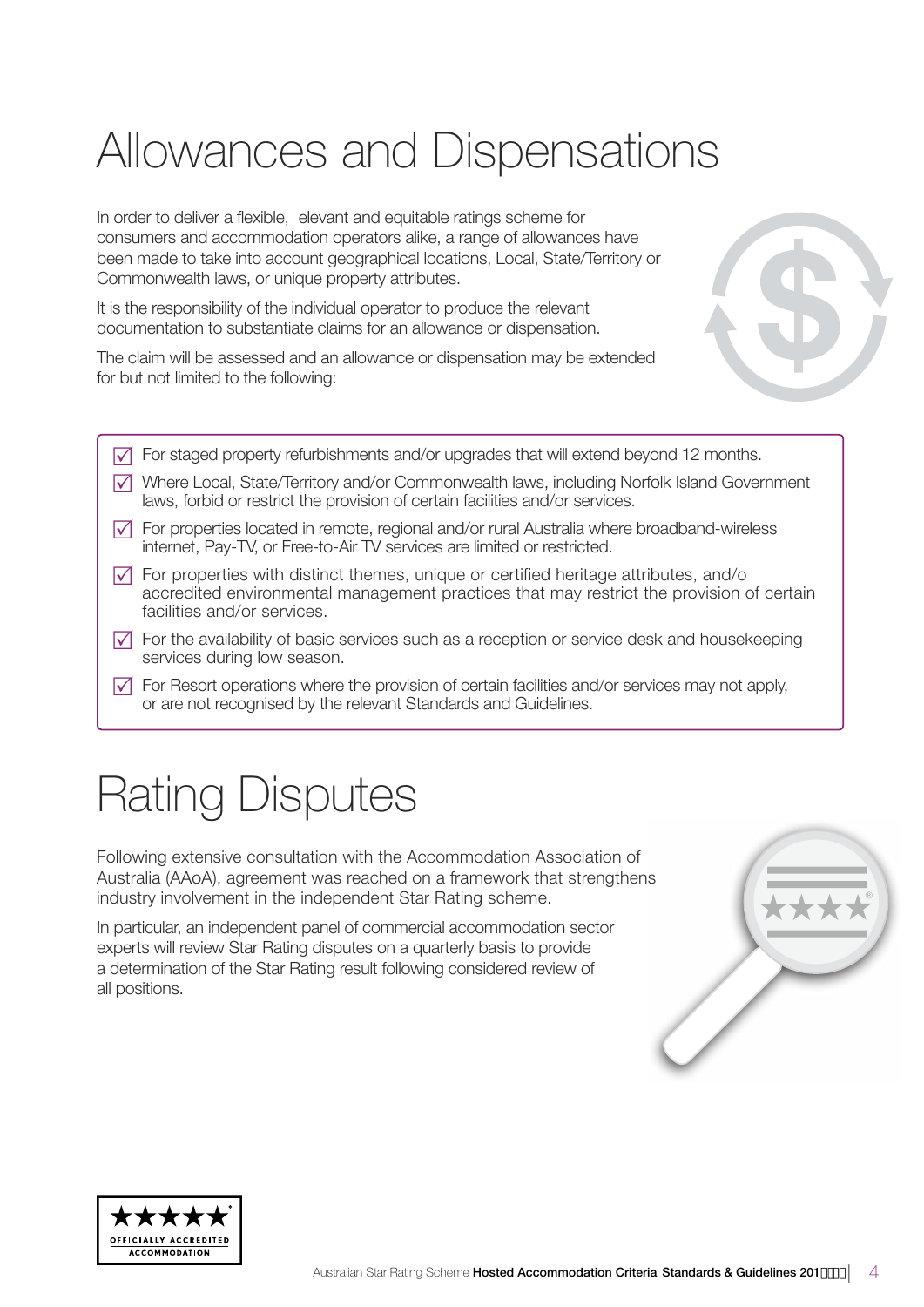# Allowances and Dispensations

In order to deliver a flexible, elevant and equitable ratings scheme for consumers and accommodation operators alike, a range of allowances have been made to take into account geographical locations, Local, State/Territory or Commonwealth laws, or unique property attributes.

It is the responsibility of the individual operator to produce the relevant documentation to substantiate claims for an allowance or dispensation.

The claim will be assessed and an allowance or dispensation may be extended for but not limited to the following:

- For staged property refurbishments and/or upgrades that will extend beyond 12 months.
- Where Local, State/Territory and/or Commonwealth laws, including Norfolk Island Government laws, forbid or restrict the provision of certain facilities and/or services.
- For properties located in remote, regional and/or rural Australia where broadband-wireless internet, Pay-TV, or Free-to-Air TV services are limited or restricted.
- For properties with distinct themes, unique or certified heritage attributes, and/o accredited environmental management practices that may restrict the provision of certain facilities and/or services.
- For the availability of basic services such as a reception or service desk and housekeeping services during low season.
- For Resort operations where the provision of certain facilities and/or services may not apply, or are not recognised by the relevant Standards and Guidelines.

# Rating Disputes

Following extensive consultation with the Accommodation Association of Australia (AAoA), agreement was reached on a framework that strengthens industry involvement in the independent Star Rating scheme.

In particular, an independent panel of commercial accommodation sector experts will review Star Rating disputes on a quarterly basis to provide a determination of the Star Rating result following considered review of all positions.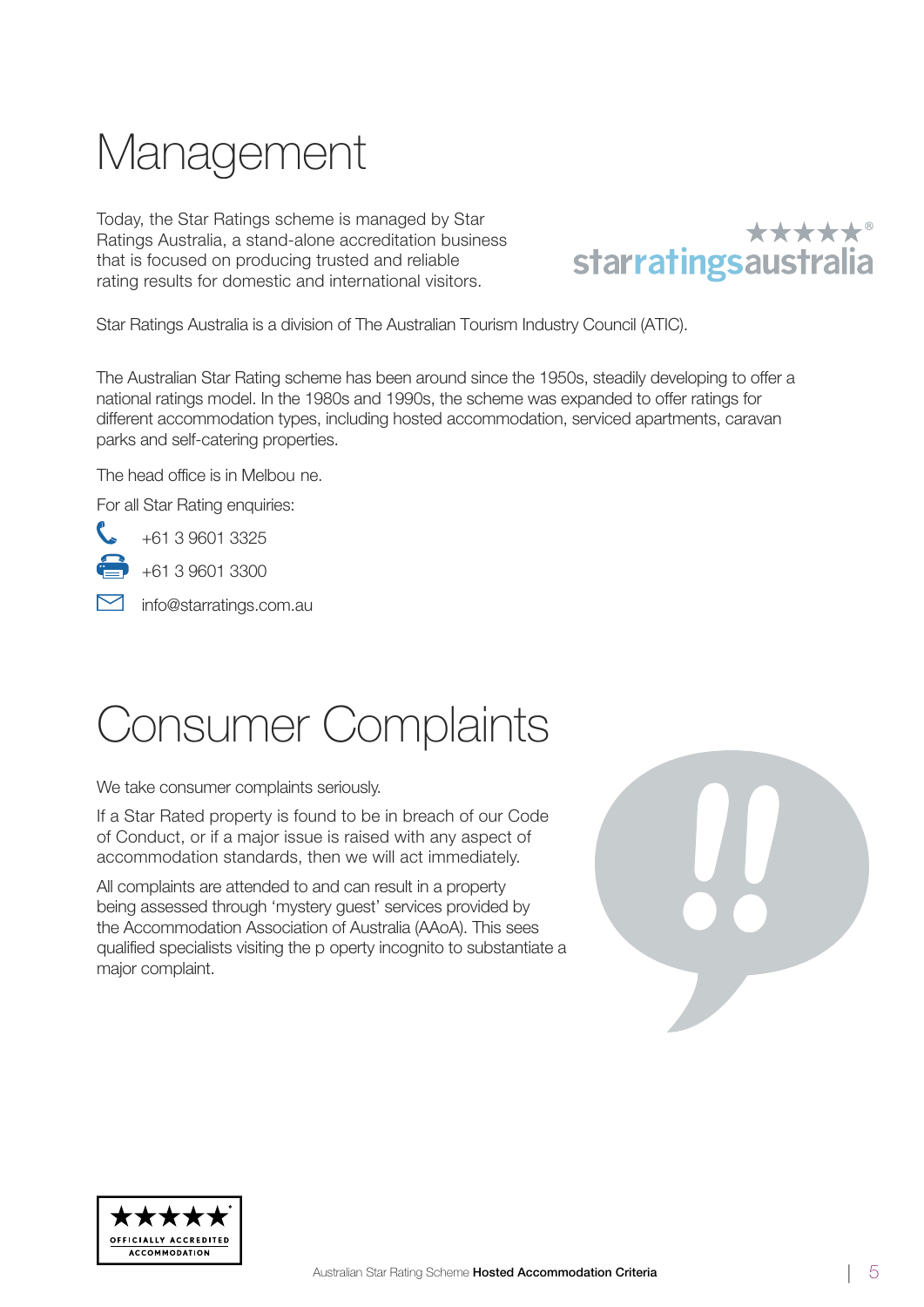# Management

Today, the Star Ratings scheme is managed by Star Ratings Australia, a stand-alone accreditation business that is focused on producing trusted and reliable rating results for domestic and international visitors.

Star Ratings Australia is a division of The Australian Tourism Industry Council (ATIC).

The Australian Star Rating scheme has been around since the 1950s, steadily developing to offer a national ratings model. In the 1980s and 1990s, the scheme was expanded to offer ratings for different accommodation types, including hosted accommodation, serviced apartments, caravan parks and self-catering properties.

The head office is in Melbou ne.

For all Star Rating enquiries:

- Phone: +61 3 9601 3325
- Fax: +61 3 9601 3300
- Email: info@starratings.com.au

# Consumer Complaints

We take consumer complaints seriously.

If a Star Rated property is found to be in breach of our Code of Conduct, or if a major issue is raised with any aspect of accommodation standards, then we will act immediately.

All complaints are attended to and can result in a property being assessed through 'mystery guest' services provided by the Accommodation Association of Australia (AAoA). This sees qualified specialists visiting the p operty incognito to substantiate a major complaint.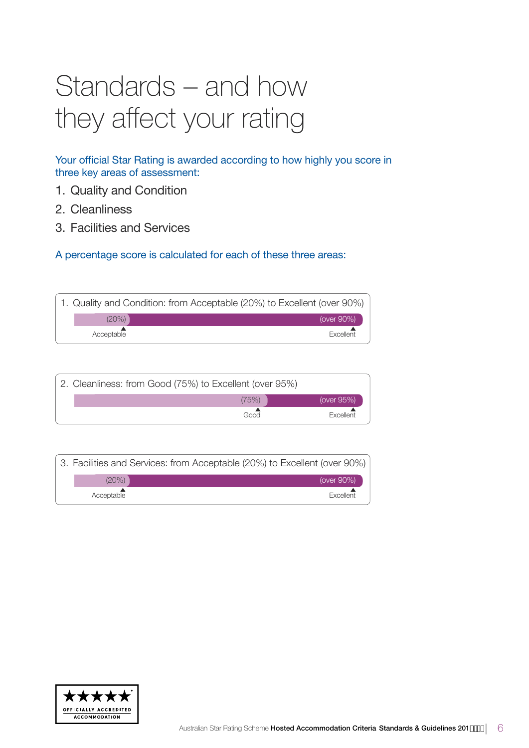# Standards – and how they affect your rating

Your official Star Rating is awarded according to how highly you score in three key areas of assessment:

1. Quality and Condition
2. Cleanliness
3. Facilities and Services

A percentage score is calculated for each of these three areas:

1. Quality and Condition: from Acceptable (20%) to Excellent (over 90%)

(20%) Acceptable — (over 90%) Excellent

2. Cleanliness: from Good (75%) to Excellent (over 95%)

(75%) Good — (over 95%) Excellent

3. Facilities and Services: from Acceptable (20%) to Excellent (over 90%)

(20%) Acceptable — (over 90%) Excellent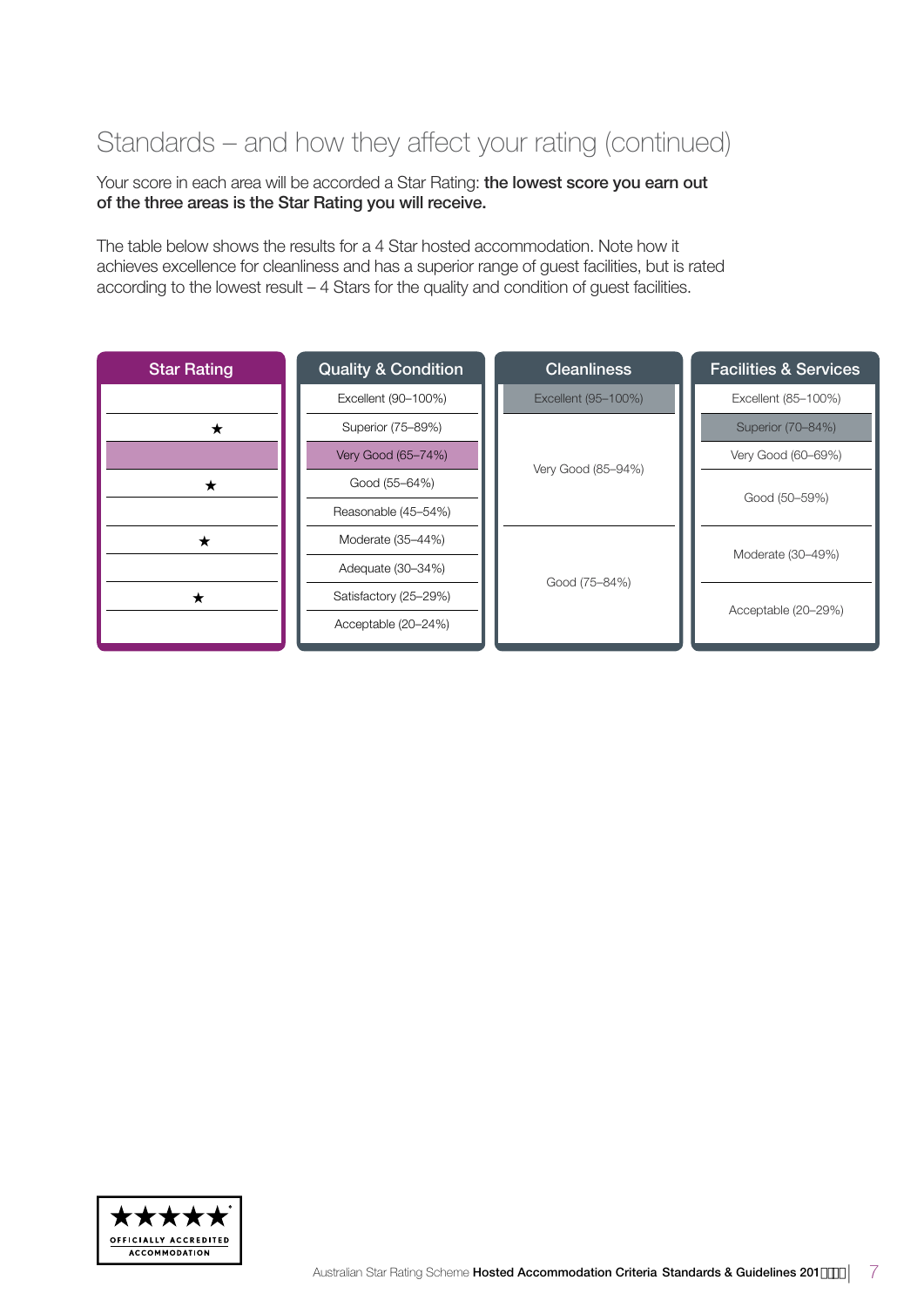# Standards – and how they affect your rating (continued)

Your score in each area will be accorded a Star Rating: **the lowest score you earn out of the three areas is the Star Rating you will receive.**

The table below shows the results for a 4 Star hosted accommodation. Note how it achieves excellence for cleanliness and has a superior range of guest facilities, but is rated according to the lowest result – 4 Stars for the quality and condition of guest facilities.

| Star Rating | Quality & Condition | Cleanliness | Facilities & Services |
|---|---|---|---|
| | Excellent (90–100%) | Excellent (95–100%) | Excellent (85–100%) |
| ★ | Superior (75–89%) | Very Good (85–94%) | Superior (70–84%) |
| | Very Good (65–74%) | | Very Good (60–69%) |
| ★ | Good (55–64%) | | Good (50–59%) |
| | Reasonable (45–54%) | | |
| ★ | Moderate (35–44%) | Good (75–84%) | Moderate (30–49%) |
| | Adequate (30–34%) | | |
| ★ | Satisfactory (25–29%) | | Acceptable (20–29%) |
| | Acceptable (20–24%) | | |

★★★★★ OFFICIALLY ACCREDITED ACCOMMODATION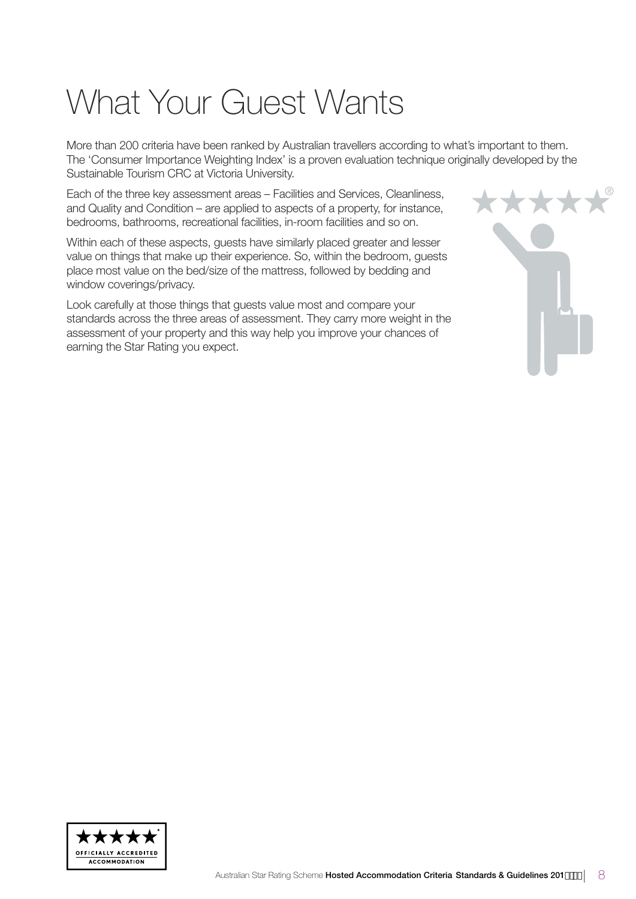# What Your Guest Wants

More than 200 criteria have been ranked by Australian travellers according to what's important to them. The 'Consumer Importance Weighting Index' is a proven evaluation technique originally developed by the Sustainable Tourism CRC at Victoria University.

Each of the three key assessment areas – Facilities and Services, Cleanliness, and Quality and Condition – are applied to aspects of a property, for instance, bedrooms, bathrooms, recreational facilities, in-room facilities and so on.

Within each of these aspects, guests have similarly placed greater and lesser value on things that make up their experience. So, within the bedroom, guests place most value on the bed/size of the mattress, followed by bedding and window coverings/privacy.

Look carefully at those things that guests value most and compare your standards across the three areas of assessment. They carry more weight in the assessment of your property and this way help you improve your chances of earning the Star Rating you expect.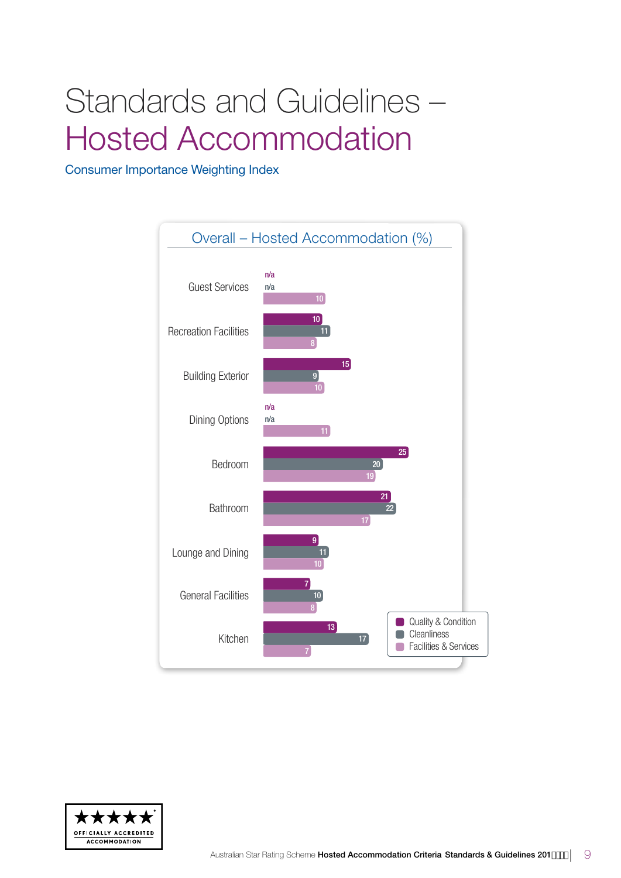# Standards and Guidelines – Hosted Accommodation

## Consumer Importance Weighting Index

### Overall – Hosted Accommodation (%)

| | Quality & Condition | Cleanliness | Facilities & Services |
| --- | --- | --- | --- |
| Guest Services | n/a | n/a | 10 |
| Recreation Facilities | 10 | 11 | 8 |
| Building Exterior | 15 | 9 | 10 |
| Dining Options | n/a | n/a | 11 |
| Bedroom | 25 | 20 | 19 |
| Bathroom | 21 | 22 | 17 |
| Lounge and Dining | 9 | 11 | 10 |
| General Facilities | 7 | 10 | 8 |
| Kitchen | 13 | 17 | 7 |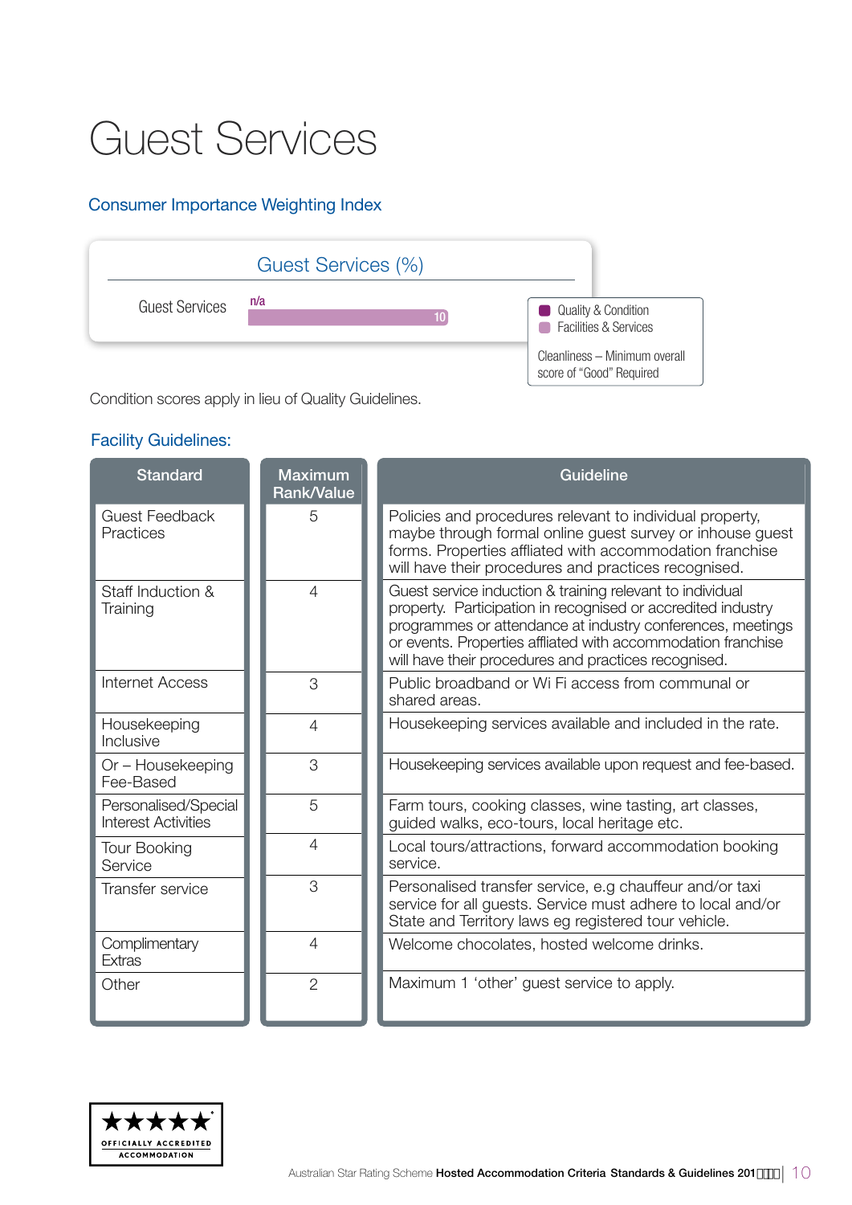# Guest Services

## Consumer Importance Weighting Index

Guest Services (%)

| | | |
|---|---|---|
| Guest Services | n/a | 10 |

- Quality & Condition
- Facilities & Services

Cleanliness – Minimum overall score of "Good" Required

Condition scores apply in lieu of Quality Guidelines.

## Facility Guidelines:

| Standard | Maximum Rank/Value | Guideline |
|---|---|---|
| Guest Feedback Practices | 5 | Policies and procedures relevant to individual property, maybe through formal online guest survey or inhouse guest forms. Properties affliated with accommodation franchise will have their procedures and practices recognised. |
| Staff Induction & Training | 4 | Guest service induction & training relevant to individual property. Participation in recognised or accredited industry programmes or attendance at industry conferences, meetings or events. Properties affliated with accommodation franchise will have their procedures and practices recognised. |
| Internet Access | 3 | Public broadband or Wi Fi access from communal or shared areas. |
| Housekeeping Inclusive | 4 | Housekeeping services available and included in the rate. |
| Or – Housekeeping Fee-Based | 3 | Housekeeping services available upon request and fee-based. |
| Personalised/Special Interest Activities | 5 | Farm tours, cooking classes, wine tasting, art classes, guided walks, eco-tours, local heritage etc. |
| Tour Booking Service | 4 | Local tours/attractions, forward accommodation booking service. |
| Transfer service | 3 | Personalised transfer service, e.g chauffeur and/or taxi service for all guests. Service must adhere to local and/or State and Territory laws eg registered tour vehicle. |
| Complimentary Extras | 4 | Welcome chocolates, hosted welcome drinks. |
| Other | 2 | Maximum 1 'other' guest service to apply. |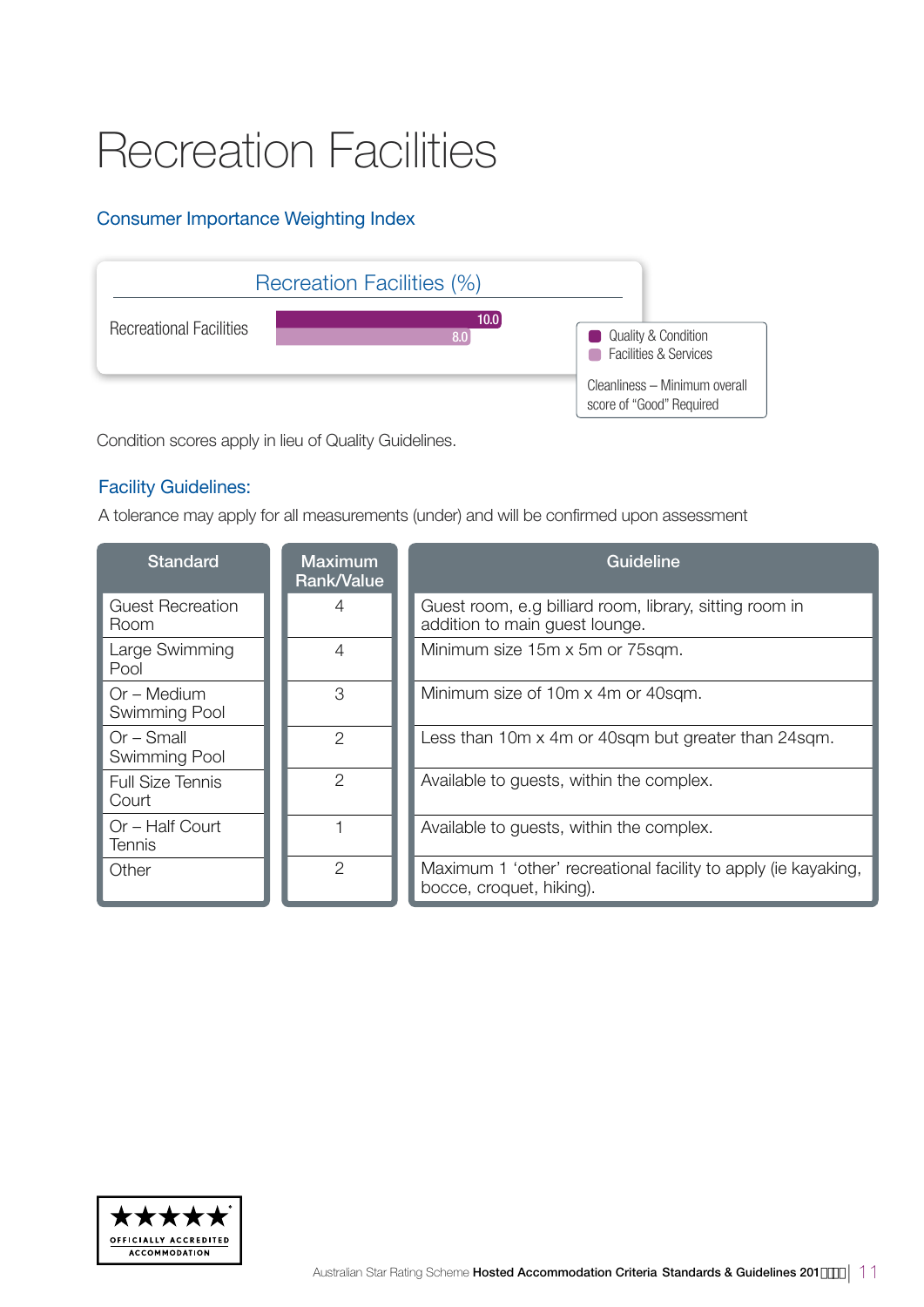# Recreation Facilities

### Consumer Importance Weighting Index

| Recreation Facilities (%) | Quality & Condition | Facilities & Services |
|---|---|---|
| Recreational Facilities | 10.0 | 8.0 |

Cleanliness – Minimum overall score of "Good" Required

Condition scores apply in lieu of Quality Guidelines.

### Facility Guidelines:

A tolerance may apply for all measurements (under) and will be confirmed upon assessment

| Standard | Maximum Rank/Value | Guideline |
|---|---|---|
| Guest Recreation Room | 4 | Guest room, e.g billiard room, library, sitting room in addition to main guest lounge. |
| Large Swimming Pool | 4 | Minimum size 15m x 5m or 75sqm. |
| Or – Medium Swimming Pool | 3 | Minimum size of 10m x 4m or 40sqm. |
| Or – Small Swimming Pool | 2 | Less than 10m x 4m or 40sqm but greater than 24sqm. |
| Full Size Tennis Court | 2 | Available to guests, within the complex. |
| Or – Half Court Tennis | 1 | Available to guests, within the complex. |
| Other | 2 | Maximum 1 'other' recreational facility to apply (ie kayaking, bocce, croquet, hiking). |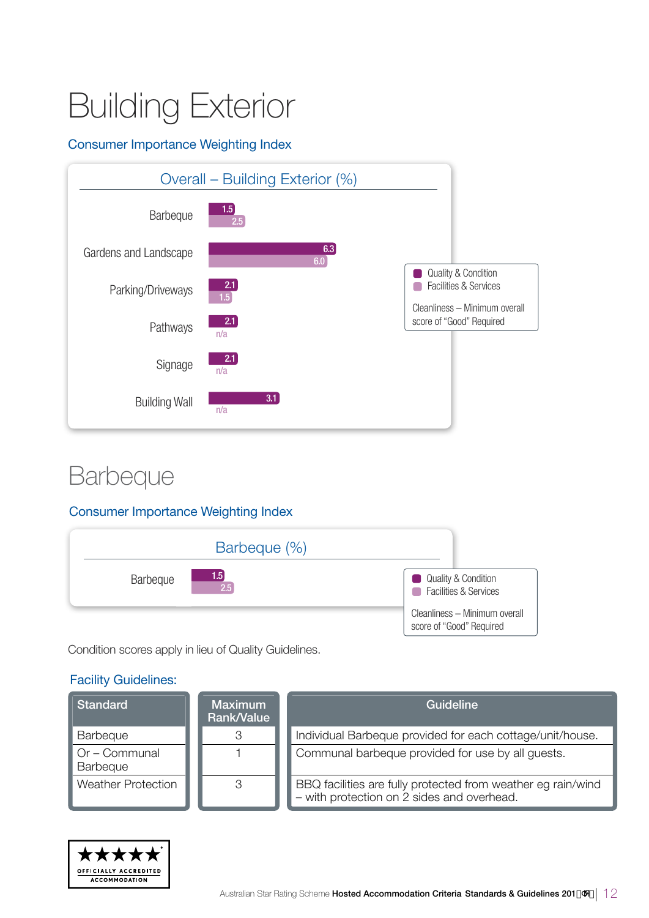# Building Exterior

## Consumer Importance Weighting Index

### Overall – Building Exterior (%)

| | Quality & Condition | Facilities & Services |
|---|---|---|
| Barbeque | 1.5 | 2.5 |
| Gardens and Landscape | 6.3 | 6.0 |
| Parking/Driveways | 2.1 | 1.5 |
| Pathways | 2.1 | n/a |
| Signage | 2.1 | n/a |
| Building Wall | 3.1 | n/a |

Cleanliness – Minimum overall score of "Good" Required

# Barbeque

## Consumer Importance Weighting Index

### Barbeque (%)

| | Quality & Condition | Facilities & Services |
|---|---|---|
| Barbeque | 1.5 | 2.5 |

Cleanliness – Minimum overall score of "Good" Required

Condition scores apply in lieu of Quality Guidelines.

## Facility Guidelines:

| Standard | Maximum Rank/Value | Guideline |
|---|---|---|
| Barbeque | 3 | Individual Barbeque provided for each cottage/unit/house. |
| Or – Communal Barbeque | 1 | Communal barbeque provided for use by all guests. |
| Weather Protection | 3 | BBQ facilities are fully protected from weather eg rain/wind – with protection on 2 sides and overhead. |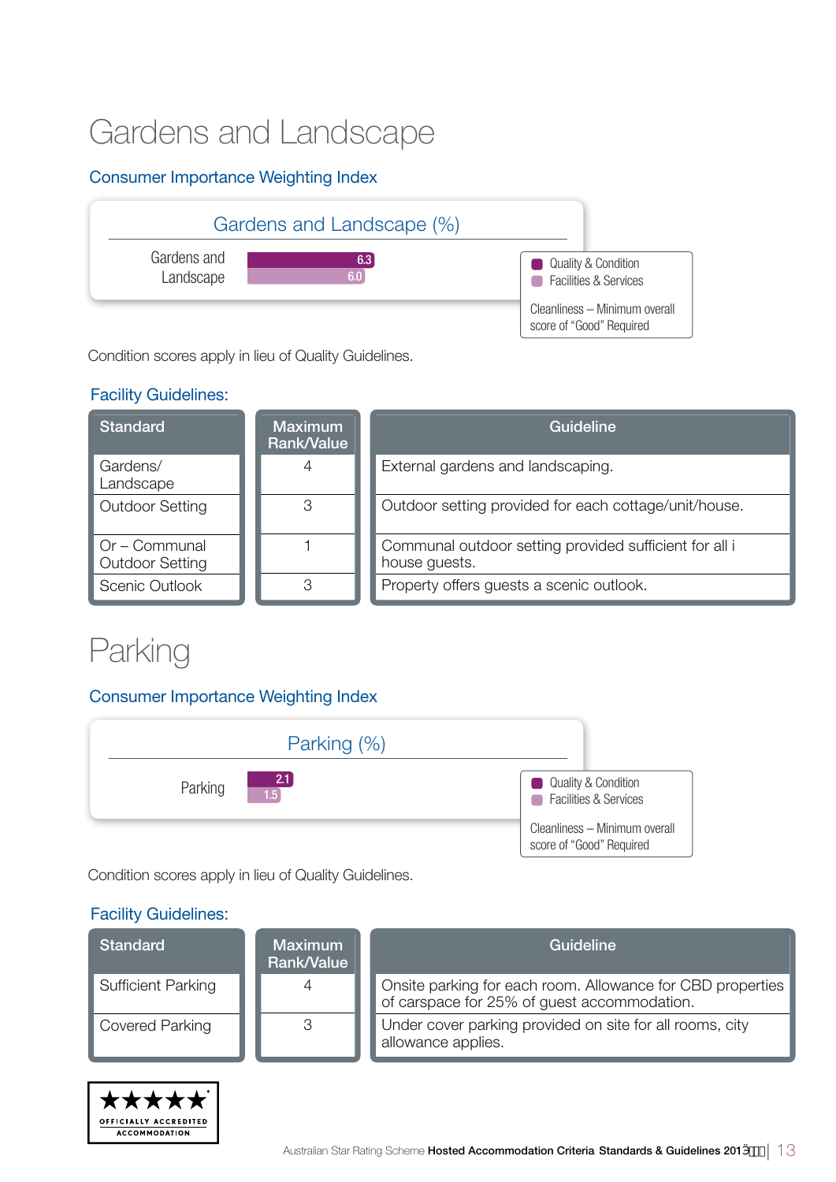# Gardens and Landscape

### Consumer Importance Weighting Index

**Gardens and Landscape (%)**

| | Quality & Condition | Facilities & Services |
|---|---|---|
| Gardens and Landscape | 6.3 | 6.0 |

Cleanliness – Minimum overall score of "Good" Required

Condition scores apply in lieu of Quality Guidelines.

### Facility Guidelines:

| Standard | Maximum Rank/Value | Guideline |
|---|---|---|
| Gardens/ Landscape | 4 | External gardens and landscaping. |
| Outdoor Setting | 3 | Outdoor setting provided for each cottage/unit/house. |
| Or – Communal Outdoor Setting | 1 | Communal outdoor setting provided sufficient for all i house guests. |
| Scenic Outlook | 3 | Property offers guests a scenic outlook. |

# Parking

### Consumer Importance Weighting Index

**Parking (%)**

| | Quality & Condition | Facilities & Services |
|---|---|---|
| Parking | 2.1 | 1.5 |

Cleanliness – Minimum overall score of "Good" Required

Condition scores apply in lieu of Quality Guidelines.

### Facility Guidelines:

| Standard | Maximum Rank/Value | Guideline |
|---|---|---|
| Sufficient Parking | 4 | Onsite parking for each room. Allowance for CBD properties of carspace for 25% of guest accommodation. |
| Covered Parking | 3 | Under cover parking provided on site for all rooms, city allowance applies. |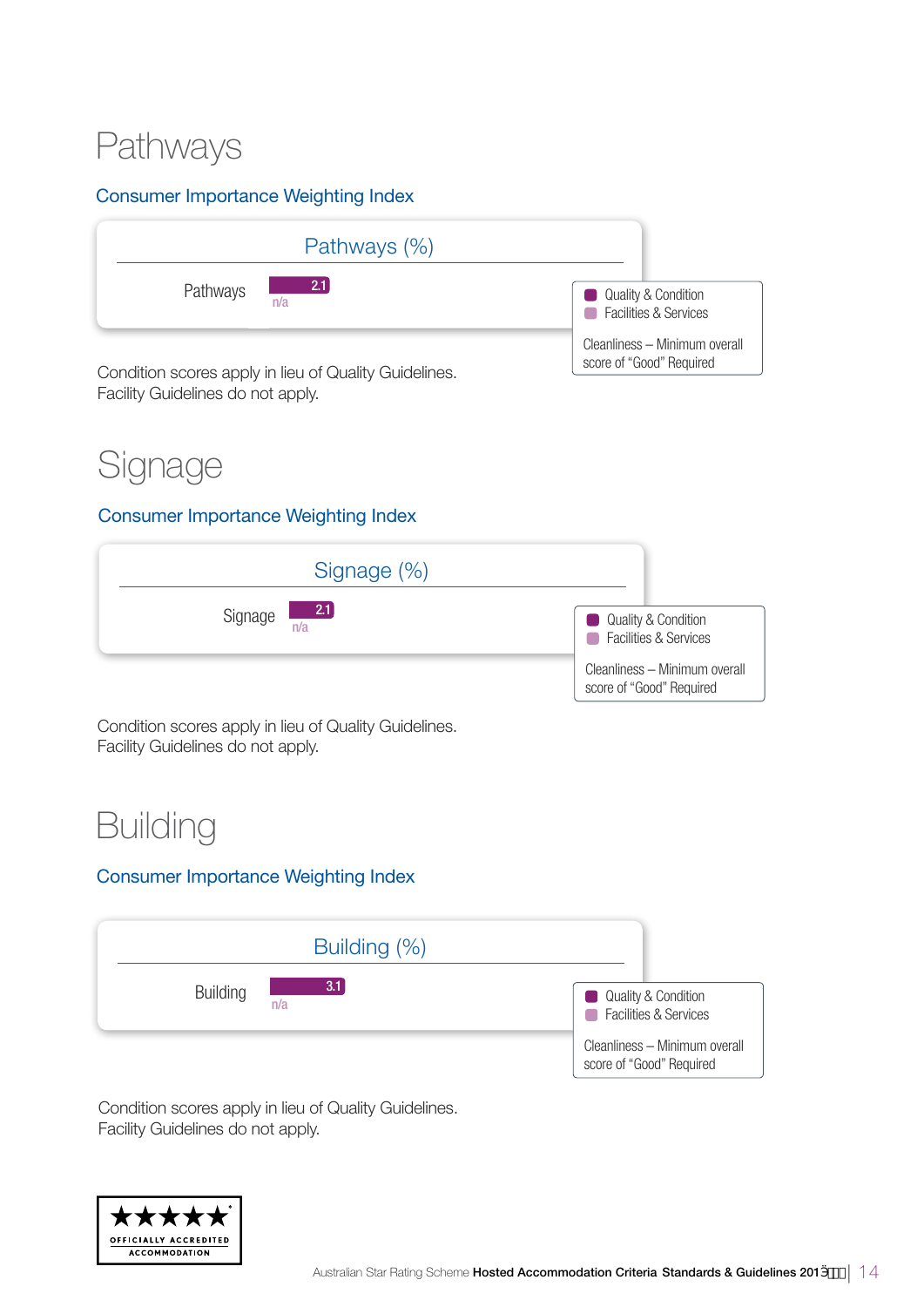# Pathways

## Consumer Importance Weighting Index

| Pathways (%) | Quality & Condition | Facilities & Services |
|---|---|---|
| Pathways | 2.1 | n/a |

Quality & Condition
Facilities & Services

Cleanliness – Minimum overall score of "Good" Required

Condition scores apply in lieu of Quality Guidelines.
Facility Guidelines do not apply.

# Signage

## Consumer Importance Weighting Index

| Signage (%) | Quality & Condition | Facilities & Services |
|---|---|---|
| Signage | 2.1 | n/a |

Quality & Condition
Facilities & Services

Cleanliness – Minimum overall score of "Good" Required

Condition scores apply in lieu of Quality Guidelines.
Facility Guidelines do not apply.

# Building

## Consumer Importance Weighting Index

| Building (%) | Quality & Condition | Facilities & Services |
|---|---|---|
| Building | 3.1 | n/a |

Quality & Condition
Facilities & Services

Cleanliness – Minimum overall score of "Good" Required

Condition scores apply in lieu of Quality Guidelines.
Facility Guidelines do not apply.

★★★★★ OFFICIALLY ACCREDITED ACCOMMODATION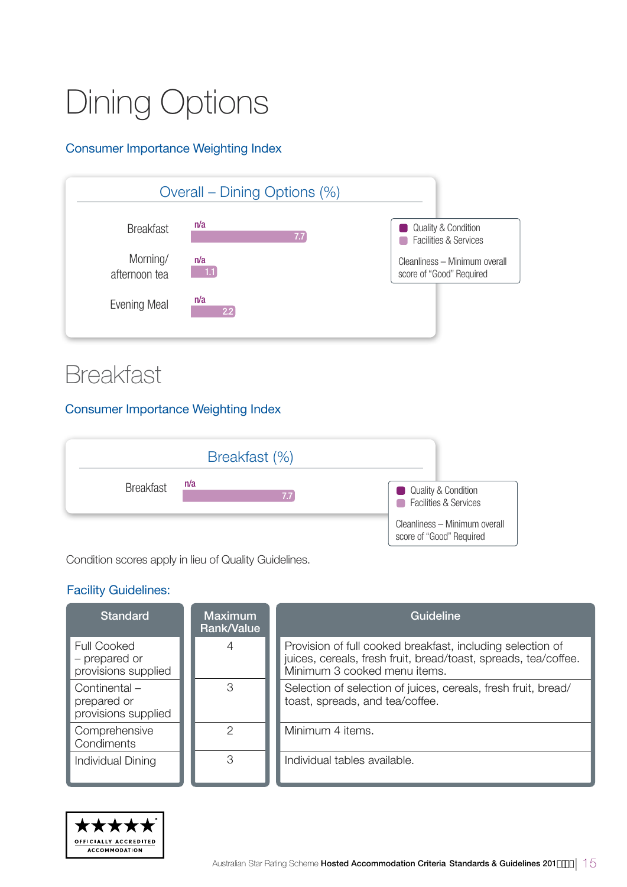# Dining Options

## Consumer Importance Weighting Index

**Overall – Dining Options (%)**

| | Quality & Condition | Facilities & Services |
|---|---|---|
| Breakfast | n/a | 7.7 |
| Morning/ afternoon tea | n/a | 1.1 |
| Evening Meal | n/a | 2.2 |

- Quality & Condition
- Facilities & Services

Cleanliness – Minimum overall score of "Good" Required

# Breakfast

## Consumer Importance Weighting Index

**Breakfast (%)**

| | Quality & Condition | Facilities & Services |
|---|---|---|
| Breakfast | n/a | 7.7 |

- Quality & Condition
- Facilities & Services

Cleanliness – Minimum overall score of "Good" Required

Condition scores apply in lieu of Quality Guidelines.

### Facility Guidelines:

| Standard | Maximum Rank/Value | Guideline |
|---|---|---|
| Full Cooked – prepared or provisions supplied | 4 | Provision of full cooked breakfast, including selection of juices, cereals, fresh fruit, bread/toast, spreads, tea/coffee. Minimum 3 cooked menu items. |
| Continental – prepared or provisions supplied | 3 | Selection of selection of juices, cereals, fresh fruit, bread/ toast, spreads, and tea/coffee. |
| Comprehensive Condiments | 2 | Minimum 4 items. |
| Individual Dining | 3 | Individual tables available. |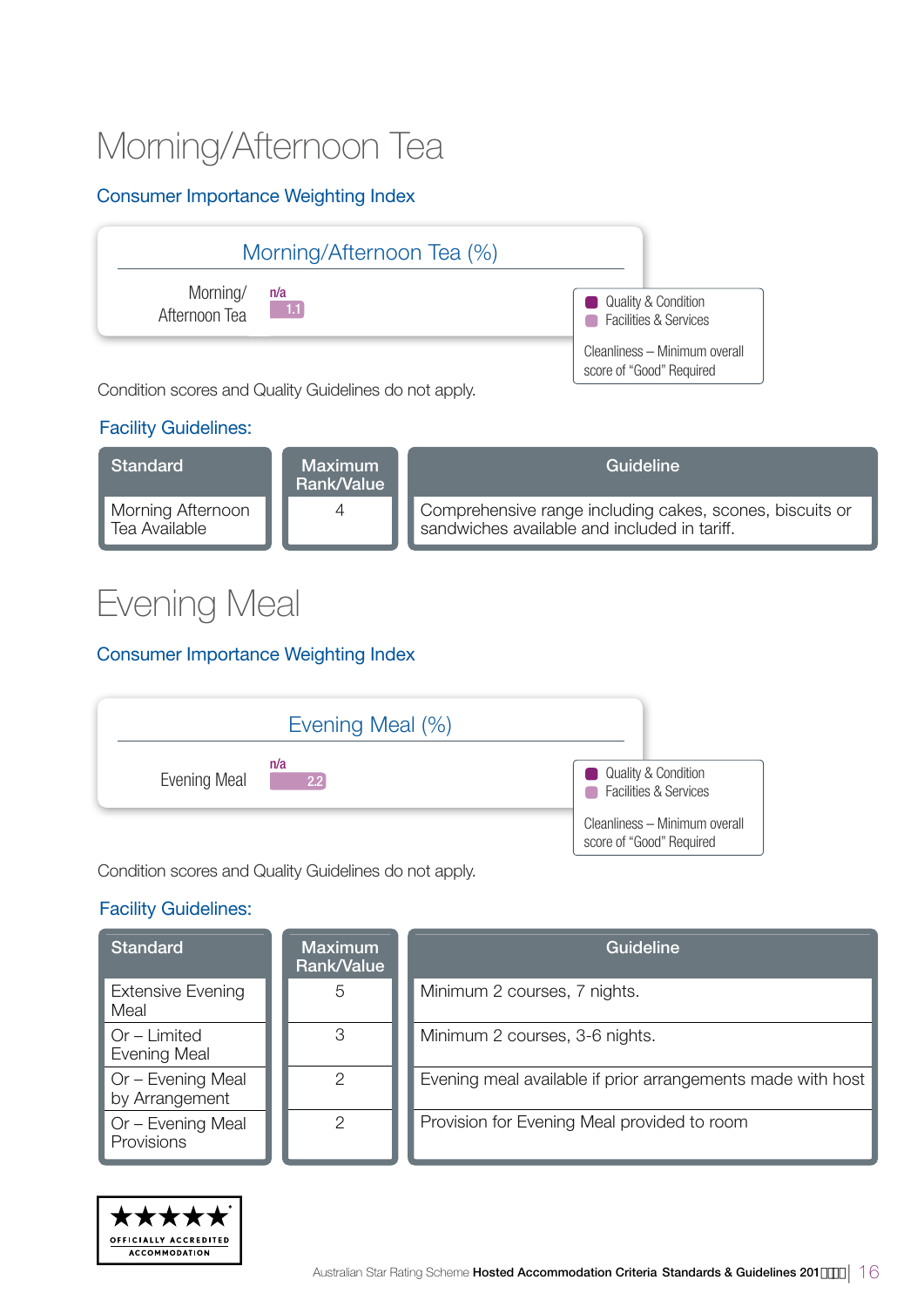# Morning/Afternoon Tea

## Consumer Importance Weighting Index

**Morning/Afternoon Tea (%)**

| | Quality & Condition | Facilities & Services |
|---|---|---|
| Morning/ Afternoon Tea | n/a | 1.1 |

Cleanliness – Minimum overall score of "Good" Required

Condition scores and Quality Guidelines do not apply.

### Facility Guidelines:

| Standard | Maximum Rank/Value | Guideline |
|---|---|---|
| Morning Afternoon Tea Available | 4 | Comprehensive range including cakes, scones, biscuits or sandwiches available and included in tariff. |

# Evening Meal

## Consumer Importance Weighting Index

**Evening Meal (%)**

| | Quality & Condition | Facilities & Services |
|---|---|---|
| Evening Meal | n/a | 2.2 |

Cleanliness – Minimum overall score of "Good" Required

Condition scores and Quality Guidelines do not apply.

### Facility Guidelines:

| Standard | Maximum Rank/Value | Guideline |
|---|---|---|
| Extensive Evening Meal | 5 | Minimum 2 courses, 7 nights. |
| Or – Limited Evening Meal | 3 | Minimum 2 courses, 3-6 nights. |
| Or – Evening Meal by Arrangement | 2 | Evening meal available if prior arrangements made with host |
| Or – Evening Meal Provisions | 2 | Provision for Evening Meal provided to room |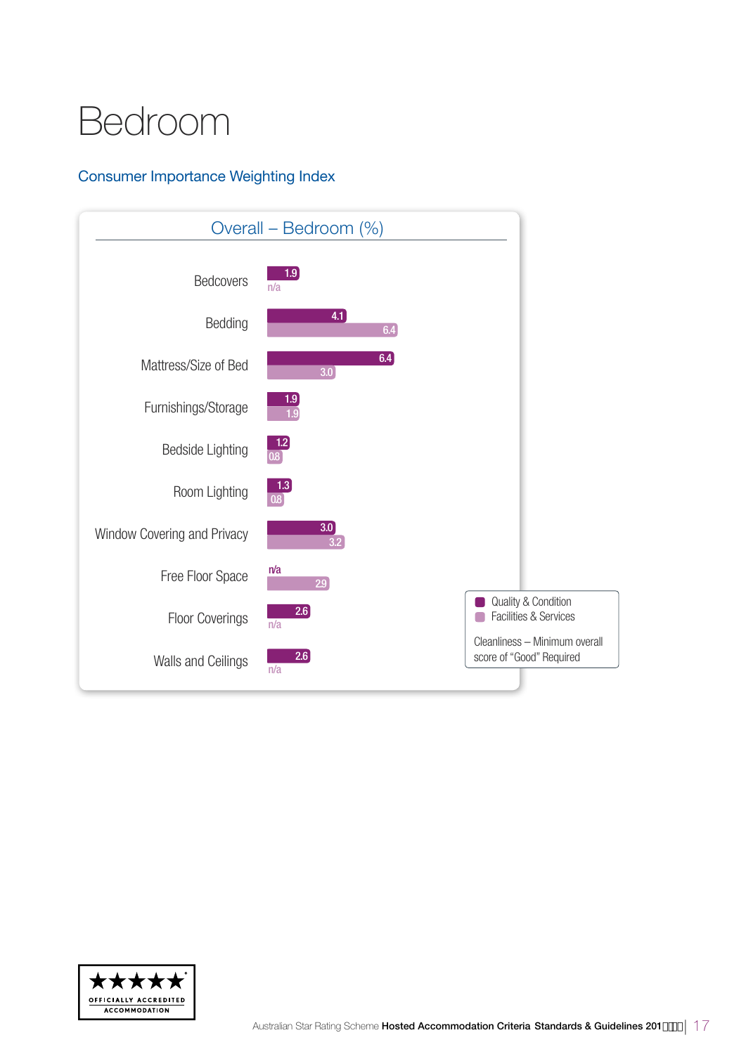# Bedroom

## Consumer Importance Weighting Index

### Overall – Bedroom (%)

| | Quality & Condition | Facilities & Services |
|---|---|---|
| Bedcovers | 1.9 | n/a |
| Bedding | 4.1 | 6.4 |
| Mattress/Size of Bed | 6.4 | 3.0 |
| Furnishings/Storage | 1.9 | 1.9 |
| Bedside Lighting | 1.2 | 0.8 |
| Room Lighting | 1.3 | 0.8 |
| Window Covering and Privacy | 3.0 | 3.2 |
| Free Floor Space | n/a | 2.9 |
| Floor Coverings | 2.6 | n/a |
| Walls and Ceilings | 2.6 | n/a |

Cleanliness – Minimum overall score of "Good" Required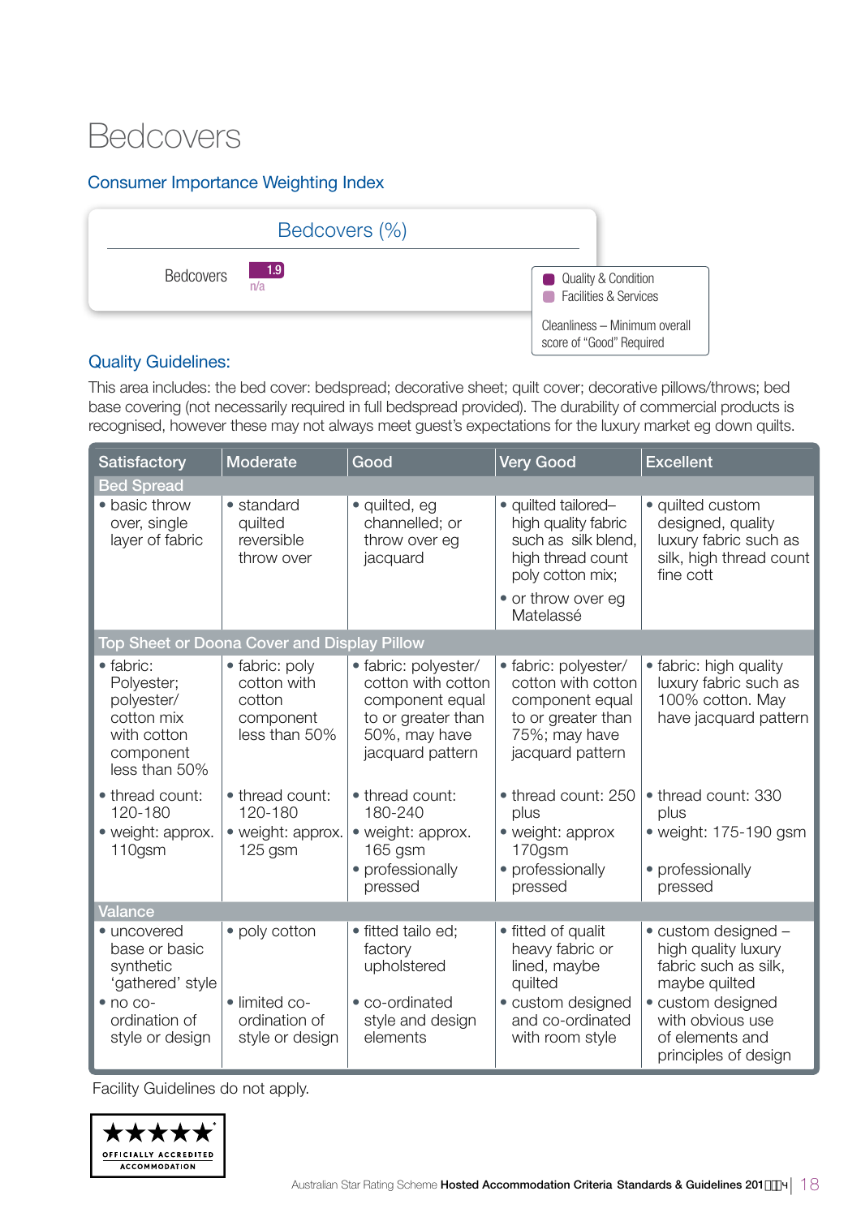# Bedcovers

## Consumer Importance Weighting Index

| Bedcovers (%) | |
|---|---|
| Bedcovers | 1.9 / n/a |

- Quality & Condition
- Facilities & Services

Cleanliness – Minimum overall score of "Good" Required

## Quality Guidelines:

This area includes: the bed cover: bedspread; decorative sheet; quilt cover; decorative pillows/throws; bed base covering (not necessarily required in full bedspread provided). The durability of commercial products is recognised, however these may not always meet guest's expectations for the luxury market eg down quilts.

| Satisfactory | Moderate | Good | Very Good | Excellent |
|---|---|---|---|---|
| **Bed Spread** | | | | |
| • basic throw over, single layer of fabric | • standard quilted reversible throw over | • quilted, eg channelled; or throw over eg jacquard | • quilted tailored– high quality fabric such as silk blend, high thread count poly cotton mix; <br> • or throw over eg Matelassé | • quilted custom designed, quality luxury fabric such as silk, high thread count fine cott |
| **Top Sheet or Doona Cover and Display Pillow** | | | | |
| • fabric: Polyester; polyester/ cotton mix with cotton component less than 50% <br> • thread count: 120-180 <br> • weight: approx. 110gsm | • fabric: poly cotton with cotton component less than 50% <br> • thread count: 120-180 <br> • weight: approx. 125 gsm | • fabric: polyester/ cotton with cotton component equal to or greater than 50%, may have jacquard pattern <br> • thread count: 180-240 <br> • weight: approx. 165 gsm <br> • professionally pressed | • fabric: polyester/ cotton with cotton component equal to or greater than 75%; may have jacquard pattern <br> • thread count: 250 plus <br> • weight: approx 170gsm <br> • professionally pressed | • fabric: high quality luxury fabric such as 100% cotton. May have jacquard pattern <br> • thread count: 330 plus <br> • weight: 175-190 gsm <br> • professionally pressed |
| **Valance** | | | | |
| • uncovered base or basic synthetic 'gathered' style <br> • no co-ordination of style or design | • poly cotton <br> • limited co-ordination of style or design | • fitted tailo ed; factory upholstered <br> • co-ordinated style and design elements | • fitted of qualit heavy fabric or lined, maybe quilted <br> • custom designed and co-ordinated with room style | • custom designed – high quality luxury fabric such as silk, maybe quilted <br> • custom designed with obvious use of elements and principles of design |

Facility Guidelines do not apply.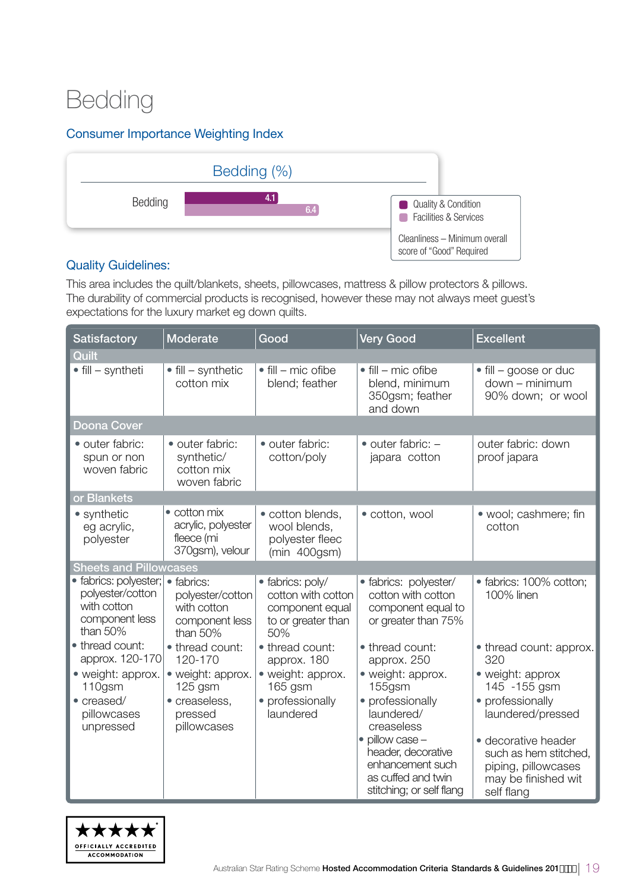# Bedding

## Consumer Importance Weighting Index

| Bedding (%) | Quality & Condition | Facilities & Services |
|---|---|---|
| Bedding | 4.1 | 6.4 |

Cleanliness – Minimum overall score of "Good" Required

## Quality Guidelines:

This area includes the quilt/blankets, sheets, pillowcases, mattress & pillow protectors & pillows. The durability of commercial products is recognised, however these may not always meet guest's expectations for the luxury market eg down quilts.

| Satisfactory | Moderate | Good | Very Good | Excellent |
|---|---|---|---|---|
| **Quilt** | | | | |
| • fill – syntheti | • fill – synthetic cotton mix | • fill – mic ofibe blend; feather | • fill – mic ofibe blend, minimum 350gsm; feather and down | • fill – goose or duc down – minimum 90% down; or wool |
| **Doona Cover** | | | | |
| • outer fabric: spun or non woven fabric | • outer fabric: synthetic/ cotton mix woven fabric | • outer fabric: cotton/poly | • outer fabric: – japara cotton | outer fabric: down proof japara |
| **or Blankets** | | | | |
| • synthetic eg acrylic, polyester | • cotton mix acrylic, polyester fleece (mi 370gsm), velour | • cotton blends, wool blends, polyester fleec (min 400gsm) | • cotton, wool | • wool; cashmere; fin cotton |
| **Sheets and Pillowcases** | | | | |
| • fabrics: polyester; polyester/cotton with cotton component less than 50%<br>• thread count: approx. 120-170<br>• weight: approx. 110gsm<br>• creased/ pillowcases unpressed | • fabrics: polyester/cotton with cotton component less than 50%<br>• thread count: 120-170<br>• weight: approx. 125 gsm<br>• creaseless, pressed pillowcases | • fabrics: poly/ cotton with cotton component equal to or greater than 50%<br>• thread count: approx. 180<br>• weight: approx. 165 gsm<br>• professionally laundered | • fabrics: polyester/ cotton with cotton component equal to or greater than 75%<br>• thread count: approx. 250<br>• weight: approx. 155gsm<br>• professionally laundered/ creaseless<br>• pillow case – header, decorative enhancement such as cuffed and twin stitching; or self flang | • fabrics: 100% cotton; 100% linen<br>• thread count: approx. 320<br>• weight: approx 145 -155 gsm<br>• professionally laundered/pressed<br>• decorative header such as hem stitched, piping, pillowcases may be finished wit self flang |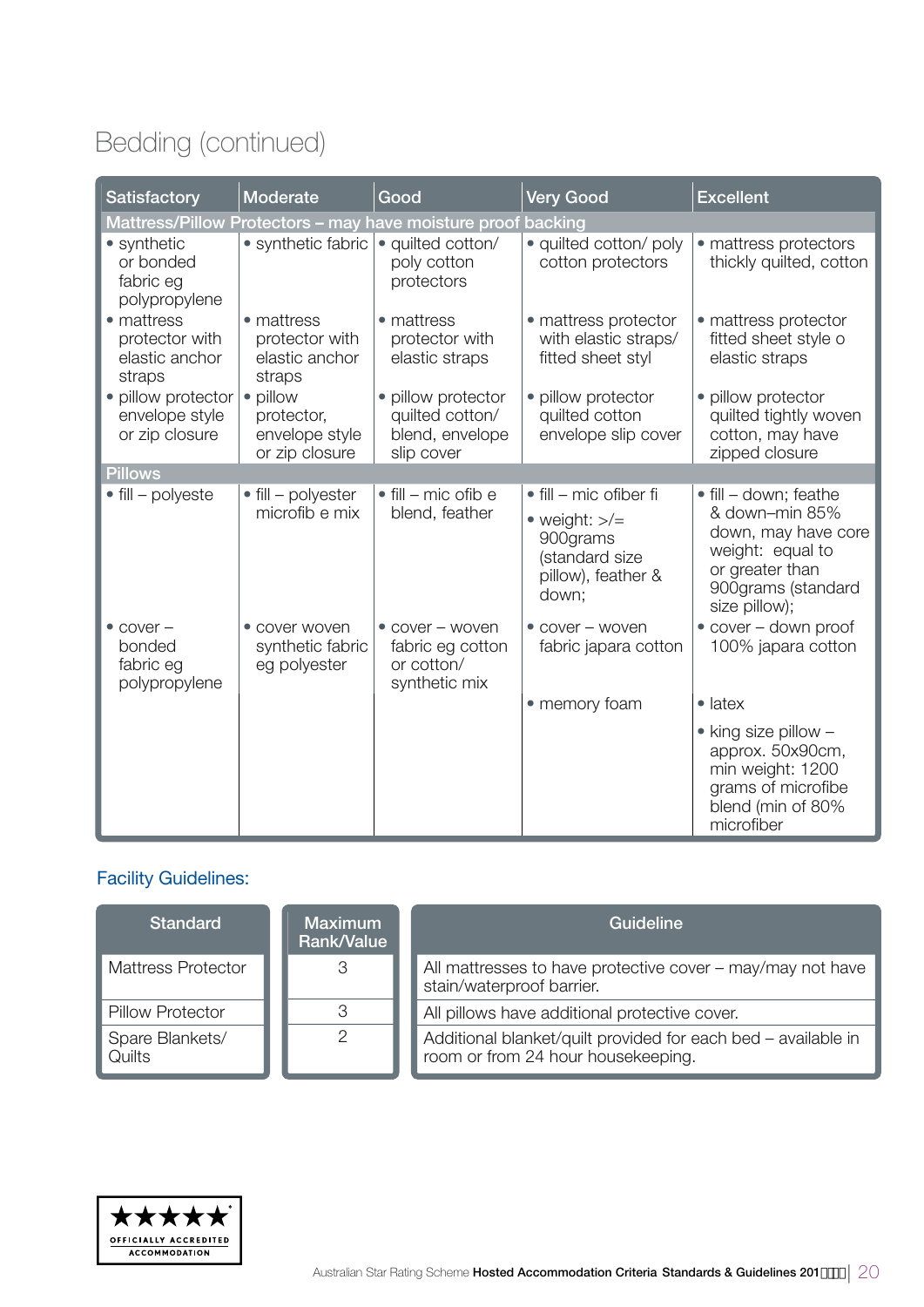# Bedding (continued)

| Satisfactory | Moderate | Good | Very Good | Excellent |
|---|---|---|---|---|
| **Mattress/Pillow Protectors – may have moisture proof backing** | | | | |
| • synthetic or bonded fabric eg polypropylene | • synthetic fabric | • quilted cotton/ poly cotton protectors | • quilted cotton/ poly cotton protectors | • mattress protectors thickly quilted, cotton |
| • mattress protector with elastic anchor straps | • mattress protector with elastic anchor straps | • mattress protector with elastic straps | • mattress protector with elastic straps/ fitted sheet styl | • mattress protector fitted sheet style o elastic straps |
| • pillow protector envelope style or zip closure | • pillow protector, envelope style or zip closure | • pillow protector quilted cotton/ blend, envelope slip cover | • pillow protector quilted cotton envelope slip cover | • pillow protector quilted tightly woven cotton, may have zipped closure |
| **Pillows** | | | | |
| • fill – polyeste | • fill – polyester microfib e mix | • fill – mic ofib e blend, feather | • fill – mic ofiber fi<br>• weight: >/= 900grams (standard size pillow), feather & down; | • fill – down; feathe & down–min 85% down, may have core weight: equal to or greater than 900grams (standard size pillow); |
| • cover – bonded fabric eg polypropylene | • cover woven synthetic fabric eg polyester | • cover – woven fabric eg cotton or cotton/ synthetic mix | • cover – woven fabric japara cotton | • cover – down proof 100% japara cotton |
| | | | • memory foam | • latex |
| | | | | • king size pillow – approx. 50x90cm, min weight: 1200 grams of microfibe blend (min of 80% microfiber |

## Facility Guidelines:

| Standard | Maximum Rank/Value | Guideline |
|---|---|---|
| Mattress Protector | 3 | All mattresses to have protective cover – may/may not have stain/waterproof barrier. |
| Pillow Protector | 3 | All pillows have additional protective cover. |
| Spare Blankets/ Quilts | 2 | Additional blanket/quilt provided for each bed – available in room or from 24 hour housekeeping. |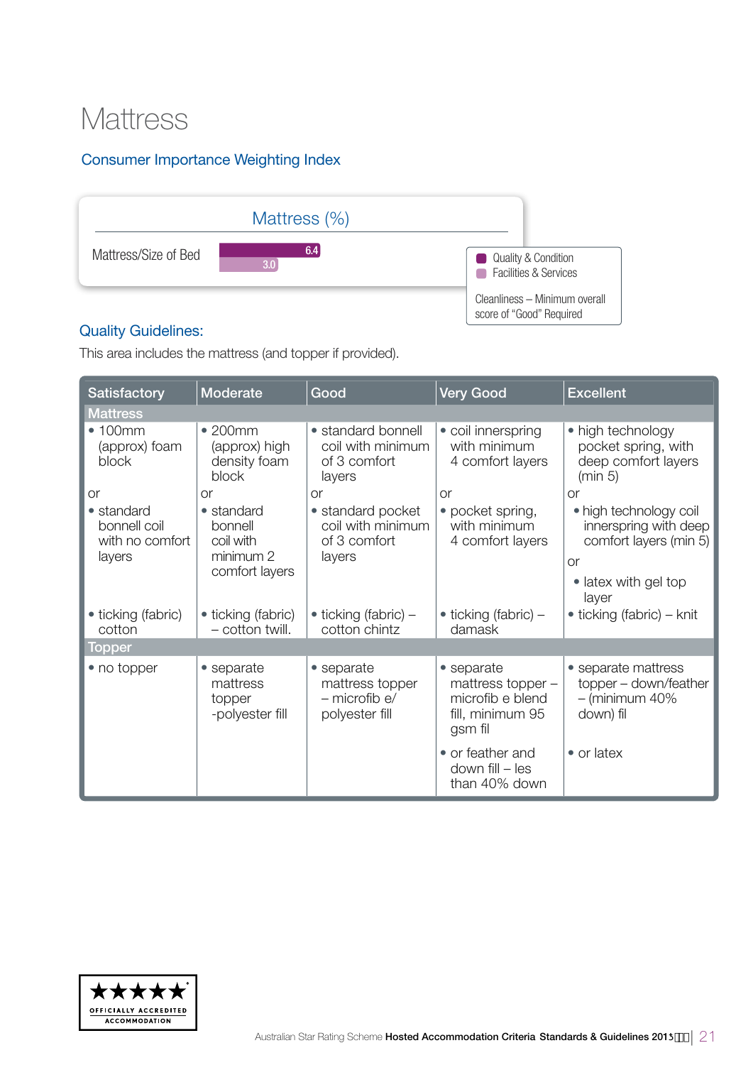# Mattress

## Consumer Importance Weighting Index

| Mattress (%) | Quality & Condition | Facilities & Services |
|---|---|---|
| Mattress/Size of Bed | 6.4 | 3.0 |

Cleanliness – Minimum overall score of "Good" Required

## Quality Guidelines:

This area includes the mattress (and topper if provided).

| Satisfactory | Moderate | Good | Very Good | Excellent |
|---|---|---|---|---|
| **Mattress** | | | | |
| • 100mm (approx) foam block<br>or<br>• standard bonnell coil with no comfort layers<br>• ticking (fabric) cotton | • 200mm (approx) high density foam block<br>or<br>• standard bonnell coil with minimum 2 comfort layers<br>• ticking (fabric) – cotton twill. | • standard bonnell coil with minimum of 3 comfort layers<br>or<br>• standard pocket coil with minimum of 3 comfort layers<br>• ticking (fabric) – cotton chintz | • coil innerspring with minimum 4 comfort layers<br>or<br>• pocket spring, with minimum 4 comfort layers<br>• ticking (fabric) – damask | • high technology pocket spring, with deep comfort layers (min 5)<br>or<br>• high technology coil innerspring with deep comfort layers (min 5)<br>or<br>• latex with gel top layer<br>• ticking (fabric) – knit |
| **Topper** | | | | |
| • no topper | • separate mattress topper -polyester fill | • separate mattress topper – microfib e/ polyester fill | • separate mattress topper – microfib e blend fill, minimum 95 gsm fil<br>• or feather and down fill – les than 40% down | • separate mattress topper – down/feather – (minimum 40% down) fil<br>• or latex |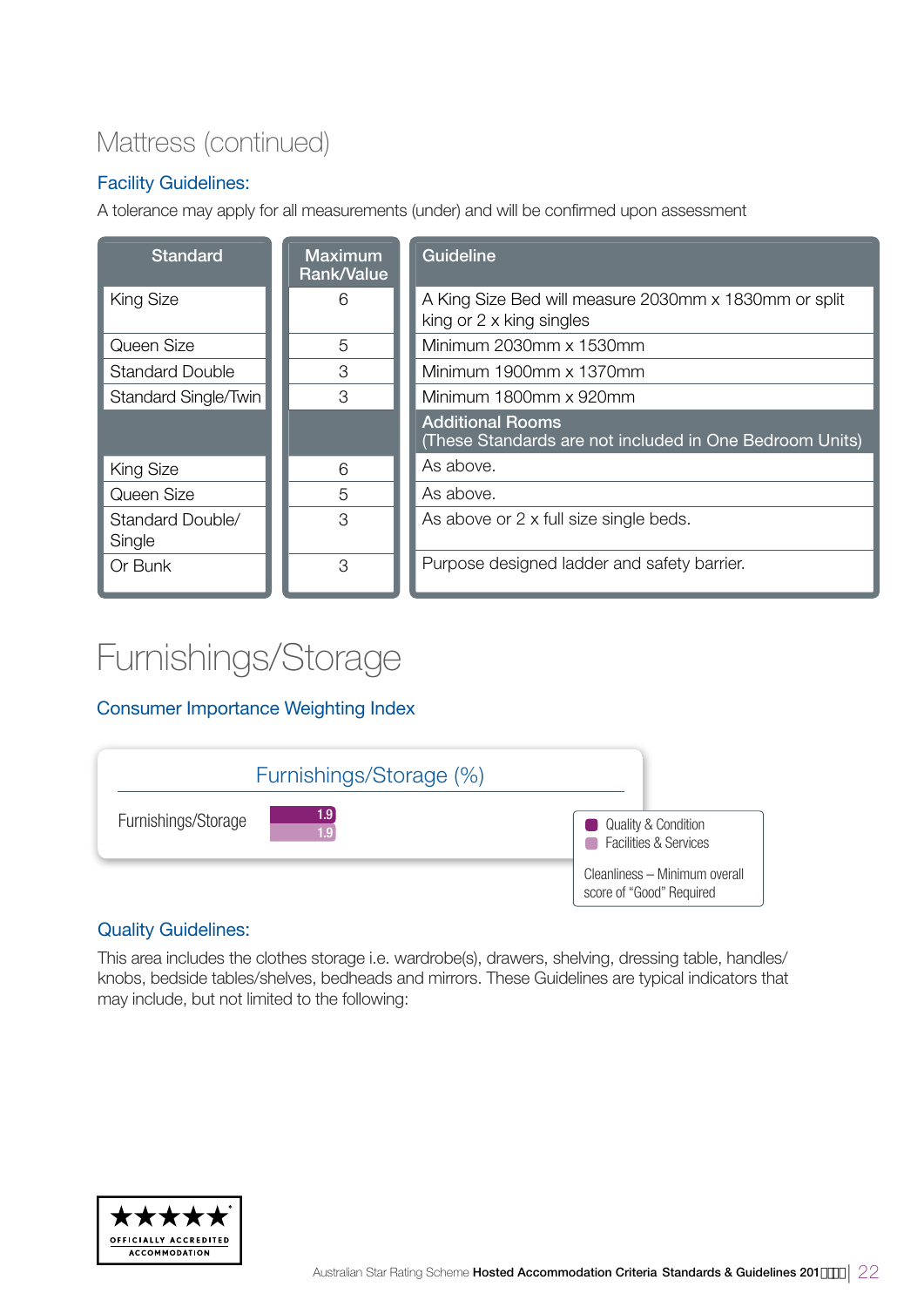## Mattress (continued)

### Facility Guidelines:

A tolerance may apply for all measurements (under) and will be confirmed upon assessment

| Standard | Maximum Rank/Value | Guideline |
|---|---|---|
| King Size | 6 | A King Size Bed will measure 2030mm x 1830mm or split king or 2 x king singles |
| Queen Size | 5 | Minimum 2030mm x 1530mm |
| Standard Double | 3 | Minimum 1900mm x 1370mm |
| Standard Single/Twin | 3 | Minimum 1800mm x 920mm |
| | | **Additional Rooms** (These Standards are not included in One Bedroom Units) |
| King Size | 6 | As above. |
| Queen Size | 5 | As above. |
| Standard Double/ Single | 3 | As above or 2 x full size single beds. |
| Or Bunk | 3 | Purpose designed ladder and safety barrier. |

# Furnishings/Storage

### Consumer Importance Weighting Index

**Furnishings/Storage (%)**

| | Quality & Condition | Facilities & Services |
|---|---|---|
| Furnishings/Storage | 1.9 | 1.9 |

Cleanliness – Minimum overall score of "Good" Required

### Quality Guidelines:

This area includes the clothes storage i.e. wardrobe(s), drawers, shelving, dressing table, handles/ knobs, bedside tables/shelves, bedheads and mirrors. These Guidelines are typical indicators that may include, but not limited to the following: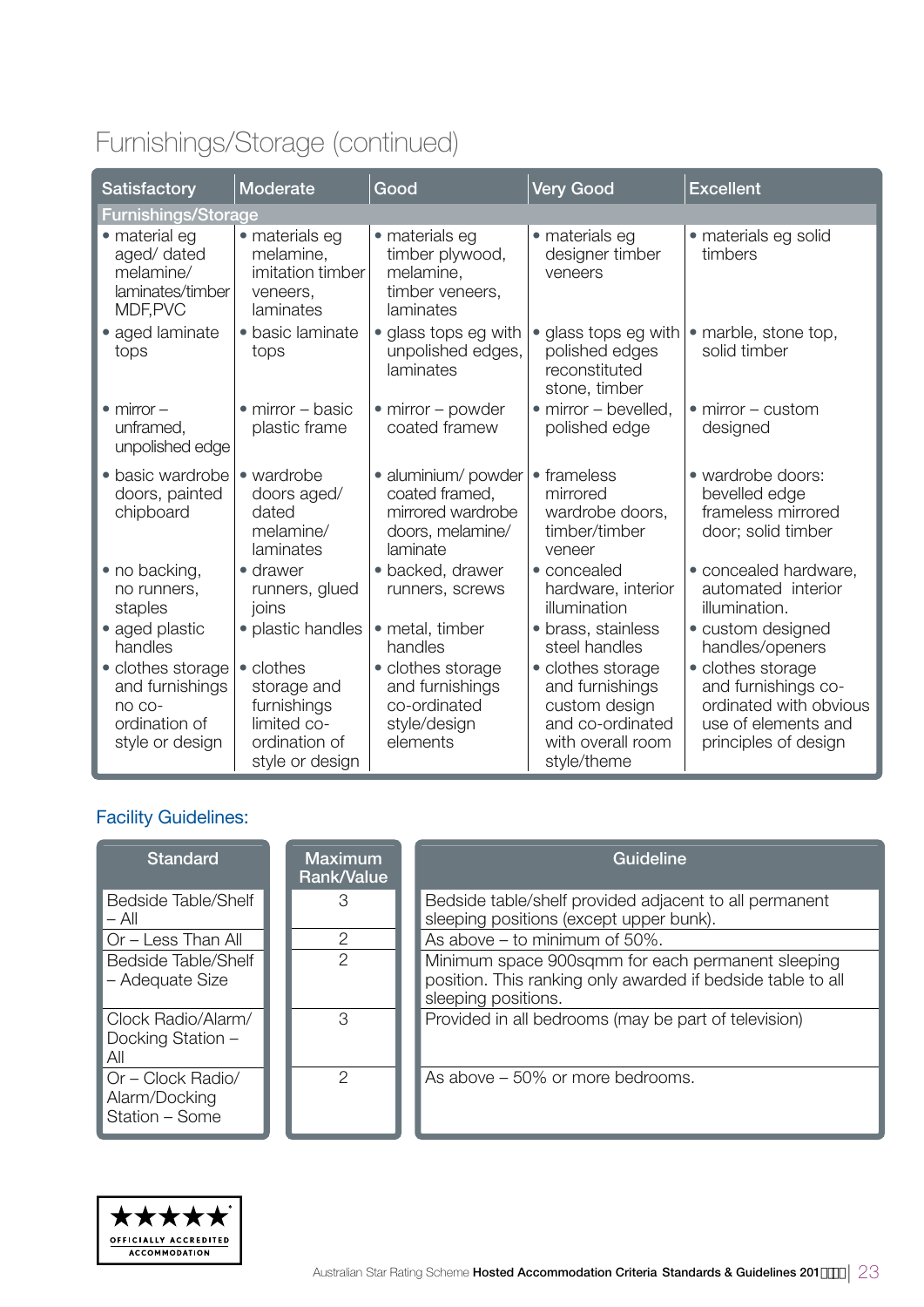# Furnishings/Storage (continued)

| Satisfactory | Moderate | Good | Very Good | Excellent |
|---|---|---|---|---|
| **Furnishings/Storage** | | | | |
| • material eg aged/ dated melamine/ laminates/timber MDF,PVC | • materials eg melamine, imitation timber veneers, laminates | • materials eg timber plywood, melamine, timber veneers, laminates | • materials eg designer timber veneers | • materials eg solid timbers |
| • aged laminate tops | • basic laminate tops | • glass tops eg with unpolished edges, laminates | • glass tops eg with polished edges reconstituted stone, timber | • marble, stone top, solid timber |
| • mirror – unframed, unpolished edge | • mirror – basic plastic frame | • mirror – powder coated framew | • mirror – bevelled, polished edge | • mirror – custom designed |
| • basic wardrobe doors, painted chipboard | • wardrobe doors aged/ dated melamine/ laminates | • aluminium/ powder coated framed, mirrored wardrobe doors, melamine/ laminate | • frameless mirrored wardrobe doors, timber/timber veneer | • wardrobe doors: bevelled edge frameless mirrored door; solid timber |
| • no backing, no runners, staples | • drawer runners, glued joins | • backed, drawer runners, screws | • concealed hardware, interior illumination | • concealed hardware, automated interior illumination. |
| • aged plastic handles | • plastic handles | • metal, timber handles | • brass, stainless steel handles | • custom designed handles/openers |
| • clothes storage and furnishings no co-ordination of style or design | • clothes storage and furnishings limited co-ordination of style or design | • clothes storage and furnishings co-ordinated style/design elements | • clothes storage and furnishings custom design and co-ordinated with overall room style/theme | • clothes storage and furnishings co-ordinated with obvious use of elements and principles of design |

## Facility Guidelines:

| Standard | Maximum Rank/Value | Guideline |
|---|---|---|
| Bedside Table/Shelf – All | 3 | Bedside table/shelf provided adjacent to all permanent sleeping positions (except upper bunk). |
| Or – Less Than All | 2 | As above – to minimum of 50%. |
| Bedside Table/Shelf – Adequate Size | 2 | Minimum space 900sqmm for each permanent sleeping position. This ranking only awarded if bedside table to all sleeping positions. |
| Clock Radio/Alarm/ Docking Station – All | 3 | Provided in all bedrooms (may be part of television) |
| Or – Clock Radio/ Alarm/Docking Station – Some | 2 | As above – 50% or more bedrooms. |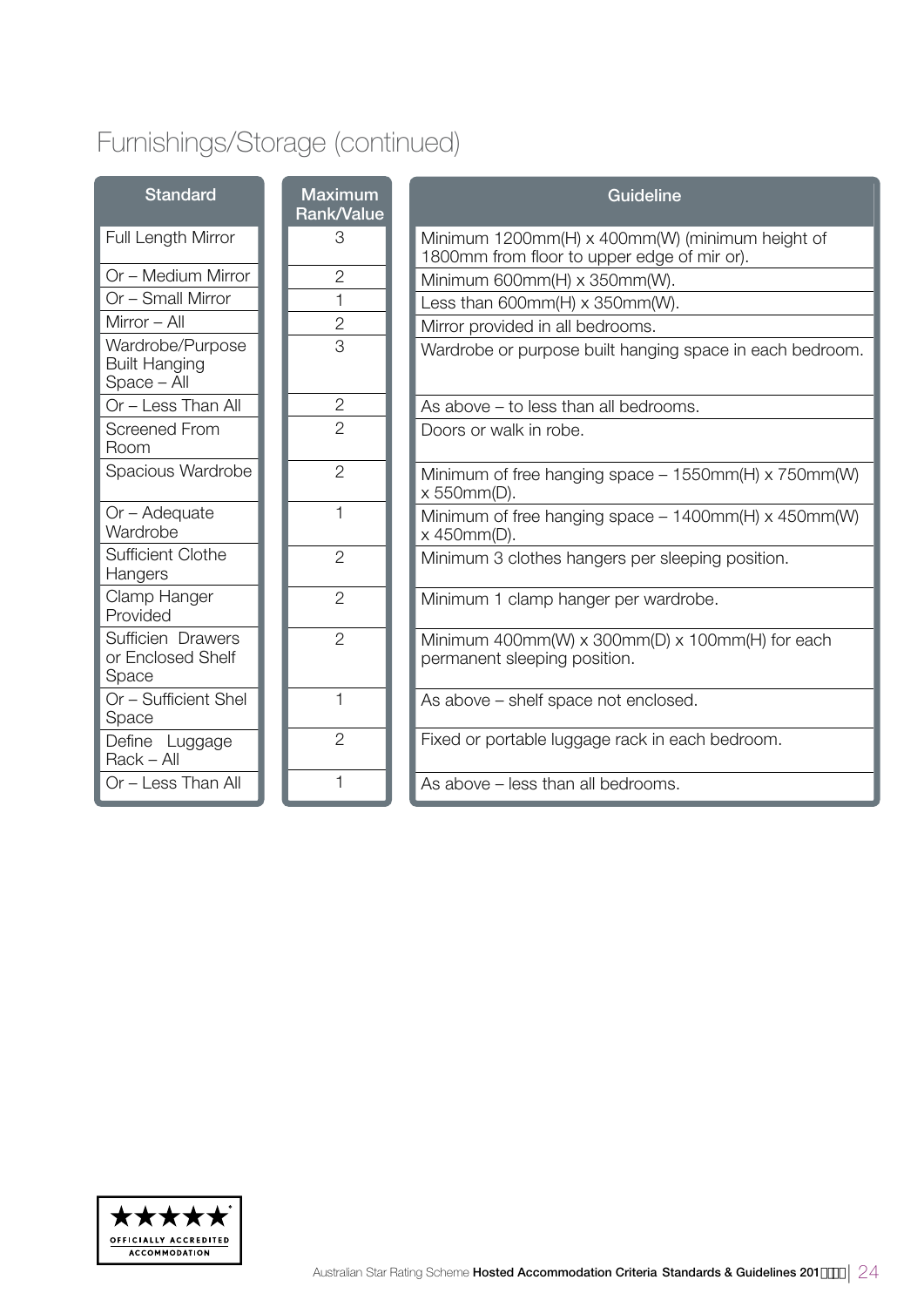# Furnishings/Storage (continued)

| Standard | Maximum Rank/Value | Guideline |
|---|---|---|
| Full Length Mirror | 3 | Minimum 1200mm(H) x 400mm(W) (minimum height of 1800mm from floor to upper edge of mir or). |
| Or – Medium Mirror | 2 | Minimum 600mm(H) x 350mm(W). |
| Or – Small Mirror | 1 | Less than 600mm(H) x 350mm(W). |
| Mirror – All | 2 | Mirror provided in all bedrooms. |
| Wardrobe/Purpose Built Hanging Space – All | 3 | Wardrobe or purpose built hanging space in each bedroom. |
| Or – Less Than All | 2 | As above – to less than all bedrooms. |
| Screened From Room | 2 | Doors or walk in robe. |
| Spacious Wardrobe | 2 | Minimum of free hanging space – 1550mm(H) x 750mm(W) x 550mm(D). |
| Or – Adequate Wardrobe | 1 | Minimum of free hanging space – 1400mm(H) x 450mm(W) x 450mm(D). |
| Sufficient Clothe Hangers | 2 | Minimum 3 clothes hangers per sleeping position. |
| Clamp Hanger Provided | 2 | Minimum 1 clamp hanger per wardrobe. |
| Sufficien Drawers or Enclosed Shelf Space | 2 | Minimum 400mm(W) x 300mm(D) x 100mm(H) for each permanent sleeping position. |
| Or – Sufficient Shel Space | 1 | As above – shelf space not enclosed. |
| Define Luggage Rack – All | 2 | Fixed or portable luggage rack in each bedroom. |
| Or – Less Than All | 1 | As above – less than all bedrooms. |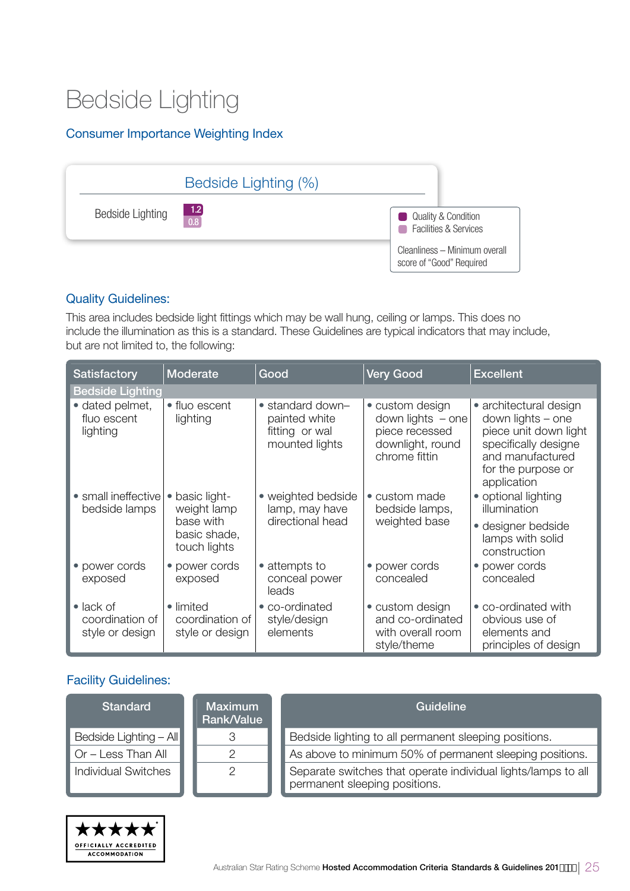# Bedside Lighting

## Consumer Importance Weighting Index

| Bedside Lighting (%) | |
|---|---|
| Bedside Lighting | 1.2 / 0.8 |

- Quality & Condition
- Facilities & Services

Cleanliness – Minimum overall score of "Good" Required

## Quality Guidelines:

This area includes bedside light fittings which may be wall hung, ceiling or lamps. This does no include the illumination as this is a standard. These Guidelines are typical indicators that may include, but are not limited to, the following:

| Satisfactory | Moderate | Good | Very Good | Excellent |
|---|---|---|---|---|
| **Bedside Lighting** | | | | |
| • dated pelmet, fluo escent lighting | • fluo escent lighting | • standard down–painted white fitting or wal mounted lights | • custom design down lights – one piece recessed downlight, round chrome fittin | • architectural design down lights – one piece unit down light specifically designe and manufactured for the purpose or application |
| • small ineffective bedside lamps | • basic light-weight lamp base with basic shade, touch lights | • weighted bedside lamp, may have directional head | • custom made bedside lamps, weighted base | • optional lighting illumination<br>• designer bedside lamps with solid construction |
| • power cords exposed | • power cords exposed | • attempts to conceal power leads | • power cords concealed | • power cords concealed |
| • lack of coordination of style or design | • limited coordination of style or design | • co-ordinated style/design elements | • custom design and co-ordinated with overall room style/theme | • co-ordinated with obvious use of elements and principles of design |

## Facility Guidelines:

| Standard | Maximum Rank/Value | Guideline |
|---|---|---|
| Bedside Lighting – All | 3 | Bedside lighting to all permanent sleeping positions. |
| Or – Less Than All | 2 | As above to minimum 50% of permanent sleeping positions. |
| Individual Switches | 2 | Separate switches that operate individual lights/lamps to all permanent sleeping positions. |

★★★★★ OFFICIALLY ACCREDITED ACCOMMODATION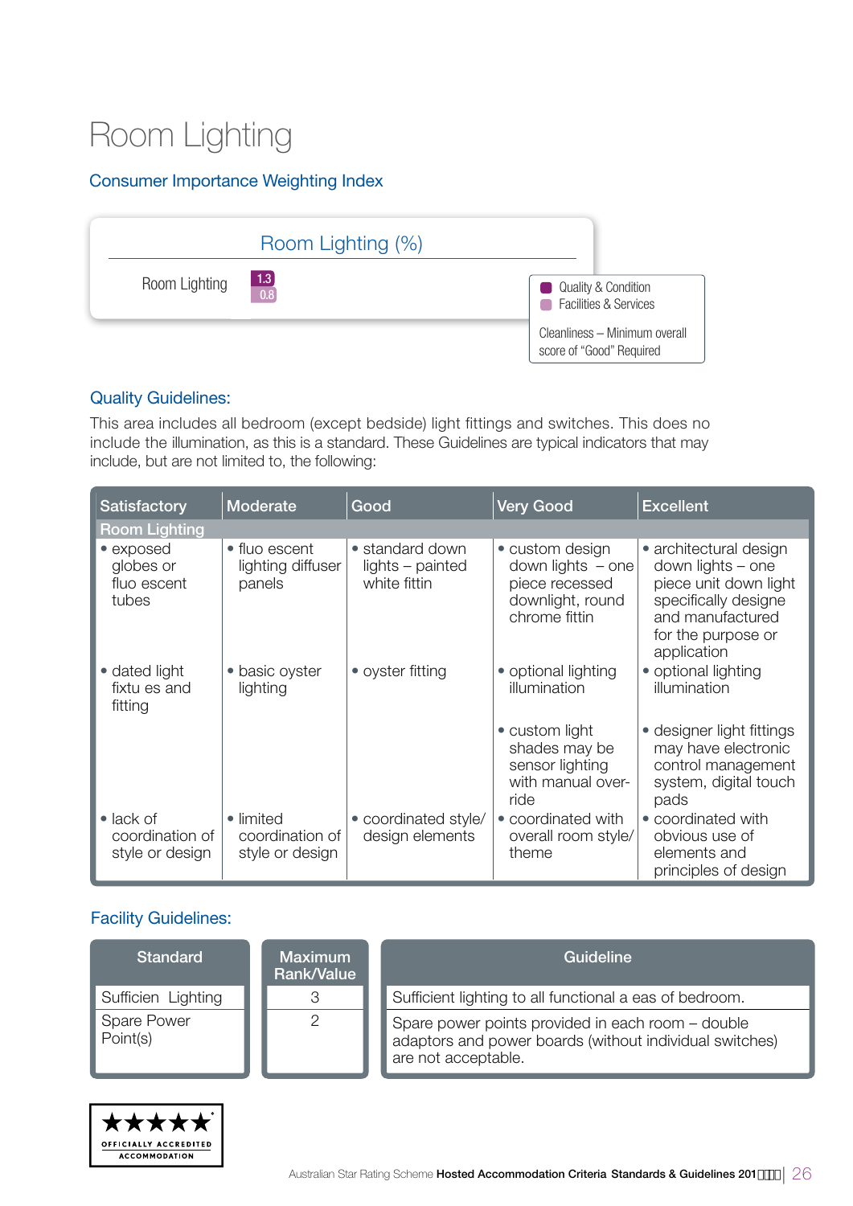# Room Lighting

## Consumer Importance Weighting Index

| Room Lighting (%) | Quality & Condition | Facilities & Services |
|---|---|---|
| Room Lighting | 1.3 | 0.8 |

Cleanliness – Minimum overall score of "Good" Required

## Quality Guidelines:

This area includes all bedroom (except bedside) light fittings and switches. This does no include the illumination, as this is a standard. These Guidelines are typical indicators that may include, but are not limited to, the following:

| Satisfactory | Moderate | Good | Very Good | Excellent |
|---|---|---|---|---|
| **Room Lighting** | | | | |
| • exposed globes or fluo escent tubes | • fluo escent lighting diffuser panels | • standard down lights – painted white fittin | • custom design down lights – one piece recessed downlight, round chrome fittin | • architectural design down lights – one piece unit down light specifically designe and manufactured for the purpose or application |
| • dated light fixtu es and fitting | • basic oyster lighting | • oyster fitting | • optional lighting illumination | • optional lighting illumination |
| | | | • custom light shades may be sensor lighting with manual over-ride | • designer light fittings may have electronic control management system, digital touch pads |
| • lack of coordination of style or design | • limited coordination of style or design | • coordinated style/ design elements | • coordinated with overall room style/ theme | • coordinated with obvious use of elements and principles of design |

## Facility Guidelines:

| Standard | Maximum Rank/Value | Guideline |
|---|---|---|
| Sufficien Lighting | 3 | Sufficient lighting to all functional a eas of bedroom. |
| Spare Power Point(s) | 2 | Spare power points provided in each room – double adaptors and power boards (without individual switches) are not acceptable. |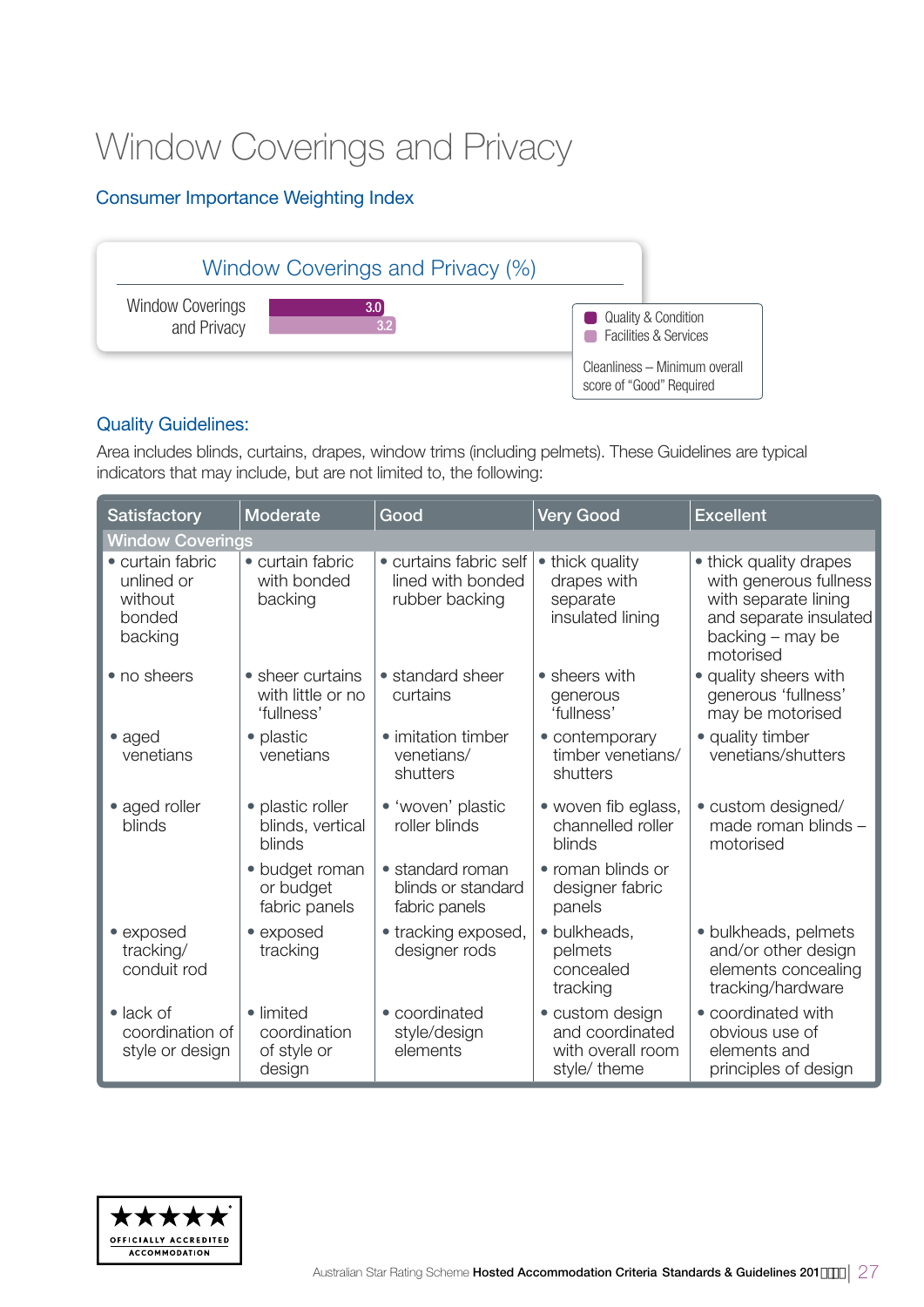# Window Coverings and Privacy

## Consumer Importance Weighting Index

| Window Coverings and Privacy (%) | |
|---|---|
| Window Coverings and Privacy | 3.0 |
| | 3.2 |

- Quality & Condition
- Facilities & Services

Cleanliness – Minimum overall score of "Good" Required

## Quality Guidelines:

Area includes blinds, curtains, drapes, window trims (including pelmets). These Guidelines are typical indicators that may include, but are not limited to, the following:

| Satisfactory | Moderate | Good | Very Good | Excellent |
|---|---|---|---|---|
| **Window Coverings** | | | | |
| • curtain fabric unlined or without bonded backing | • curtain fabric with bonded backing | • curtains fabric self lined with bonded rubber backing | • thick quality drapes with separate insulated lining | • thick quality drapes with generous fullness with separate lining and separate insulated backing – may be motorised |
| • no sheers | • sheer curtains with little or no 'fullness' | • standard sheer curtains | • sheers with generous 'fullness' | • quality sheers with generous 'fullness' may be motorised |
| • aged venetians | • plastic venetians | • imitation timber venetians/ shutters | • contemporary timber venetians/ shutters | • quality timber venetians/shutters |
| • aged roller blinds | • plastic roller blinds, vertical blinds | • 'woven' plastic roller blinds | • woven fib eglass, channelled roller blinds | • custom designed/ made roman blinds – motorised |
| | • budget roman or budget fabric panels | • standard roman blinds or standard fabric panels | • roman blinds or designer fabric panels | |
| • exposed tracking/ conduit rod | • exposed tracking | • tracking exposed, designer rods | • bulkheads, pelmets concealed tracking | • bulkheads, pelmets and/or other design elements concealing tracking/hardware |
| • lack of coordination of style or design | • limited coordination of style or design | • coordinated style/design elements | • custom design and coordinated with overall room style/ theme | • coordinated with obvious use of elements and principles of design |

OFFICIALLY ACCREDITED ACCOMMODATION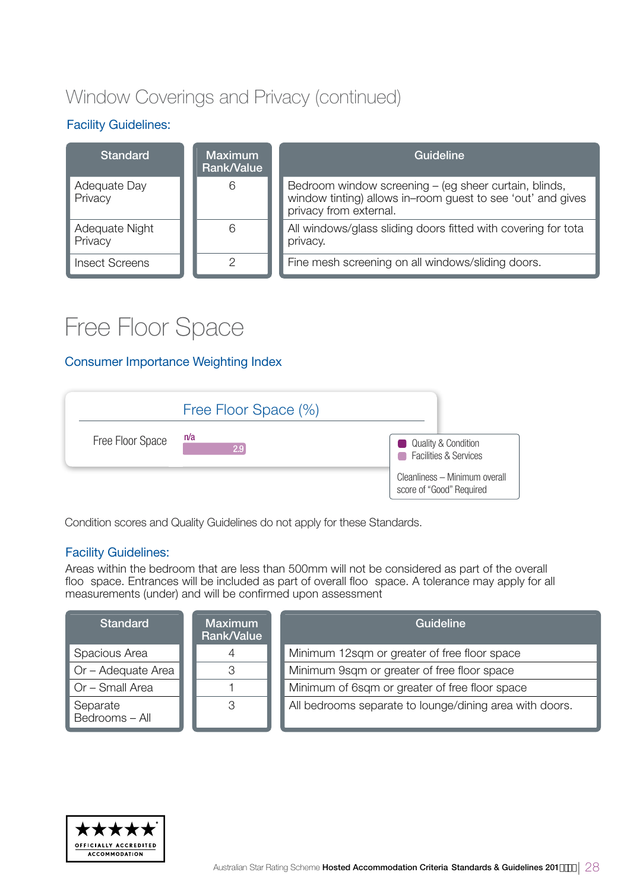# Window Coverings and Privacy (continued)

### Facility Guidelines:

| Standard | Maximum Rank/Value | Guideline |
|---|---|---|
| Adequate Day Privacy | 6 | Bedroom window screening – (eg sheer curtain, blinds, window tinting) allows in–room guest to see 'out' and gives privacy from external. |
| Adequate Night Privacy | 6 | All windows/glass sliding doors fitted with covering for tota privacy. |
| Insect Screens | 2 | Fine mesh screening on all windows/sliding doors. |

# Free Floor Space

### Consumer Importance Weighting Index

**Free Floor Space (%)**

| | Quality & Condition | Facilities & Services |
|---|---|---|
| Free Floor Space | n/a | 2.9 |

Cleanliness – Minimum overall score of "Good" Required

Condition scores and Quality Guidelines do not apply for these Standards.

### Facility Guidelines:

Areas within the bedroom that are less than 500mm will not be considered as part of the overall floo space. Entrances will be included as part of overall floo space. A tolerance may apply for all measurements (under) and will be confirmed upon assessment

| Standard | Maximum Rank/Value | Guideline |
|---|---|---|
| Spacious Area | 4 | Minimum 12sqm or greater of free floor space |
| Or – Adequate Area | 3 | Minimum 9sqm or greater of free floor space |
| Or – Small Area | 1 | Minimum of 6sqm or greater of free floor space |
| Separate Bedrooms – All | 3 | All bedrooms separate to lounge/dining area with doors. |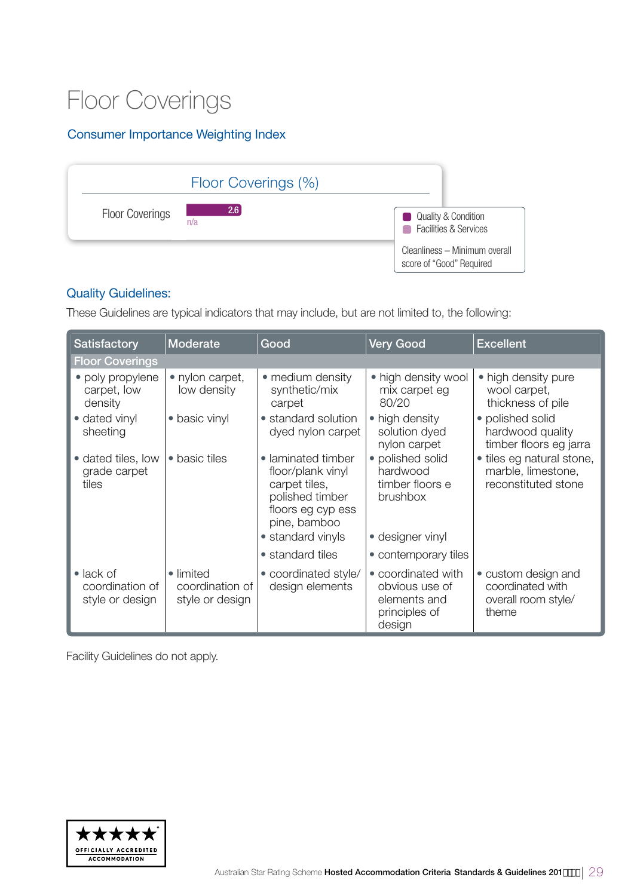# Floor Coverings

## Consumer Importance Weighting Index

| Floor Coverings (%) | |
|---|---|
| Floor Coverings | 2.6 |
| | n/a |

- Quality & Condition
- Facilities & Services

Cleanliness – Minimum overall score of "Good" Required

## Quality Guidelines:

These Guidelines are typical indicators that may include, but are not limited to, the following:

| Satisfactory | Moderate | Good | Very Good | Excellent |
|---|---|---|---|---|
| **Floor Coverings** | | | | |
| • poly propylene carpet, low density | • nylon carpet, low density | • medium density synthetic/mix carpet | • high density wool mix carpet eg 80/20 | • high density pure wool carpet, thickness of pile |
| • dated vinyl sheeting | • basic vinyl | • standard solution dyed nylon carpet | • high density solution dyed nylon carpet | • polished solid hardwood quality timber floors eg jarra |
| • dated tiles, low grade carpet tiles | • basic tiles | • laminated timber floor/plank vinyl carpet tiles, polished timber floors eg cyp ess pine, bamboo | • polished solid hardwood timber floors e brushbox | • tiles eg natural stone, marble, limestone, reconstituted stone |
| | | • standard vinyls | • designer vinyl | |
| | | • standard tiles | • contemporary tiles | |
| • lack of coordination of style or design | • limited coordination of style or design | • coordinated style/ design elements | • coordinated with obvious use of elements and principles of design | • custom design and coordinated with overall room style/ theme |

Facility Guidelines do not apply.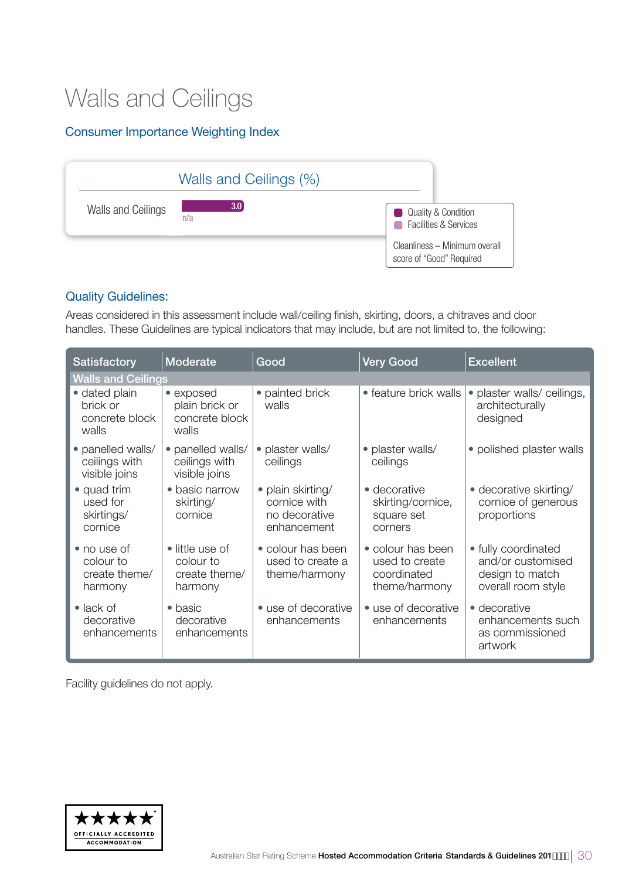# Walls and Ceilings

## Consumer Importance Weighting Index

**Walls and Ceilings (%)**

| | Quality & Condition | Facilities & Services |
|---|---|---|
| Walls and Ceilings | 3.0 | n/a |

Cleanliness – Minimum overall score of "Good" Required

## Quality Guidelines:

Areas considered in this assessment include wall/ceiling finish, skirting, doors, a chitraves and door handles. These Guidelines are typical indicators that may include, but are not limited to, the following:

| Satisfactory | Moderate | Good | Very Good | Excellent |
|---|---|---|---|---|
| **Walls and Ceilings** | | | | |
| • dated plain brick or concrete block walls | • exposed plain brick or concrete block walls | • painted brick walls | • feature brick walls | • plaster walls/ ceilings, architecturally designed |
| • panelled walls/ ceilings with visible joins | • panelled walls/ ceilings with visible joins | • plaster walls/ ceilings | • plaster walls/ ceilings | • polished plaster walls |
| • quad trim used for skirtings/ cornice | • basic narrow skirting/ cornice | • plain skirting/ cornice with no decorative enhancement | • decorative skirting/cornice, square set corners | • decorative skirting/ cornice of generous proportions |
| • no use of colour to create theme/ harmony | • little use of colour to create theme/ harmony | • colour has been used to create a theme/harmony | • colour has been used to create coordinated theme/harmony | • fully coordinated and/or customised design to match overall room style |
| • lack of decorative enhancements | • basic decorative enhancements | • use of decorative enhancements | • use of decorative enhancements | • decorative enhancements such as commissioned artwork |

Facility guidelines do not apply.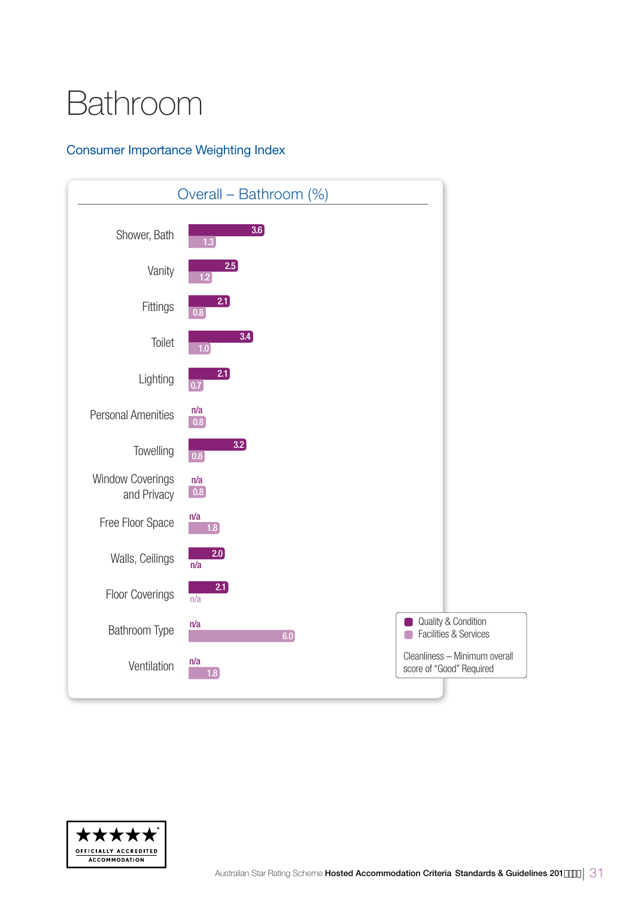# Bathroom

## Consumer Importance Weighting Index

### Overall – Bathroom (%)

| | Quality & Condition | Facilities & Services |
|---|---|---|
| Shower, Bath | 3.6 | 1.3 |
| Vanity | 2.5 | 1.2 |
| Fittings | 2.1 | 0.8 |
| Toilet | 3.4 | 1.0 |
| Lighting | 2.1 | 0.7 |
| Personal Amenities | n/a | 0.8 |
| Towelling | 3.2 | 0.8 |
| Window Coverings and Privacy | n/a | 0.8 |
| Free Floor Space | n/a | 1.8 |
| Walls, Ceilings | 2.0 | n/a |
| Floor Coverings | 2.1 | n/a |
| Bathroom Type | n/a | 6.0 |
| Ventilation | n/a | 1.8 |

Cleanliness – Minimum overall score of "Good" Required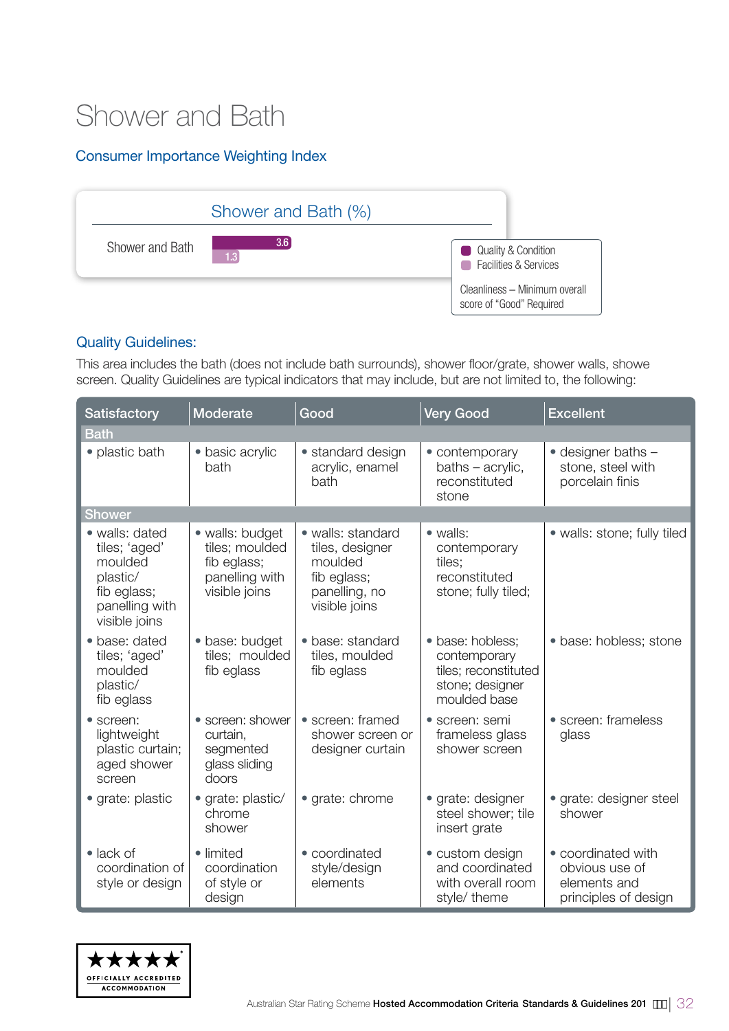# Shower and Bath

## Consumer Importance Weighting Index

| Shower and Bath (%) | Quality & Condition | Facilities & Services |
|---|---|---|
| Shower and Bath | 3.6 | 1.3 |

Cleanliness – Minimum overall score of "Good" Required

## Quality Guidelines:

This area includes the bath (does not include bath surrounds), shower floor/grate, shower walls, showe screen. Quality Guidelines are typical indicators that may include, but are not limited to, the following:

| Satisfactory | Moderate | Good | Very Good | Excellent |
|---|---|---|---|---|
| **Bath** | | | | |
| • plastic bath | • basic acrylic bath | • standard design acrylic, enamel bath | • contemporary baths – acrylic, reconstituted stone | • designer baths – stone, steel with porcelain finis |
| **Shower** | | | | |
| • walls: dated tiles; 'aged' moulded plastic/ fib eglass; panelling with visible joins | • walls: budget tiles; moulded fib eglass; panelling with visible joins | • walls: standard tiles, designer moulded fib eglass; panelling, no visible joins | • walls: contemporary tiles; reconstituted stone; fully tiled; | • walls: stone; fully tiled |
| • base: dated tiles; 'aged' moulded plastic/ fib eglass | • base: budget tiles; moulded fib eglass | • base: standard tiles, moulded fib eglass | • base: hobless; contemporary tiles; reconstituted stone; designer moulded base | • base: hobless; stone |
| • screen: lightweight plastic curtain; aged shower screen | • screen: shower curtain, segmented glass sliding doors | • screen: framed shower screen or designer curtain | • screen: semi frameless glass shower screen | • screen: frameless glass |
| • grate: plastic | • grate: plastic/ chrome shower | • grate: chrome | • grate: designer steel shower; tile insert grate | • grate: designer steel shower |
| • lack of coordination of style or design | • limited coordination of style or design | • coordinated style/design elements | • custom design and coordinated with overall room style/ theme | • coordinated with obvious use of elements and principles of design |

OFFICIALLY ACCREDITED ACCOMMODATION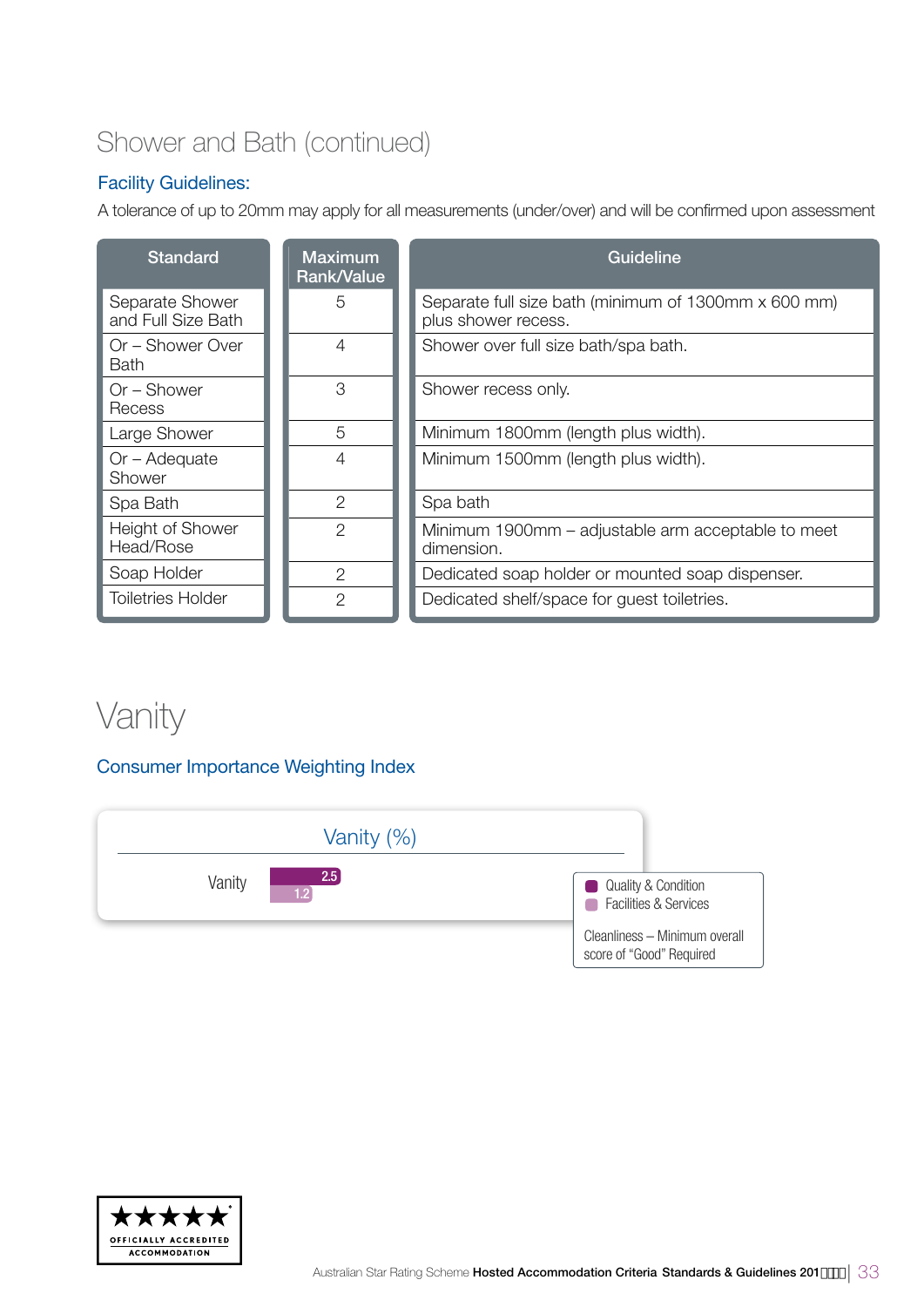## Shower and Bath (continued)

### Facility Guidelines:

A tolerance of up to 20mm may apply for all measurements (under/over) and will be confirmed upon assessment

| Standard | Maximum Rank/Value | Guideline |
|---|---|---|
| Separate Shower and Full Size Bath | 5 | Separate full size bath (minimum of 1300mm x 600 mm) plus shower recess. |
| Or – Shower Over Bath | 4 | Shower over full size bath/spa bath. |
| Or – Shower Recess | 3 | Shower recess only. |
| Large Shower | 5 | Minimum 1800mm (length plus width). |
| Or – Adequate Shower | 4 | Minimum 1500mm (length plus width). |
| Spa Bath | 2 | Spa bath |
| Height of Shower Head/Rose | 2 | Minimum 1900mm – adjustable arm acceptable to meet dimension. |
| Soap Holder | 2 | Dedicated soap holder or mounted soap dispenser. |
| Toiletries Holder | 2 | Dedicated shelf/space for guest toiletries. |

# Vanity

### Consumer Importance Weighting Index

**Vanity (%)**

| | Quality & Condition | Facilities & Services |
|---|---|---|
| Vanity | 2.5 | 1.2 |

Cleanliness – Minimum overall score of "Good" Required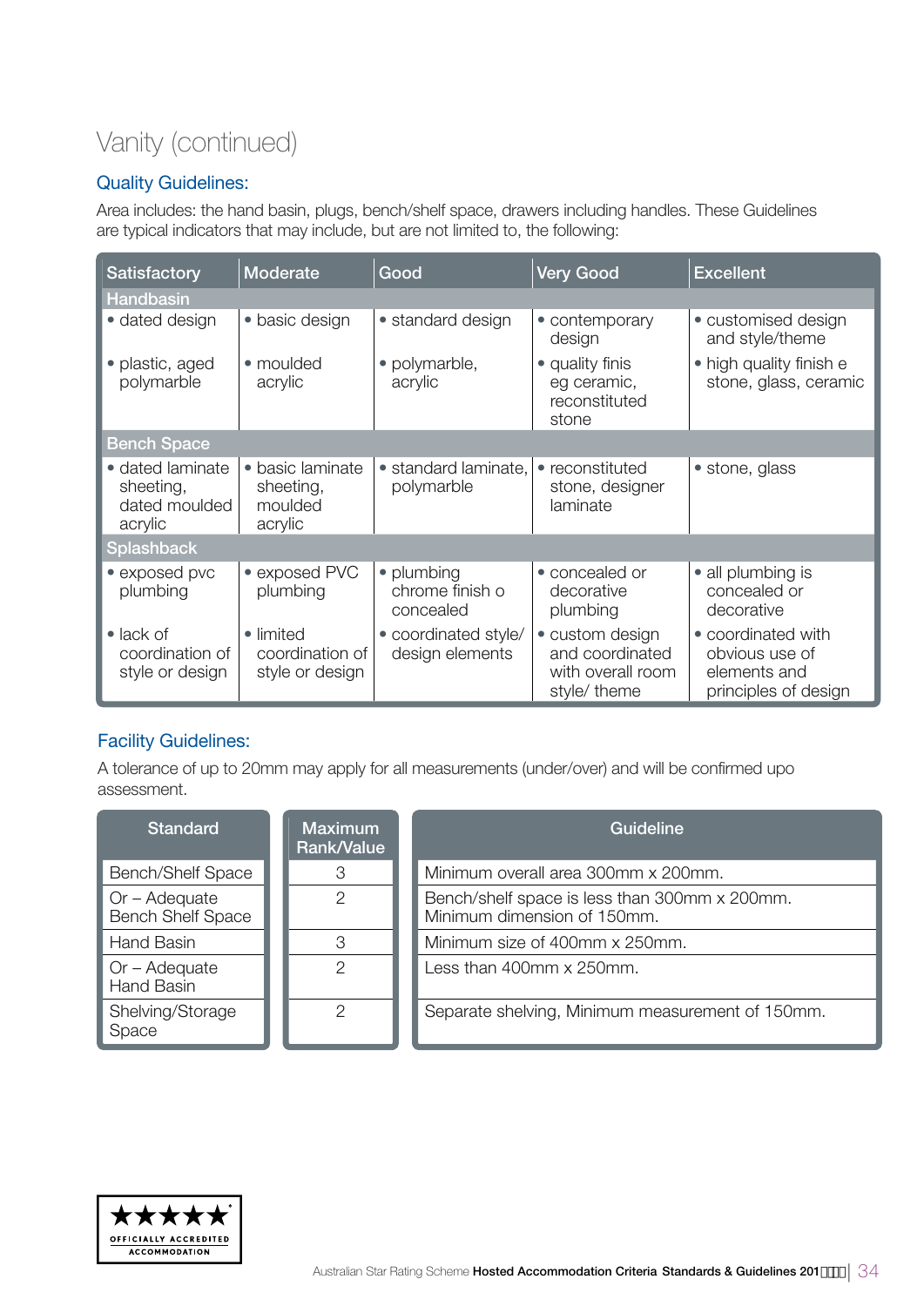# Vanity (continued)

## Quality Guidelines:

Area includes: the hand basin, plugs, bench/shelf space, drawers including handles. These Guidelines are typical indicators that may include, but are not limited to, the following:

| Satisfactory | Moderate | Good | Very Good | Excellent |
|---|---|---|---|---|
| **Handbasin** | | | | |
| • dated design<br>• plastic, aged polymarble | • basic design<br>• moulded acrylic | • standard design<br>• polymarble, acrylic | • contemporary design<br>• quality finis eg ceramic, reconstituted stone | • customised design and style/theme<br>• high quality finish e stone, glass, ceramic |
| **Bench Space** | | | | |
| • dated laminate sheeting, dated moulded acrylic | • basic laminate sheeting, moulded acrylic | • standard laminate, polymarble | • reconstituted stone, designer laminate | • stone, glass |
| **Splashback** | | | | |
| • exposed pvc plumbing<br>• lack of coordination of style or design | • exposed PVC plumbing<br>• limited coordination of style or design | • plumbing chrome finish o concealed<br>• coordinated style/ design elements | • concealed or decorative plumbing<br>• custom design and coordinated with overall room style/ theme | • all plumbing is concealed or decorative<br>• coordinated with obvious use of elements and principles of design |

## Facility Guidelines:

A tolerance of up to 20mm may apply for all measurements (under/over) and will be confirmed upo assessment.

| Standard | Maximum Rank/Value | Guideline |
|---|---|---|
| Bench/Shelf Space | 3 | Minimum overall area 300mm x 200mm. |
| Or – Adequate Bench Shelf Space | 2 | Bench/shelf space is less than 300mm x 200mm. Minimum dimension of 150mm. |
| Hand Basin | 3 | Minimum size of 400mm x 250mm. |
| Or – Adequate Hand Basin | 2 | Less than 400mm x 250mm. |
| Shelving/Storage Space | 2 | Separate shelving, Minimum measurement of 150mm. |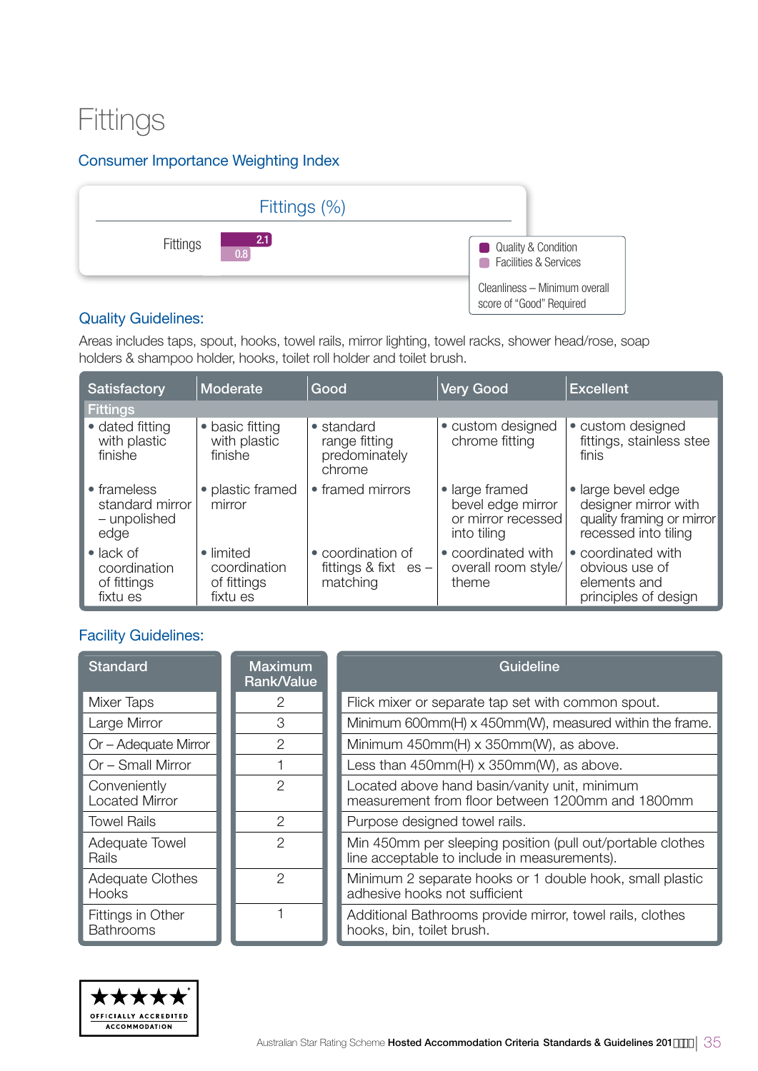# Fittings

## Consumer Importance Weighting Index

Fittings (%)

| | Quality & Condition | Facilities & Services |
|---|---|---|
| Fittings | 2.1 | 0.8 |

Cleanliness – Minimum overall score of "Good" Required

## Quality Guidelines:

Areas includes taps, spout, hooks, towel rails, mirror lighting, towel racks, shower head/rose, soap holders & shampoo holder, hooks, toilet roll holder and toilet brush.

| Satisfactory | Moderate | Good | Very Good | Excellent |
|---|---|---|---|---|
| **Fittings** | | | | |
| • dated fitting with plastic finishe | • basic fitting with plastic finishe | • standard range fitting predominately chrome | • custom designed chrome fitting | • custom designed fittings, stainless stee finis |
| • frameless standard mirror – unpolished edge | • plastic framed mirror | • framed mirrors | • large framed bevel edge mirror or mirror recessed into tiling | • large bevel edge designer mirror with quality framing or mirror recessed into tiling |
| • lack of coordination of fittings fixtu es | • limited coordination of fittings fixtu es | • coordination of fittings & fixt es – matching | • coordinated with overall room style/ theme | • coordinated with obvious use of elements and principles of design |

## Facility Guidelines:

| Standard | Maximum Rank/Value | Guideline |
|---|---|---|
| Mixer Taps | 2 | Flick mixer or separate tap set with common spout. |
| Large Mirror | 3 | Minimum 600mm(H) x 450mm(W), measured within the frame. |
| Or – Adequate Mirror | 2 | Minimum 450mm(H) x 350mm(W), as above. |
| Or – Small Mirror | 1 | Less than 450mm(H) x 350mm(W), as above. |
| Conveniently Located Mirror | 2 | Located above hand basin/vanity unit, minimum measurement from floor between 1200mm and 1800mm |
| Towel Rails | 2 | Purpose designed towel rails. |
| Adequate Towel Rails | 2 | Min 450mm per sleeping position (pull out/portable clothes line acceptable to include in measurements). |
| Adequate Clothes Hooks | 2 | Minimum 2 separate hooks or 1 double hook, small plastic adhesive hooks not sufficient |
| Fittings in Other Bathrooms | 1 | Additional Bathrooms provide mirror, towel rails, clothes hooks, bin, toilet brush. |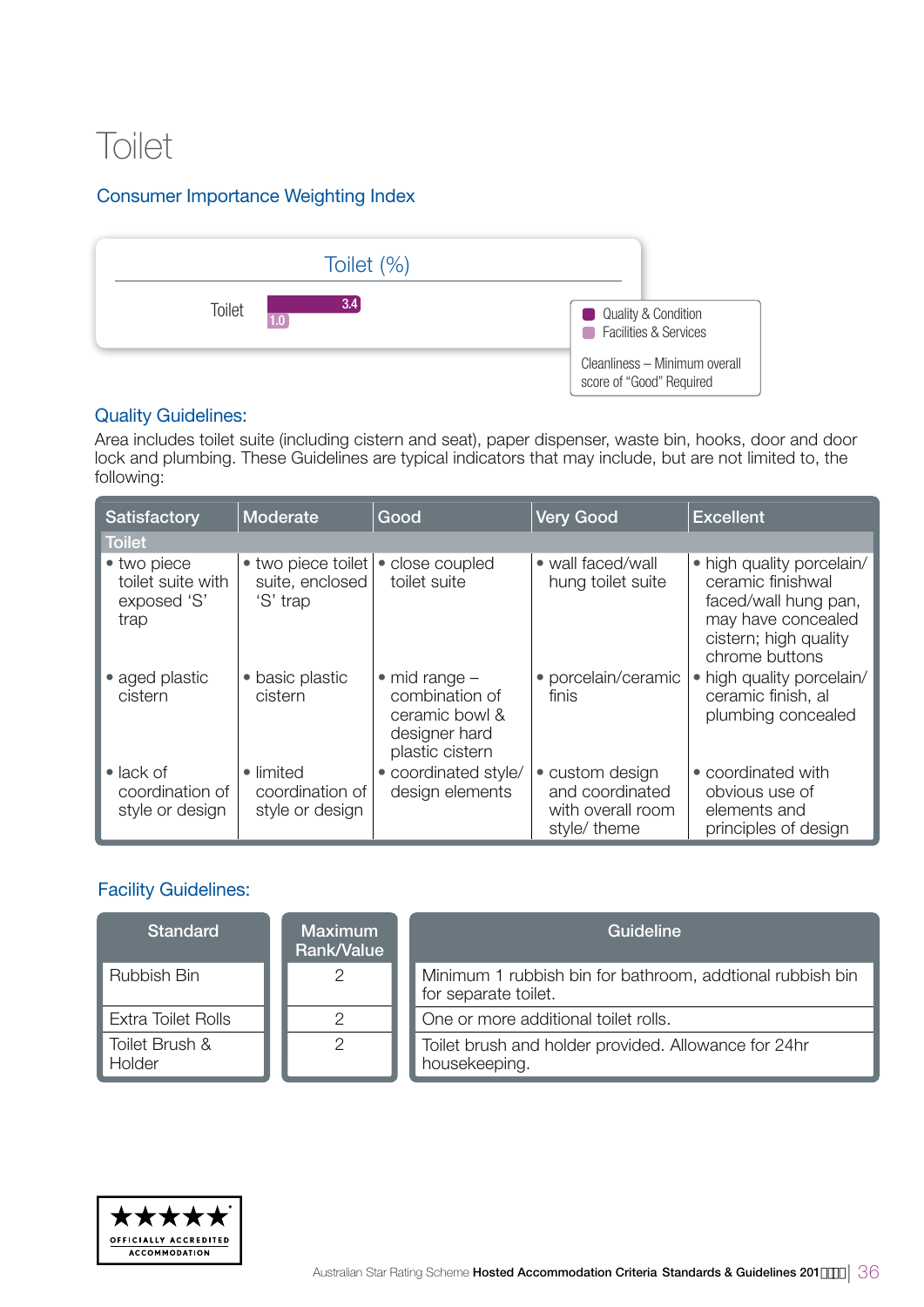# Toilet

## Consumer Importance Weighting Index

Toilet (%)

| | Quality & Condition | Facilities & Services |
|---|---|---|
| Toilet | 3.4 | 1.0 |

Cleanliness – Minimum overall score of "Good" Required

## Quality Guidelines:

Area includes toilet suite (including cistern and seat), paper dispenser, waste bin, hooks, door and door lock and plumbing. These Guidelines are typical indicators that may include, but are not limited to, the following:

| Satisfactory | Moderate | Good | Very Good | Excellent |
|---|---|---|---|---|
| **Toilet** | | | | |
| • two piece toilet suite with exposed 'S' trap | • two piece toilet suite, enclosed 'S' trap | • close coupled toilet suite | • wall faced/wall hung toilet suite | • high quality porcelain/ ceramic finishwal faced/wall hung pan, may have concealed cistern; high quality chrome buttons |
| • aged plastic cistern | • basic plastic cistern | • mid range – combination of ceramic bowl & designer hard plastic cistern | • porcelain/ceramic finis | • high quality porcelain/ ceramic finish, al plumbing concealed |
| • lack of coordination of style or design | • limited coordination of style or design | • coordinated style/ design elements | • custom design and coordinated with overall room style/ theme | • coordinated with obvious use of elements and principles of design |

## Facility Guidelines:

| Standard | Maximum Rank/Value | Guideline |
|---|---|---|
| Rubbish Bin | 2 | Minimum 1 rubbish bin for bathroom, addtional rubbish bin for separate toilet. |
| Extra Toilet Rolls | 2 | One or more additional toilet rolls. |
| Toilet Brush & Holder | 2 | Toilet brush and holder provided. Allowance for 24hr housekeeping. |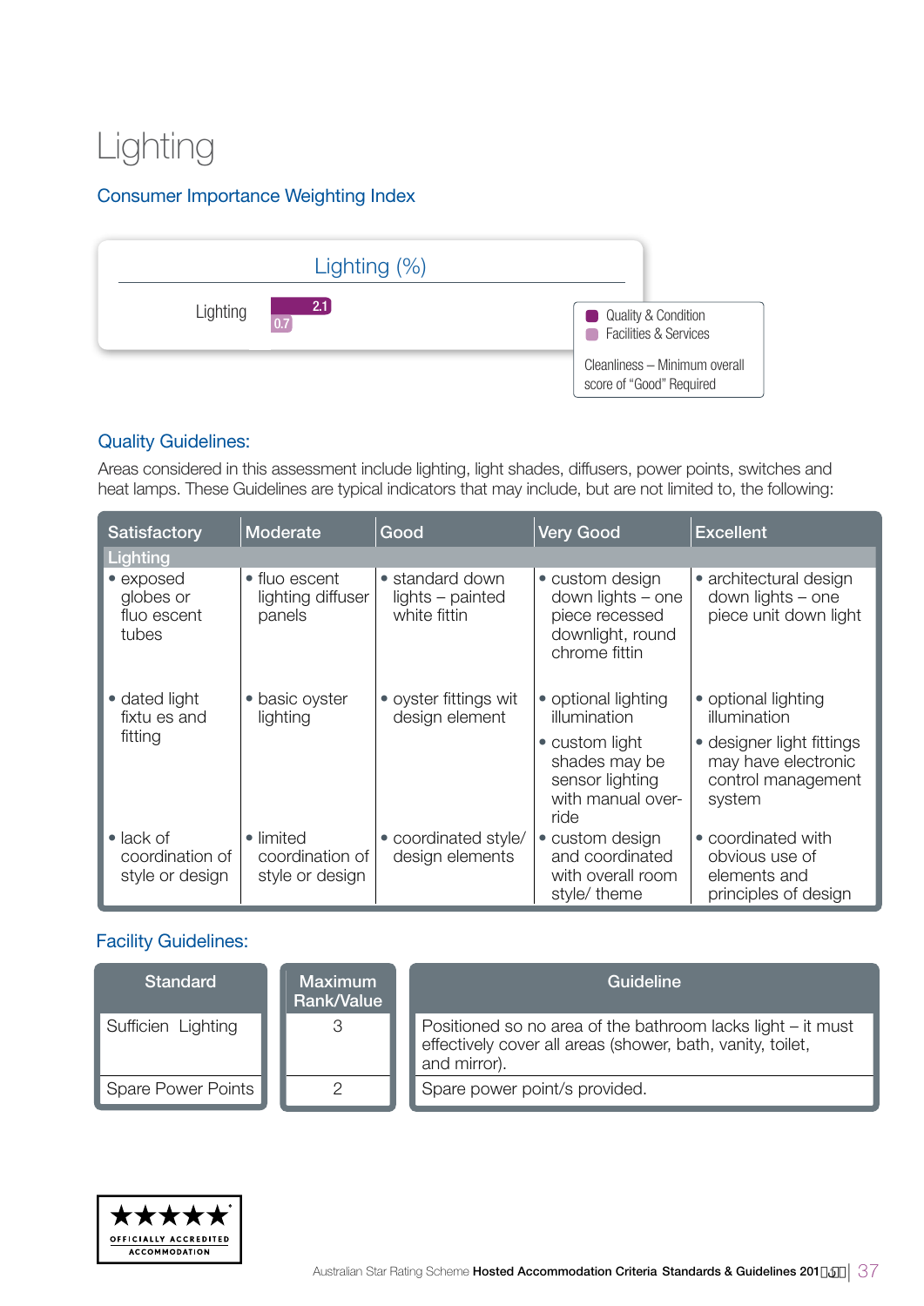# Lighting

## Consumer Importance Weighting Index

| Lighting (%) | |
|---|---|
| Lighting | 2.1 / 0.7 |

- Quality & Condition
- Facilities & Services

Cleanliness – Minimum overall score of "Good" Required

## Quality Guidelines:

Areas considered in this assessment include lighting, light shades, diffusers, power points, switches and heat lamps. These Guidelines are typical indicators that may include, but are not limited to, the following:

| Satisfactory | Moderate | Good | Very Good | Excellent |
|---|---|---|---|---|
| **Lighting** | | | | |
| • exposed globes or fluo escent tubes | • fluo escent lighting diffuser panels | • standard down lights – painted white fittin | • custom design down lights – one piece recessed downlight, round chrome fittin | • architectural design down lights – one piece unit down light |
| • dated light fixtu es and fitting | • basic oyster lighting | • oyster fittings wit design element | • optional lighting illumination<br>• custom light shades may be sensor lighting with manual over-ride | • optional lighting illumination<br>• designer light fittings may have electronic control management system |
| • lack of coordination of style or design | • limited coordination of style or design | • coordinated style/ design elements | • custom design and coordinated with overall room style/ theme | • coordinated with obvious use of elements and principles of design |

## Facility Guidelines:

| Standard | Maximum Rank/Value | Guideline |
|---|---|---|
| Sufficien Lighting | 3 | Positioned so no area of the bathroom lacks light – it must effectively cover all areas (shower, bath, vanity, toilet, and mirror). |
| Spare Power Points | 2 | Spare power point/s provided. |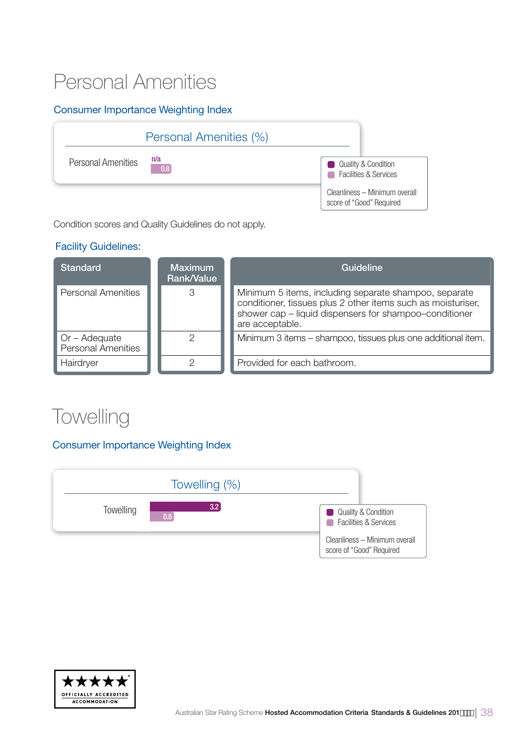# Personal Amenities

## Consumer Importance Weighting Index

| Personal Amenities (%) | Quality & Condition | Facilities & Services |
|---|---|---|
| Personal Amenities | n/a | 0.8 |

Cleanliness – Minimum overall score of "Good" Required

Condition scores and Quality Guidelines do not apply.

## Facility Guidelines:

| Standard | Maximum Rank/Value | Guideline |
|---|---|---|
| Personal Amenities | 3 | Minimum 5 items, including separate shampoo, separate conditioner, tissues plus 2 other items such as moisturiser, shower cap – liquid dispensers for shampoo–conditioner are acceptable. |
| Or – Adequate Personal Amenities | 2 | Minimum 3 items – shampoo, tissues plus one additional item. |
| Hairdryer | 2 | Provided for each bathroom. |

# Towelling

## Consumer Importance Weighting Index

| Towelling (%) | Quality & Condition | Facilities & Services |
|---|---|---|
| Towelling | 3.2 | 0.8 |

Cleanliness – Minimum overall score of "Good" Required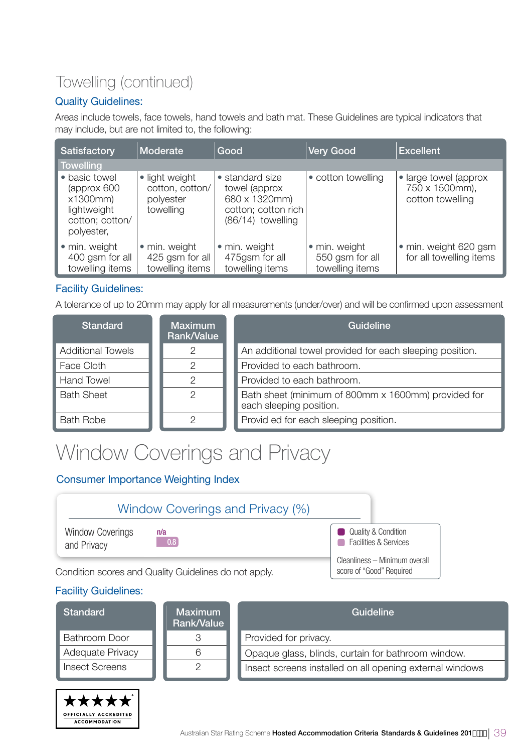## Towelling (continued)

### Quality Guidelines:

Areas include towels, face towels, hand towels and bath mat. These Guidelines are typical indicators that may include, but are not limited to, the following:

| Satisfactory | Moderate | Good | Very Good | Excellent |
|---|---|---|---|---|
| **Towelling** | | | | |
| • basic towel (approx 600 x1300mm) lightweight cotton; cotton/ polyester, | • light weight cotton, cotton/ polyester towelling | • standard size towel (approx 680 x 1320mm) cotton; cotton rich (86/14) towelling | • cotton towelling | • large towel (approx 750 x 1500mm), cotton towelling |
| • min. weight 400 gsm for all towelling items | • min. weight 425 gsm for all towelling items | • min. weight 475gsm for all towelling items | • min. weight 550 gsm for all towelling items | • min. weight 620 gsm for all towelling items |

### Facility Guidelines:

A tolerance of up to 20mm may apply for all measurements (under/over) and will be confirmed upon assessment

| Standard | Maximum Rank/Value | Guideline |
|---|---|---|
| Additional Towels | 2 | An additional towel provided for each sleeping position. |
| Face Cloth | 2 | Provided to each bathroom. |
| Hand Towel | 2 | Provided to each bathroom. |
| Bath Sheet | 2 | Bath sheet (minimum of 800mm x 1600mm) provided for each sleeping position. |
| Bath Robe | 2 | Provid ed for each sleeping position. |

# Window Coverings and Privacy

### Consumer Importance Weighting Index

**Window Coverings and Privacy (%)**

| | Quality & Condition | Facilities & Services |
|---|---|---|
| Window Coverings and Privacy | n/a | 0.8 |

Cleanliness – Minimum overall score of "Good" Required

Condition scores and Quality Guidelines do not apply.

### Facility Guidelines:

| Standard | Maximum Rank/Value | Guideline |
|---|---|---|
| Bathroom Door | 3 | Provided for privacy. |
| Adequate Privacy | 6 | Opaque glass, blinds, curtain for bathroom window. |
| Insect Screens | 2 | Insect screens installed on all opening external windows |

★★★★★ OFFICIALLY ACCREDITED ACCOMMODATION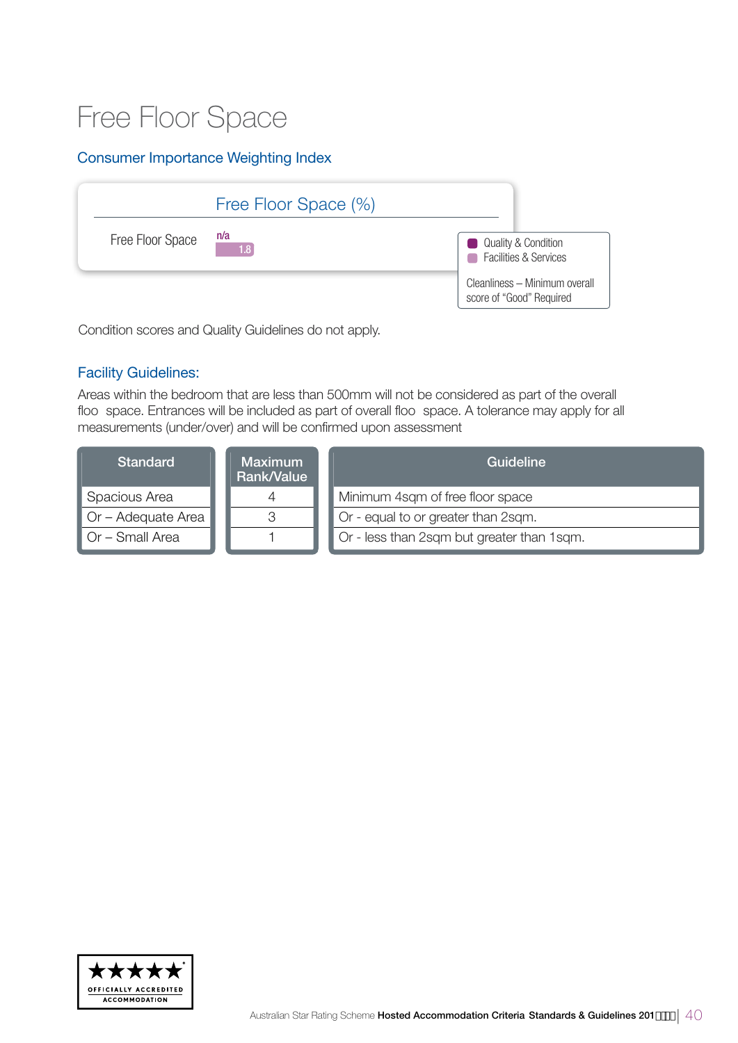# Free Floor Space

## Consumer Importance Weighting Index

| Free Floor Space (%) | |
|---|---|
| Free Floor Space | n/a 1.8 |

- Quality & Condition
- Facilities & Services

Cleanliness – Minimum overall score of "Good" Required

Condition scores and Quality Guidelines do not apply.

## Facility Guidelines:

Areas within the bedroom that are less than 500mm will not be considered as part of the overall floo space. Entrances will be included as part of overall floo space. A tolerance may apply for all measurements (under/over) and will be confirmed upon assessment

| Standard | Maximum Rank/Value | Guideline |
|---|---|---|
| Spacious Area | 4 | Minimum 4sqm of free floor space |
| Or – Adequate Area | 3 | Or - equal to or greater than 2sqm. |
| Or – Small Area | 1 | Or - less than 2sqm but greater than 1sqm. |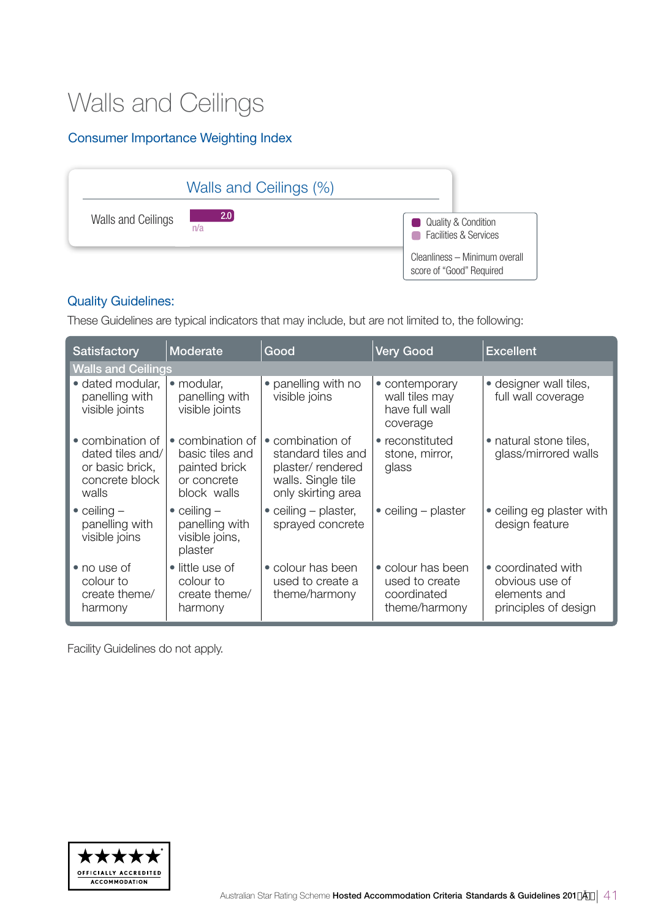# Walls and Ceilings

## Consumer Importance Weighting Index

| Walls and Ceilings (%) | |
|---|---|
| Walls and Ceilings | 2.0 |
| | n/a |

- Quality & Condition
- Facilities & Services

Cleanliness – Minimum overall score of "Good" Required

## Quality Guidelines:

These Guidelines are typical indicators that may include, but are not limited to, the following:

| Satisfactory | Moderate | Good | Very Good | Excellent |
|---|---|---|---|---|
| **Walls and Ceilings** | | | | |
| • dated modular, panelling with visible joints | • modular, panelling with visible joints | • panelling with no visible joins | • contemporary wall tiles may have full wall coverage | • designer wall tiles, full wall coverage |
| • combination of dated tiles and/ or basic brick, concrete block walls | • combination of basic tiles and painted brick or concrete block walls | • combination of standard tiles and plaster/ rendered walls. Single tile only skirting area | • reconstituted stone, mirror, glass | • natural stone tiles, glass/mirrored walls |
| • ceiling – panelling with visible joins | • ceiling – panelling with visible joins, plaster | • ceiling – plaster, sprayed concrete | • ceiling – plaster | • ceiling eg plaster with design feature |
| • no use of colour to create theme/ harmony | • little use of colour to create theme/ harmony | • colour has been used to create a theme/harmony | • colour has been used to create coordinated theme/harmony | • coordinated with obvious use of elements and principles of design |

Facility Guidelines do not apply.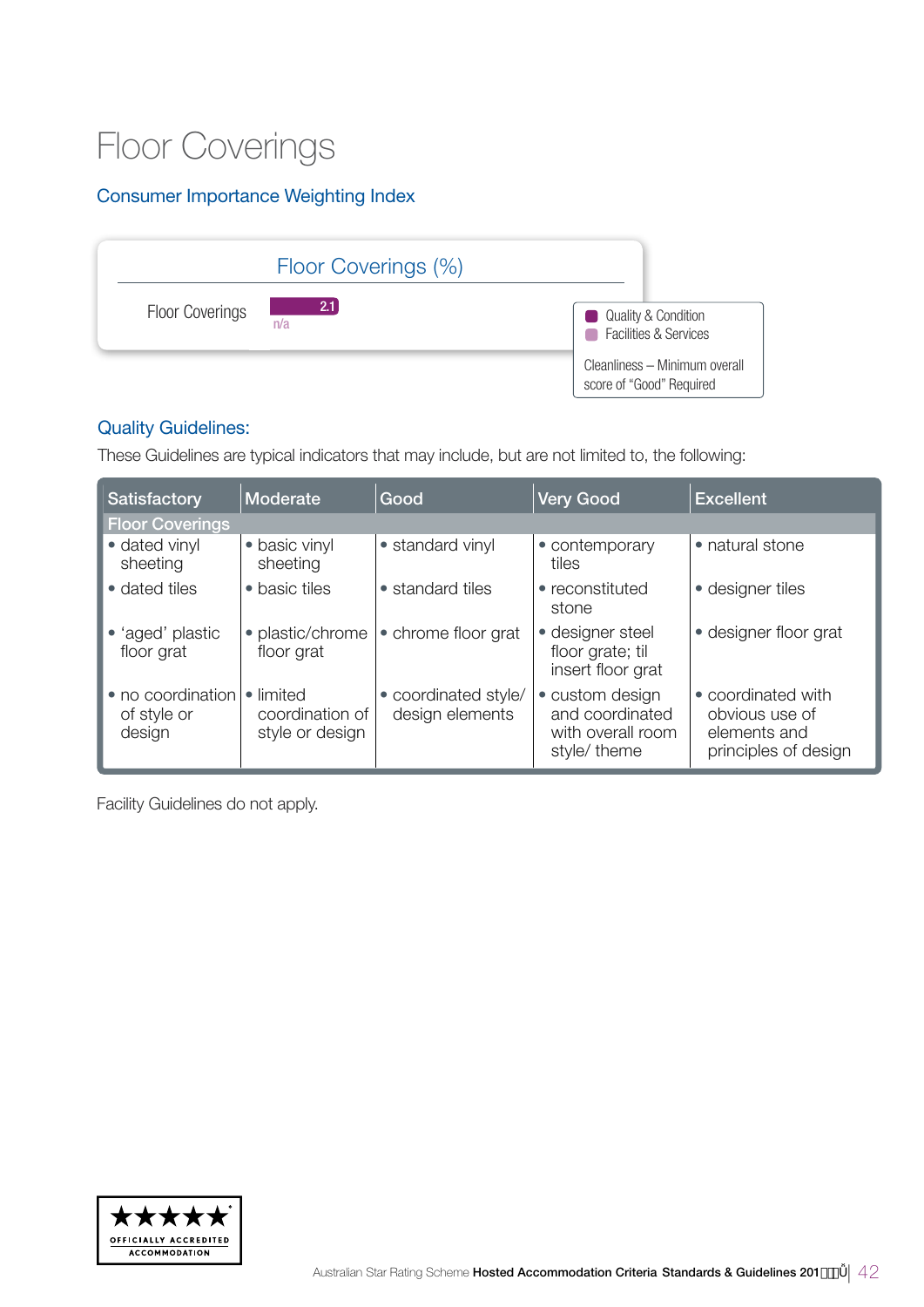# Floor Coverings

## Consumer Importance Weighting Index

| Floor Coverings (%) | |
|---|---|
| Floor Coverings | 2.1 |
| | n/a |

- Quality & Condition
- Facilities & Services

Cleanliness – Minimum overall score of "Good" Required

## Quality Guidelines:

These Guidelines are typical indicators that may include, but are not limited to, the following:

| Satisfactory | Moderate | Good | Very Good | Excellent |
|---|---|---|---|---|
| **Floor Coverings** | | | | |
| • dated vinyl sheeting | • basic vinyl sheeting | • standard vinyl | • contemporary tiles | • natural stone |
| • dated tiles | • basic tiles | • standard tiles | • reconstituted stone | • designer tiles |
| • 'aged' plastic floor grat | • plastic/chrome floor grat | • chrome floor grat | • designer steel floor grate; til insert floor grat | • designer floor grat |
| • no coordination of style or design | • limited coordination of style or design | • coordinated style/ design elements | • custom design and coordinated with overall room style/ theme | • coordinated with obvious use of elements and principles of design |

Facility Guidelines do not apply.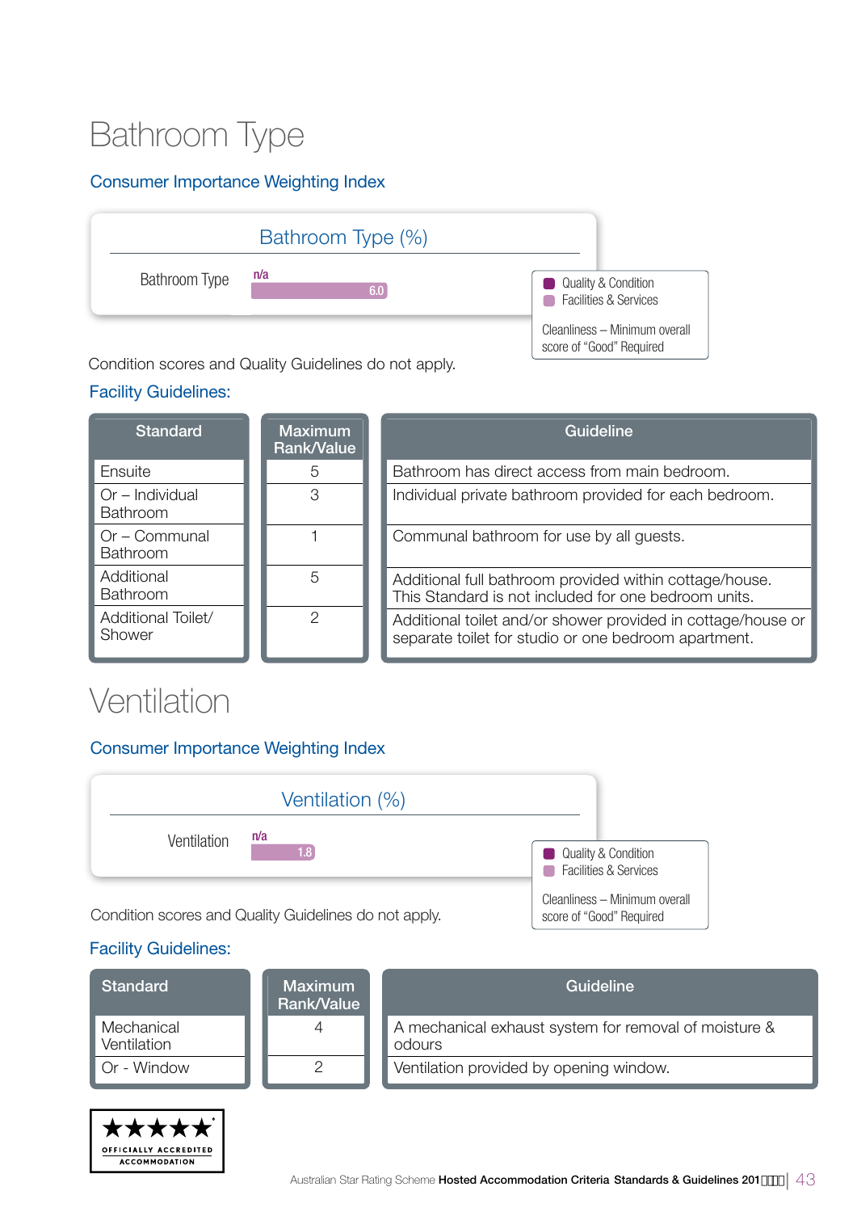# Bathroom Type

## Consumer Importance Weighting Index

**Bathroom Type (%)**

| | Quality & Condition | Facilities & Services |
|---|---|---|
| Bathroom Type | n/a | 6.0 |

Cleanliness – Minimum overall score of "Good" Required

Condition scores and Quality Guidelines do not apply.

## Facility Guidelines:

| Standard | Maximum Rank/Value | Guideline |
|---|---|---|
| Ensuite | 5 | Bathroom has direct access from main bedroom. |
| Or – Individual Bathroom | 3 | Individual private bathroom provided for each bedroom. |
| Or – Communal Bathroom | 1 | Communal bathroom for use by all guests. |
| Additional Bathroom | 5 | Additional full bathroom provided within cottage/house. This Standard is not included for one bedroom units. |
| Additional Toilet/ Shower | 2 | Additional toilet and/or shower provided in cottage/house or separate toilet for studio or one bedroom apartment. |

# Ventilation

## Consumer Importance Weighting Index

**Ventilation (%)**

| | Quality & Condition | Facilities & Services |
|---|---|---|
| Ventilation | n/a | 1.8 |

Cleanliness – Minimum overall score of "Good" Required

Condition scores and Quality Guidelines do not apply.

## Facility Guidelines:

| Standard | Maximum Rank/Value | Guideline |
|---|---|---|
| Mechanical Ventilation | 4 | A mechanical exhaust system for removal of moisture & odours |
| Or - Window | 2 | Ventilation provided by opening window. |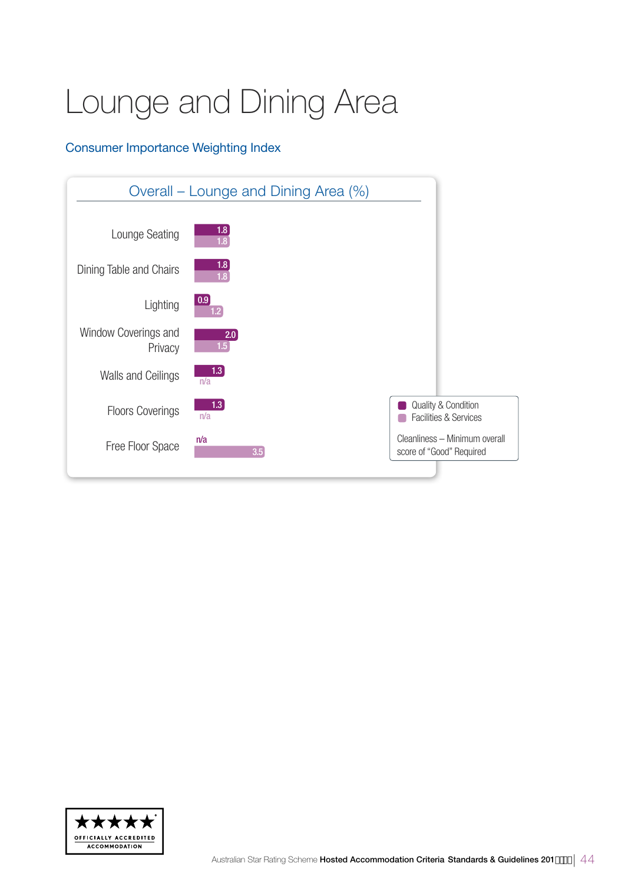# Lounge and Dining Area

## Consumer Importance Weighting Index

### Overall – Lounge and Dining Area (%)

| | Quality & Condition | Facilities & Services |
|---|---|---|
| Lounge Seating | 1.8 | 1.8 |
| Dining Table and Chairs | 1.8 | 1.8 |
| Lighting | 0.9 | 1.2 |
| Window Coverings and Privacy | 2.0 | 1.5 |
| Walls and Ceilings | 1.3 | n/a |
| Floors Coverings | 1.3 | n/a |
| Free Floor Space | n/a | 3.5 |

Cleanliness – Minimum overall score of "Good" Required

OFFICIALLY ACCREDITED ACCOMMODATION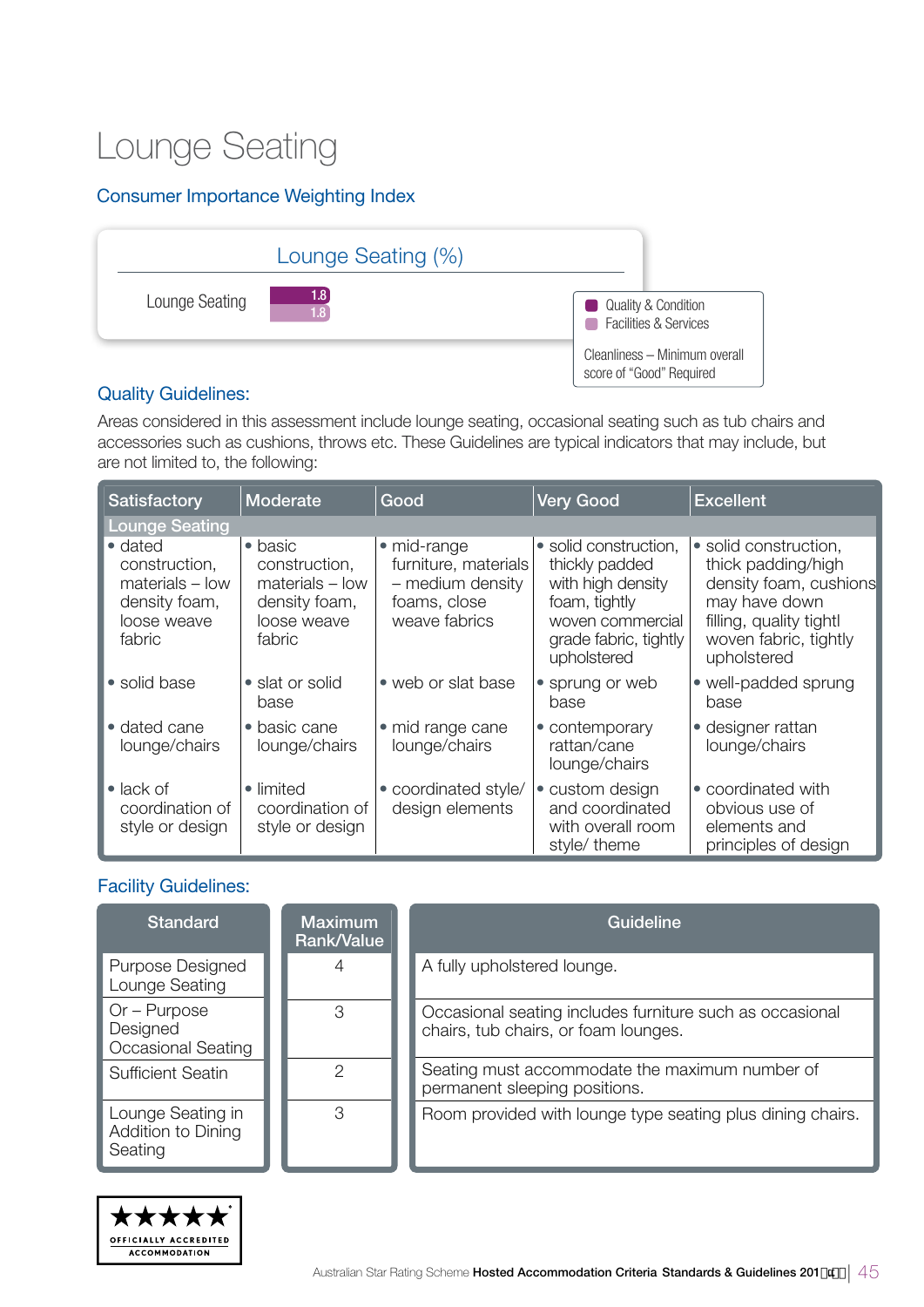# Lounge Seating

## Consumer Importance Weighting Index

| Lounge Seating (%) | |
|---|---|
| Lounge Seating | 1.8 (Quality & Condition) / 1.8 (Facilities & Services) |

- Quality & Condition
- Facilities & Services

Cleanliness – Minimum overall score of "Good" Required

## Quality Guidelines:

Areas considered in this assessment include lounge seating, occasional seating such as tub chairs and accessories such as cushions, throws etc. These Guidelines are typical indicators that may include, but are not limited to, the following:

| Satisfactory | Moderate | Good | Very Good | Excellent |
|---|---|---|---|---|
| **Lounge Seating** | | | | |
| • dated construction, materials – low density foam, loose weave fabric | • basic construction, materials – low density foam, loose weave fabric | • mid-range furniture, materials – medium density foams, close weave fabrics | • solid construction, thickly padded with high density foam, tightly woven commercial grade fabric, tightly upholstered | • solid construction, thick padding/high density foam, cushions may have down filling, quality tightl woven fabric, tightly upholstered |
| • solid base | • slat or solid base | • web or slat base | • sprung or web base | • well-padded sprung base |
| • dated cane lounge/chairs | • basic cane lounge/chairs | • mid range cane lounge/chairs | • contemporary rattan/cane lounge/chairs | • designer rattan lounge/chairs |
| • lack of coordination of style or design | • limited coordination of style or design | • coordinated style/ design elements | • custom design and coordinated with overall room style/ theme | • coordinated with obvious use of elements and principles of design |

## Facility Guidelines:

| Standard | Maximum Rank/Value | Guideline |
|---|---|---|
| Purpose Designed Lounge Seating | 4 | A fully upholstered lounge. |
| Or – Purpose Designed Occasional Seating | 3 | Occasional seating includes furniture such as occasional chairs, tub chairs, or foam lounges. |
| Sufficient Seatin | 2 | Seating must accommodate the maximum number of permanent sleeping positions. |
| Lounge Seating in Addition to Dining Seating | 3 | Room provided with lounge type seating plus dining chairs. |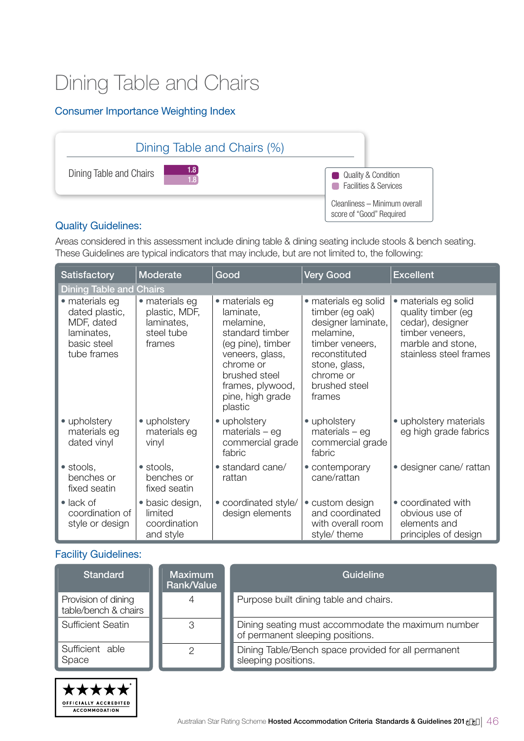# Dining Table and Chairs

## Consumer Importance Weighting Index

| Dining Table and Chairs (%) | Quality & Condition | Facilities & Services |
|---|---|---|
| Dining Table and Chairs | 1.8 | 1.8 |

Cleanliness – Minimum overall score of "Good" Required

## Quality Guidelines:

Areas considered in this assessment include dining table & dining seating include stools & bench seating. These Guidelines are typical indicators that may include, but are not limited to, the following:

| Satisfactory | Moderate | Good | Very Good | Excellent |
|---|---|---|---|---|
| **Dining Table and Chairs** | | | | |
| • materials eg dated plastic, MDF, dated laminates, basic steel tube frames | • materials eg plastic, MDF, laminates, steel tube frames | • materials eg laminate, melamine, standard timber (eg pine), timber veneers, glass, chrome or brushed steel frames, plywood, pine, high grade plastic | • materials eg solid timber (eg oak) designer laminate, melamine, timber veneers, reconstituted stone, glass, chrome or brushed steel frames | • materials eg solid quality timber (eg cedar), designer timber veneers, marble and stone, stainless steel frames |
| • upholstery materials eg dated vinyl | • upholstery materials eg vinyl | • upholstery materials – eg commercial grade fabric | • upholstery materials – eg commercial grade fabric | • upholstery materials eg high grade fabrics |
| • stools, benches or fixed seatin | • stools, benches or fixed seatin | • standard cane/ rattan | • contemporary cane/rattan | • designer cane/ rattan |
| • lack of coordination of style or design | • basic design, limited coordination and style | • coordinated style/ design elements | • custom design and coordinated with overall room style/ theme | • coordinated with obvious use of elements and principles of design |

## Facility Guidelines:

| Standard | Maximum Rank/Value | Guideline |
|---|---|---|
| Provision of dining table/bench & chairs | 4 | Purpose built dining table and chairs. |
| Sufficient Seatin | 3 | Dining seating must accommodate the maximum number of permanent sleeping positions. |
| Sufficient able Space | 2 | Dining Table/Bench space provided for all permanent sleeping positions. |

★★★★★ OFFICIALLY ACCREDITED ACCOMMODATION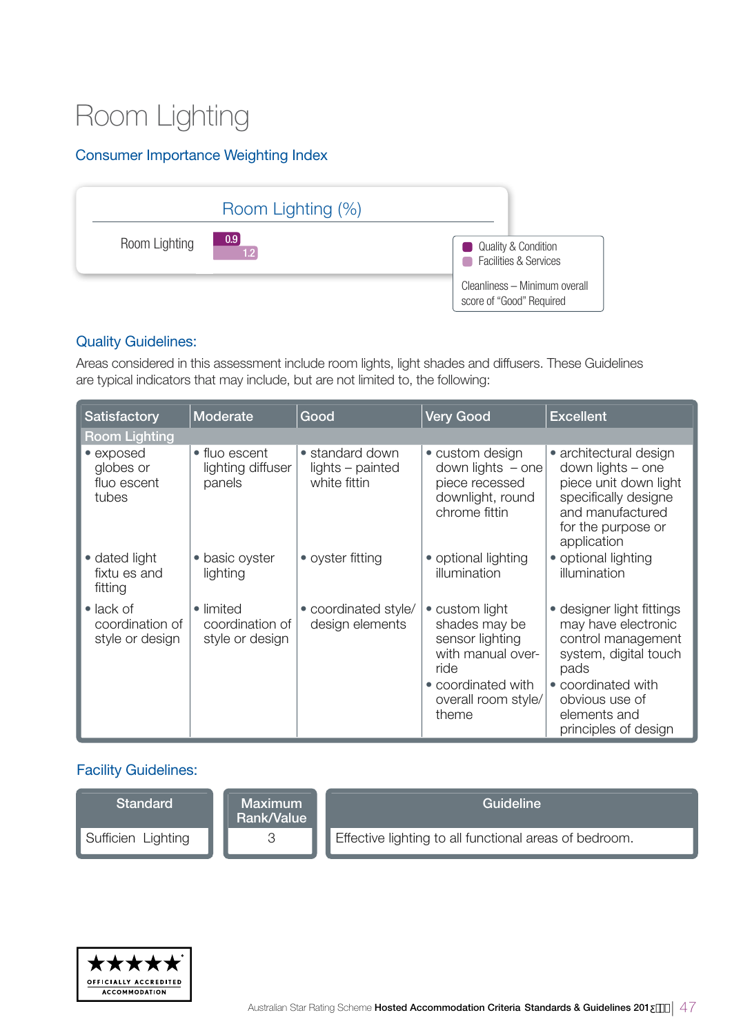# Room Lighting

## Consumer Importance Weighting Index

| Room Lighting (%) | Quality & Condition | Facilities & Services |
|---|---|---|
| Room Lighting | 0.9 | 1.2 |

Cleanliness – Minimum overall score of "Good" Required

## Quality Guidelines:

Areas considered in this assessment include room lights, light shades and diffusers. These Guidelines are typical indicators that may include, but are not limited to, the following:

| Satisfactory | Moderate | Good | Very Good | Excellent |
|---|---|---|---|---|
| **Room Lighting** | | | | |
| • exposed globes or fluo escent tubes | • fluo escent lighting diffuser panels | • standard down lights – painted white fittin | • custom design down lights – one piece recessed downlight, round chrome fittin | • architectural design down lights – one piece unit down light specifically designe and manufactured for the purpose or application |
| • dated light fixtu es and fitting | • basic oyster lighting | • oyster fitting | • optional lighting illumination | • optional lighting illumination |
| • lack of coordination of style or design | • limited coordination of style or design | • coordinated style/ design elements | • custom light shades may be sensor lighting with manual over-ride<br>• coordinated with overall room style/ theme | • designer light fittings may have electronic control management system, digital touch pads<br>• coordinated with obvious use of elements and principles of design |

## Facility Guidelines:

| Standard | Maximum Rank/Value | Guideline |
|---|---|---|
| Sufficien Lighting | 3 | Effective lighting to all functional areas of bedroom. |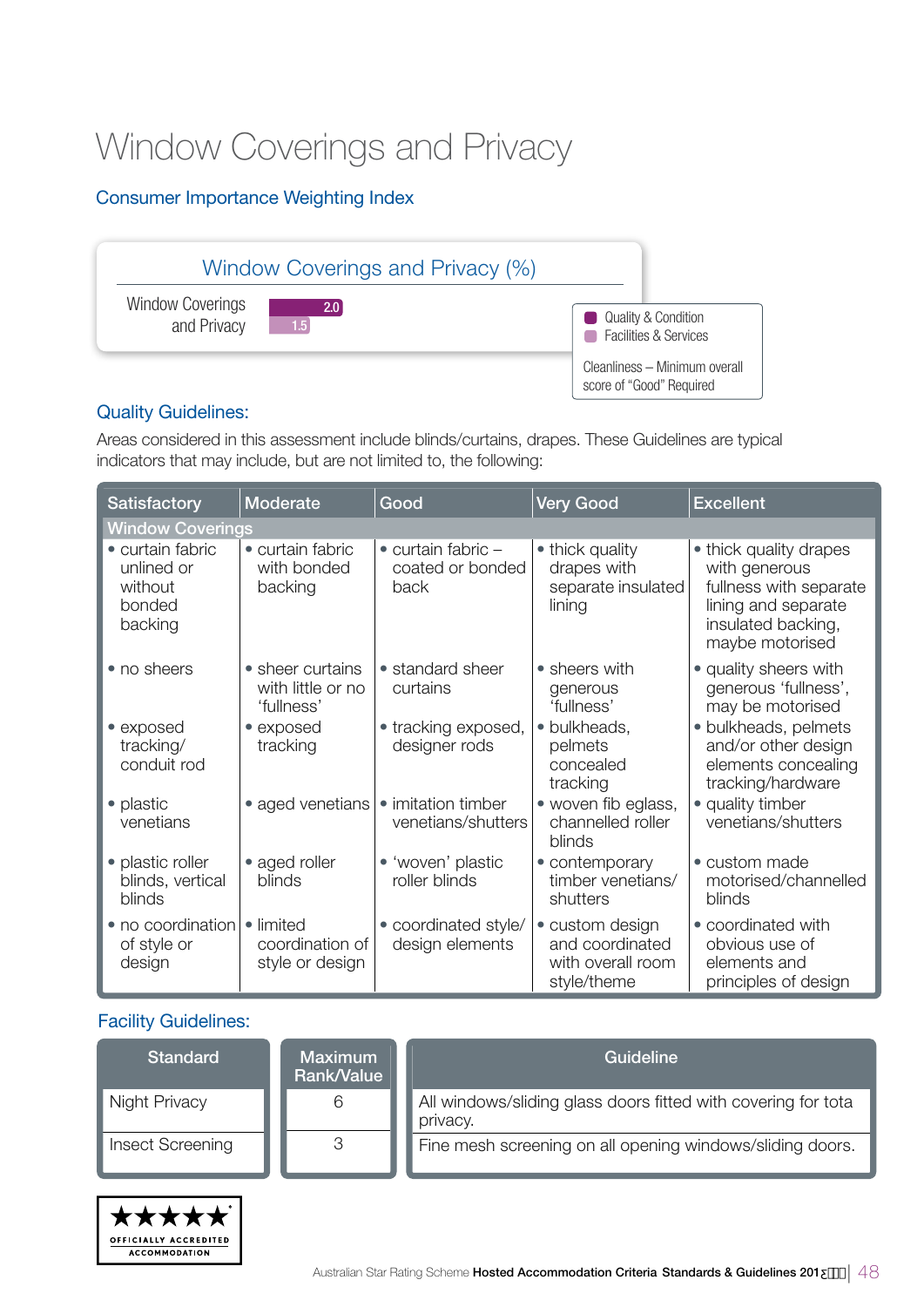# Window Coverings and Privacy

## Consumer Importance Weighting Index

**Window Coverings and Privacy (%)**

| | Quality & Condition | Facilities & Services |
|---|---|---|
| Window Coverings and Privacy | 2.0 | 1.5 |

Cleanliness – Minimum overall score of "Good" Required

## Quality Guidelines:

Areas considered in this assessment include blinds/curtains, drapes. These Guidelines are typical indicators that may include, but are not limited to, the following:

| Satisfactory | Moderate | Good | Very Good | Excellent |
|---|---|---|---|---|
| **Window Coverings** | | | | |
| • curtain fabric unlined or without bonded backing | • curtain fabric with bonded backing | • curtain fabric – coated or bonded back | • thick quality drapes with separate insulated lining | • thick quality drapes with generous fullness with separate lining and separate insulated backing, maybe motorised |
| • no sheers | • sheer curtains with little or no 'fullness' | • standard sheer curtains | • sheers with generous 'fullness' | • quality sheers with generous 'fullness', may be motorised |
| • exposed tracking/ conduit rod | • exposed tracking | • tracking exposed, designer rods | • bulkheads, pelmets concealed tracking | • bulkheads, pelmets and/or other design elements concealing tracking/hardware |
| • plastic venetians | • aged venetians | • imitation timber venetians/shutters | • woven fib eglass, channelled roller blinds | • quality timber venetians/shutters |
| • plastic roller blinds, vertical blinds | • aged roller blinds | • 'woven' plastic roller blinds | • contemporary timber venetians/ shutters | • custom made motorised/channelled blinds |
| • no coordination of style or design | • limited coordination of style or design | • coordinated style/ design elements | • custom design and coordinated with overall room style/theme | • coordinated with obvious use of elements and principles of design |

## Facility Guidelines:

| Standard | Maximum Rank/Value | Guideline |
|---|---|---|
| Night Privacy | 6 | All windows/sliding glass doors fitted with covering for tota privacy. |
| Insect Screening | 3 | Fine mesh screening on all opening windows/sliding doors. |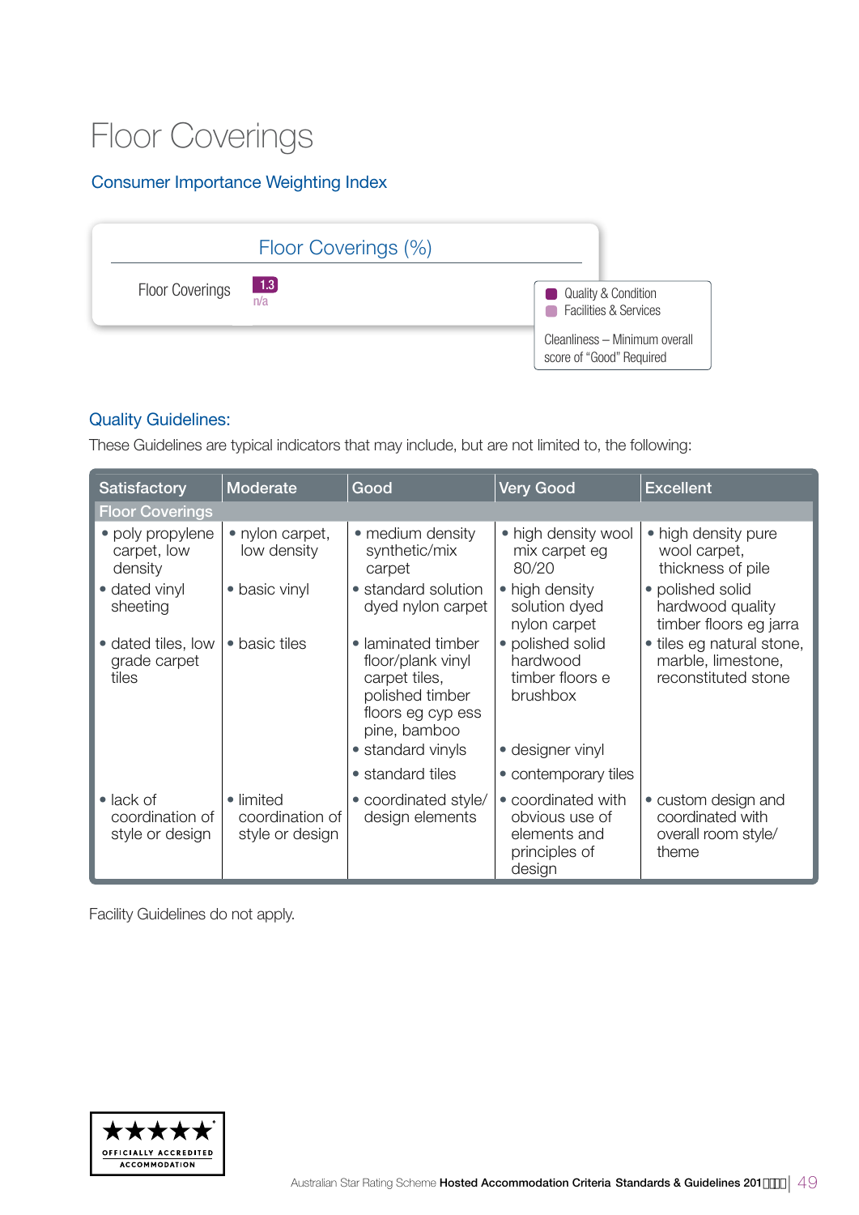# Floor Coverings

## Consumer Importance Weighting Index

| Floor Coverings (%) | |
|---|---|
| Floor Coverings | 1.3 |
| | n/a |

- Quality & Condition
- Facilities & Services

Cleanliness – Minimum overall score of "Good" Required

## Quality Guidelines:

These Guidelines are typical indicators that may include, but are not limited to, the following:

| Satisfactory | Moderate | Good | Very Good | Excellent |
|---|---|---|---|---|
| **Floor Coverings** | | | | |
| • poly propylene carpet, low density | • nylon carpet, low density | • medium density synthetic/mix carpet | • high density wool mix carpet eg 80/20 | • high density pure wool carpet, thickness of pile |
| • dated vinyl sheeting | • basic vinyl | • standard solution dyed nylon carpet | • high density solution dyed nylon carpet | • polished solid hardwood quality timber floors eg jarra |
| • dated tiles, low grade carpet tiles | • basic tiles | • laminated timber floor/plank vinyl carpet tiles, polished timber floors eg cyp ess pine, bamboo | • polished solid hardwood timber floors e brushbox | • tiles eg natural stone, marble, limestone, reconstituted stone |
| | | • standard vinyls | • designer vinyl | |
| | | • standard tiles | • contemporary tiles | |
| • lack of coordination of style or design | • limited coordination of style or design | • coordinated style/ design elements | • coordinated with obvious use of elements and principles of design | • custom design and coordinated with overall room style/ theme |

Facility Guidelines do not apply.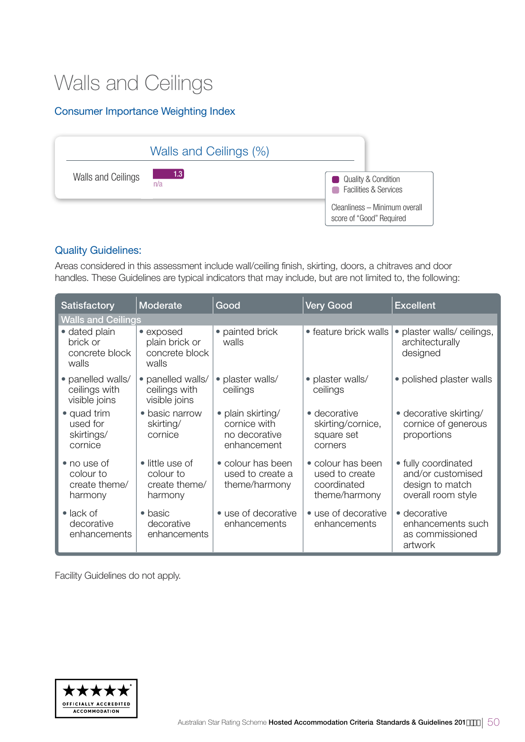# Walls and Ceilings

## Consumer Importance Weighting Index

| Walls and Ceilings (%) | |
|---|---|
| Walls and Ceilings | 1.3 |
| | n/a |

- Quality & Condition
- Facilities & Services

Cleanliness – Minimum overall score of "Good" Required

## Quality Guidelines:

Areas considered in this assessment include wall/ceiling finish, skirting, doors, a chitraves and door handles. These Guidelines are typical indicators that may include, but are not limited to, the following:

| Satisfactory | Moderate | Good | Very Good | Excellent |
|---|---|---|---|---|
| **Walls and Ceilings** | | | | |
| • dated plain brick or concrete block walls | • exposed plain brick or concrete block walls | • painted brick walls | • feature brick walls | • plaster walls/ ceilings, architecturally designed |
| • panelled walls/ ceilings with visible joins | • panelled walls/ ceilings with visible joins | • plaster walls/ ceilings | • plaster walls/ ceilings | • polished plaster walls |
| • quad trim used for skirtings/ cornice | • basic narrow skirting/ cornice | • plain skirting/ cornice with no decorative enhancement | • decorative skirting/cornice, square set corners | • decorative skirting/ cornice of generous proportions |
| • no use of colour to create theme/ harmony | • little use of colour to create theme/ harmony | • colour has been used to create a theme/harmony | • colour has been used to create coordinated theme/harmony | • fully coordinated and/or customised design to match overall room style |
| • lack of decorative enhancements | • basic decorative enhancements | • use of decorative enhancements | • use of decorative enhancements | • decorative enhancements such as commissioned artwork |

Facility Guidelines do not apply.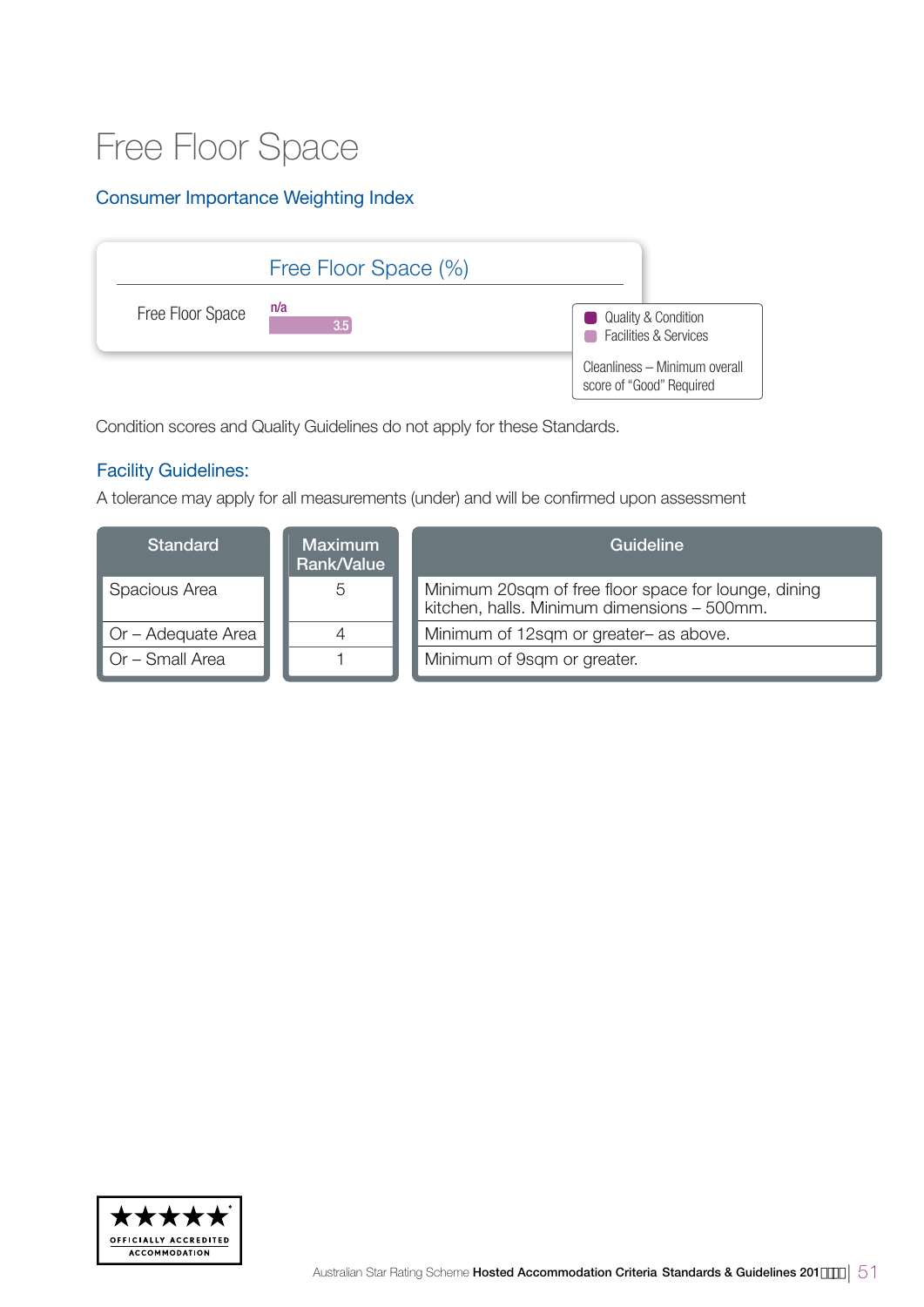# Free Floor Space

## Consumer Importance Weighting Index

| Free Floor Space (%) | Quality & Condition | Facilities & Services |
|---|---|---|
| Free Floor Space | n/a | 3.5 |

- Quality & Condition
- Facilities & Services

Cleanliness – Minimum overall score of "Good" Required

Condition scores and Quality Guidelines do not apply for these Standards.

## Facility Guidelines:

A tolerance may apply for all measurements (under) and will be confirmed upon assessment

| Standard | Maximum Rank/Value | Guideline |
|---|---|---|
| Spacious Area | 5 | Minimum 20sqm of free floor space for lounge, dining kitchen, halls. Minimum dimensions – 500mm. |
| Or – Adequate Area | 4 | Minimum of 12sqm or greater– as above. |
| Or – Small Area | 1 | Minimum of 9sqm or greater. |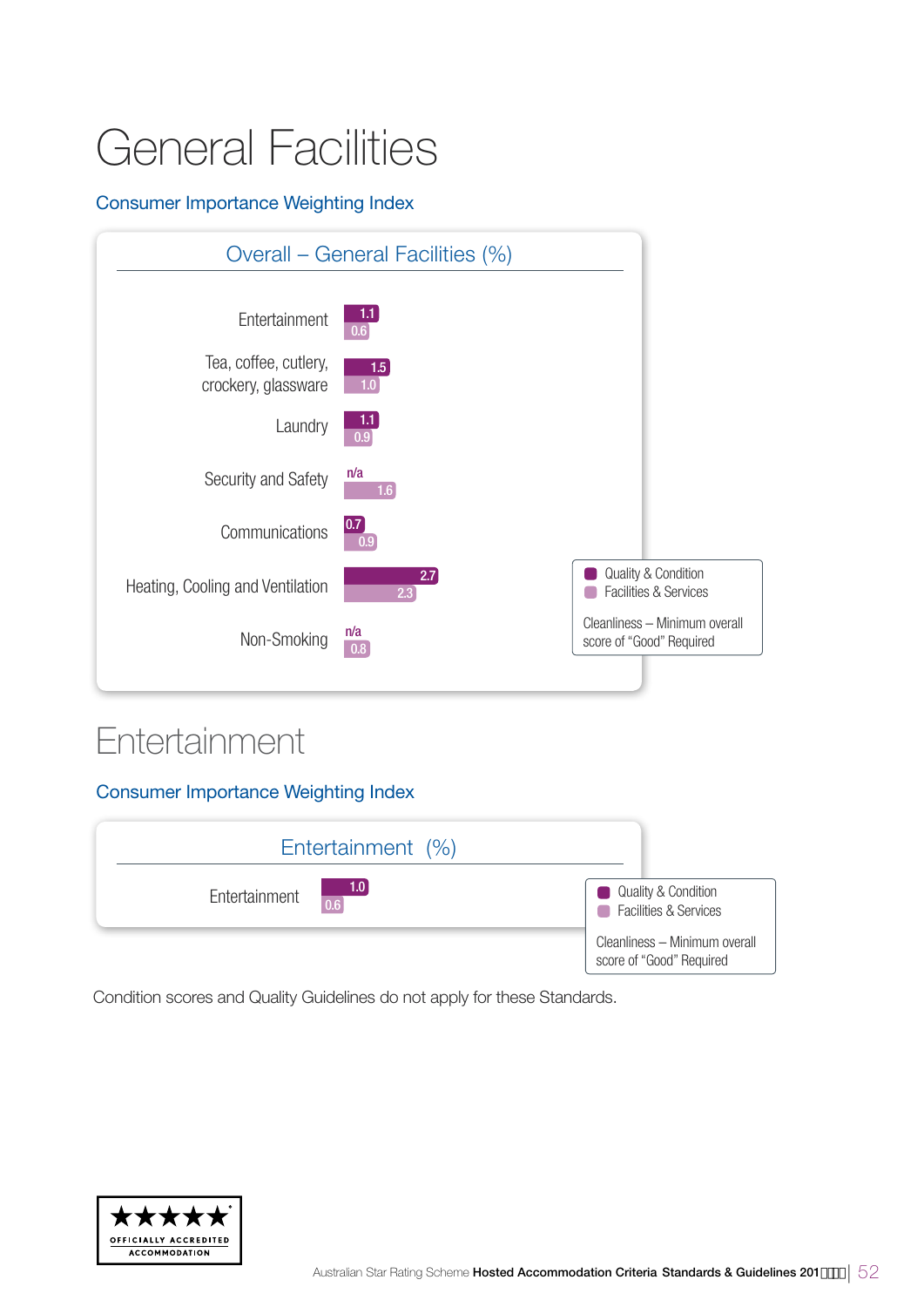# General Facilities

## Consumer Importance Weighting Index

**Overall – General Facilities (%)**

| | Quality & Condition | Facilities & Services |
|---|---|---|
| Entertainment | 1.1 | 0.6 |
| Tea, coffee, cutlery, crockery, glassware | 1.5 | 1.0 |
| Laundry | 1.1 | 0.9 |
| Security and Safety | n/a | 1.6 |
| Communications | 0.7 | 0.9 |
| Heating, Cooling and Ventilation | 2.7 | 2.3 |
| Non-Smoking | n/a | 0.8 |

Cleanliness – Minimum overall score of "Good" Required

# Entertainment

## Consumer Importance Weighting Index

**Entertainment (%)**

| | Quality & Condition | Facilities & Services |
|---|---|---|
| Entertainment | 1.0 | 0.6 |

Cleanliness – Minimum overall score of "Good" Required

Condition scores and Quality Guidelines do not apply for these Standards.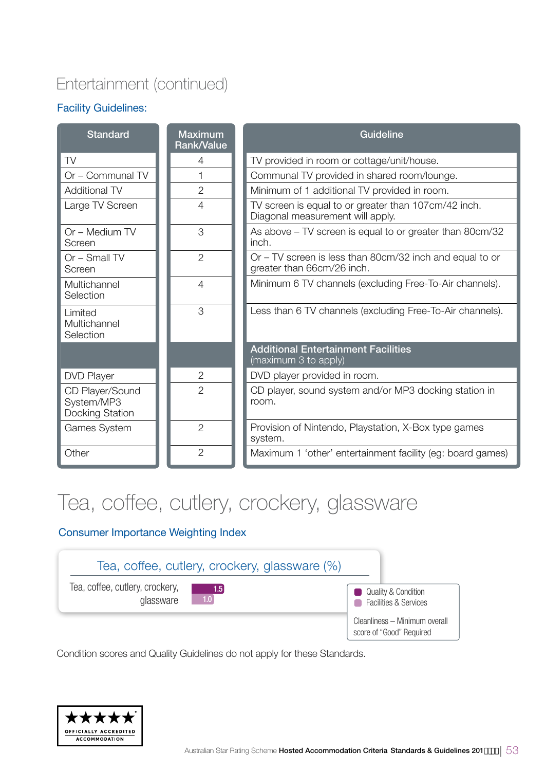## Entertainment (continued)

### Facility Guidelines:

| Standard | Maximum Rank/Value | Guideline |
|---|---|---|
| TV | 4 | TV provided in room or cottage/unit/house. |
| Or – Communal TV | 1 | Communal TV provided in shared room/lounge. |
| Additional TV | 2 | Minimum of 1 additional TV provided in room. |
| Large TV Screen | 4 | TV screen is equal to or greater than 107cm/42 inch. Diagonal measurement will apply. |
| Or – Medium TV Screen | 3 | As above – TV screen is equal to or greater than 80cm/32 inch. |
| Or – Small TV Screen | 2 | Or – TV screen is less than 80cm/32 inch and equal to or greater than 66cm/26 inch. |
| Multichannel Selection | 4 | Minimum 6 TV channels (excluding Free-To-Air channels). |
| Limited Multichannel Selection | 3 | Less than 6 TV channels (excluding Free-To-Air channels). |
| | | **Additional Entertainment Facilities** (maximum 3 to apply) |
| DVD Player | 2 | DVD player provided in room. |
| CD Player/Sound System/MP3 Docking Station | 2 | CD player, sound system and/or MP3 docking station in room. |
| Games System | 2 | Provision of Nintendo, Playstation, X-Box type games system. |
| Other | 2 | Maximum 1 'other' entertainment facility (eg: board games) |

## Tea, coffee, cutlery, crockery, glassware

### Consumer Importance Weighting Index

**Tea, coffee, cutlery, crockery, glassware (%)**

| | Quality & Condition | Facilities & Services |
|---|---|---|
| Tea, coffee, cutlery, crockery, glassware | 1.5 | 1.0 |

Cleanliness – Minimum overall score of "Good" Required

Condition scores and Quality Guidelines do not apply for these Standards.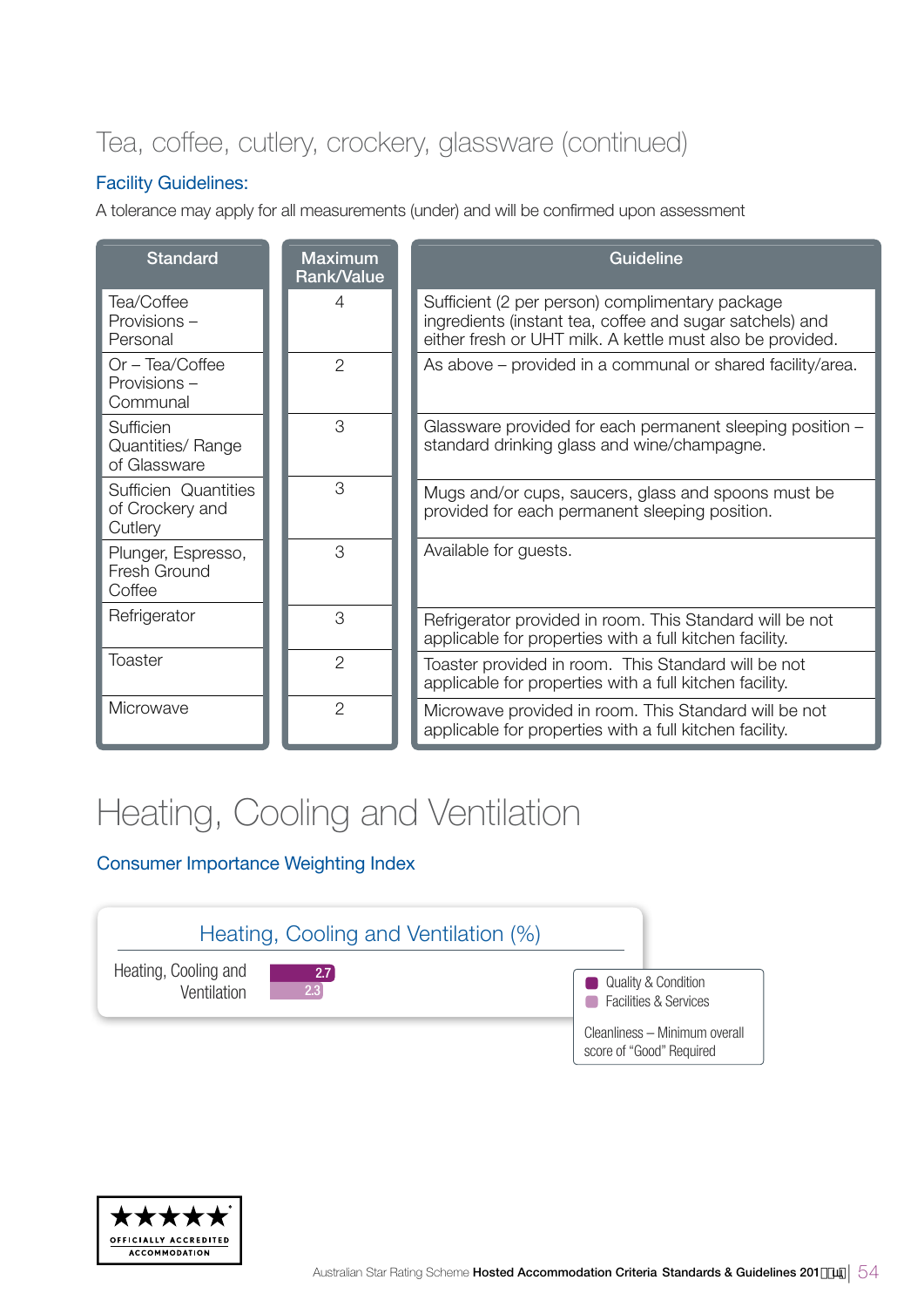## Tea, coffee, cutlery, crockery, glassware (continued)

### Facility Guidelines:

A tolerance may apply for all measurements (under) and will be confirmed upon assessment

| Standard | Maximum Rank/Value | Guideline |
|---|---|---|
| Tea/Coffee Provisions – Personal | 4 | Sufficient (2 per person) complimentary package ingredients (instant tea, coffee and sugar satchels) and either fresh or UHT milk. A kettle must also be provided. |
| Or – Tea/Coffee Provisions – Communal | 2 | As above – provided in a communal or shared facility/area. |
| Sufficien Quantities/ Range of Glassware | 3 | Glassware provided for each permanent sleeping position – standard drinking glass and wine/champagne. |
| Sufficien Quantities of Crockery and Cutlery | 3 | Mugs and/or cups, saucers, glass and spoons must be provided for each permanent sleeping position. |
| Plunger, Espresso, Fresh Ground Coffee | 3 | Available for guests. |
| Refrigerator | 3 | Refrigerator provided in room. This Standard will be not applicable for properties with a full kitchen facility. |
| Toaster | 2 | Toaster provided in room. This Standard will be not applicable for properties with a full kitchen facility. |
| Microwave | 2 | Microwave provided in room. This Standard will be not applicable for properties with a full kitchen facility. |

# Heating, Cooling and Ventilation

### Consumer Importance Weighting Index

**Heating, Cooling and Ventilation (%)**

| | Quality & Condition | Facilities & Services |
|---|---|---|
| Heating, Cooling and Ventilation | 2.7 | 2.3 |

Cleanliness – Minimum overall score of "Good" Required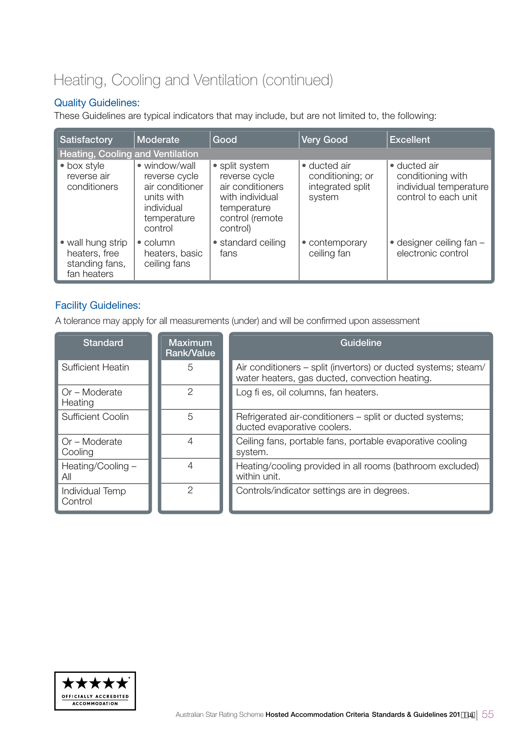# Heating, Cooling and Ventilation (continued)

## Quality Guidelines:

These Guidelines are typical indicators that may include, but are not limited to, the following:

| Satisfactory | Moderate | Good | Very Good | Excellent |
|---|---|---|---|---|
| **Heating, Cooling and Ventilation** | | | | |
| • box style reverse air conditioners | • window/wall reverse cycle air conditioner units with individual temperature control | • split system reverse cycle air conditioners with individual temperature control (remote control) | • ducted air conditioning; or integrated split system | • ducted air conditioning with individual temperature control to each unit |
| • wall hung strip heaters, free standing fans, fan heaters | • column heaters, basic ceiling fans | • standard ceiling fans | • contemporary ceiling fan | • designer ceiling fan – electronic control |

## Facility Guidelines:

A tolerance may apply for all measurements (under) and will be confirmed upon assessment

| Standard | Maximum Rank/Value | Guideline |
|---|---|---|
| Sufficient Heatin | 5 | Air conditioners – split (invertors) or ducted systems; steam/ water heaters, gas ducted, convection heating. |
| Or – Moderate Heating | 2 | Log fi es, oil columns, fan heaters. |
| Sufficient Coolin | 5 | Refrigerated air-conditioners – split or ducted systems; ducted evaporative coolers. |
| Or – Moderate Cooling | 4 | Ceiling fans, portable fans, portable evaporative cooling system. |
| Heating/Cooling – All | 4 | Heating/cooling provided in all rooms (bathroom excluded) within unit. |
| Individual Temp Control | 2 | Controls/indicator settings are in degrees. |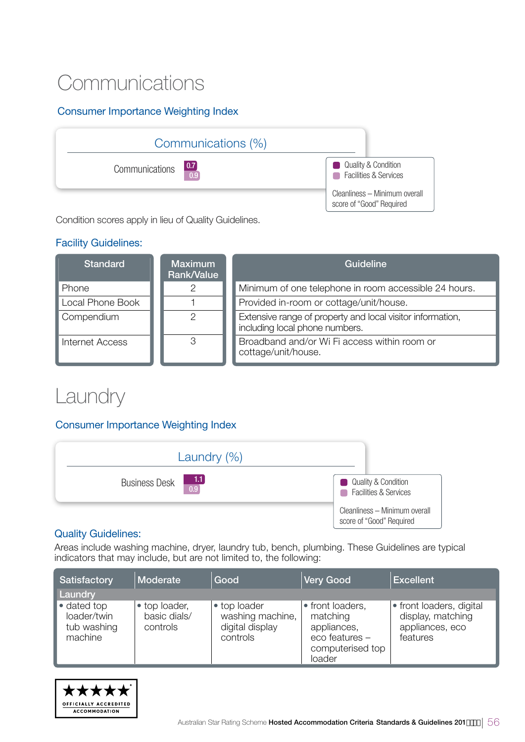# Communications

## Consumer Importance Weighting Index

**Communications (%)**

| | Quality & Condition | Facilities & Services |
|---|---|---|
| Communications | 0.7 | 0.9 |

Cleanliness – Minimum overall score of "Good" Required

Condition scores apply in lieu of Quality Guidelines.

## Facility Guidelines:

| Standard | Maximum Rank/Value | Guideline |
|---|---|---|
| Phone | 2 | Minimum of one telephone in room accessible 24 hours. |
| Local Phone Book | 1 | Provided in-room or cottage/unit/house. |
| Compendium | 2 | Extensive range of property and local visitor information, including local phone numbers. |
| Internet Access | 3 | Broadband and/or Wi Fi access within room or cottage/unit/house. |

# Laundry

## Consumer Importance Weighting Index

**Laundry (%)**

| | Quality & Condition | Facilities & Services |
|---|---|---|
| Business Desk | 1.1 | 0.9 |

Cleanliness – Minimum overall score of "Good" Required

## Quality Guidelines:

Areas include washing machine, dryer, laundry tub, bench, plumbing. These Guidelines are typical indicators that may include, but are not limited to, the following:

| Satisfactory | Moderate | Good | Very Good | Excellent |
|---|---|---|---|---|
| **Laundry** | | | | |
| • dated top loader/twin tub washing machine | • top loader, basic dials/ controls | • top loader washing machine, digital display controls | • front loaders, matching appliances, eco features – computerised top loader | • front loaders, digital display, matching appliances, eco features |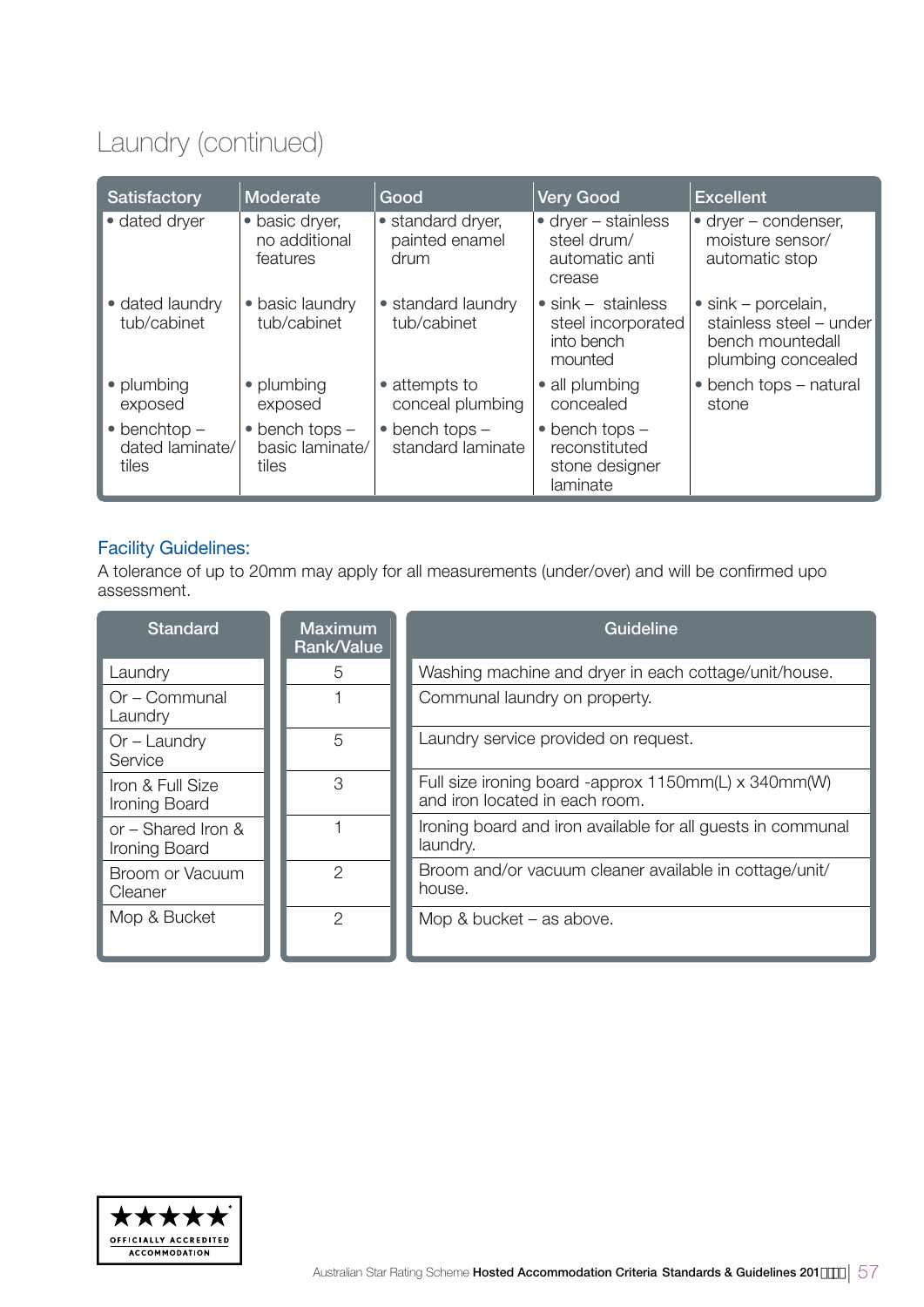# Laundry (continued)

| Satisfactory | Moderate | Good | Very Good | Excellent |
|---|---|---|---|---|
| • dated dryer | • basic dryer, no additional features | • standard dryer, painted enamel drum | • dryer – stainless steel drum/ automatic anti crease | • dryer – condenser, moisture sensor/ automatic stop |
| • dated laundry tub/cabinet | • basic laundry tub/cabinet | • standard laundry tub/cabinet | • sink – stainless steel incorporated into bench mounted | • sink – porcelain, stainless steel – under bench mountedall plumbing concealed |
| • plumbing exposed | • plumbing exposed | • attempts to conceal plumbing | • all plumbing concealed | • bench tops – natural stone |
| • benchtop – dated laminate/ tiles | • bench tops – basic laminate/ tiles | • bench tops – standard laminate | • bench tops – reconstituted stone designer laminate | |

## Facility Guidelines:

A tolerance of up to 20mm may apply for all measurements (under/over) and will be confirmed upo assessment.

| Standard | Maximum Rank/Value | Guideline |
|---|---|---|
| Laundry | 5 | Washing machine and dryer in each cottage/unit/house. |
| Or – Communal Laundry | 1 | Communal laundry on property. |
| Or – Laundry Service | 5 | Laundry service provided on request. |
| Iron & Full Size Ironing Board | 3 | Full size ironing board -approx 1150mm(L) x 340mm(W) and iron located in each room. |
| or – Shared Iron & Ironing Board | 1 | Ironing board and iron available for all guests in communal laundry. |
| Broom or Vacuum Cleaner | 2 | Broom and/or vacuum cleaner available in cottage/unit/ house. |
| Mop & Bucket | 2 | Mop & bucket – as above. |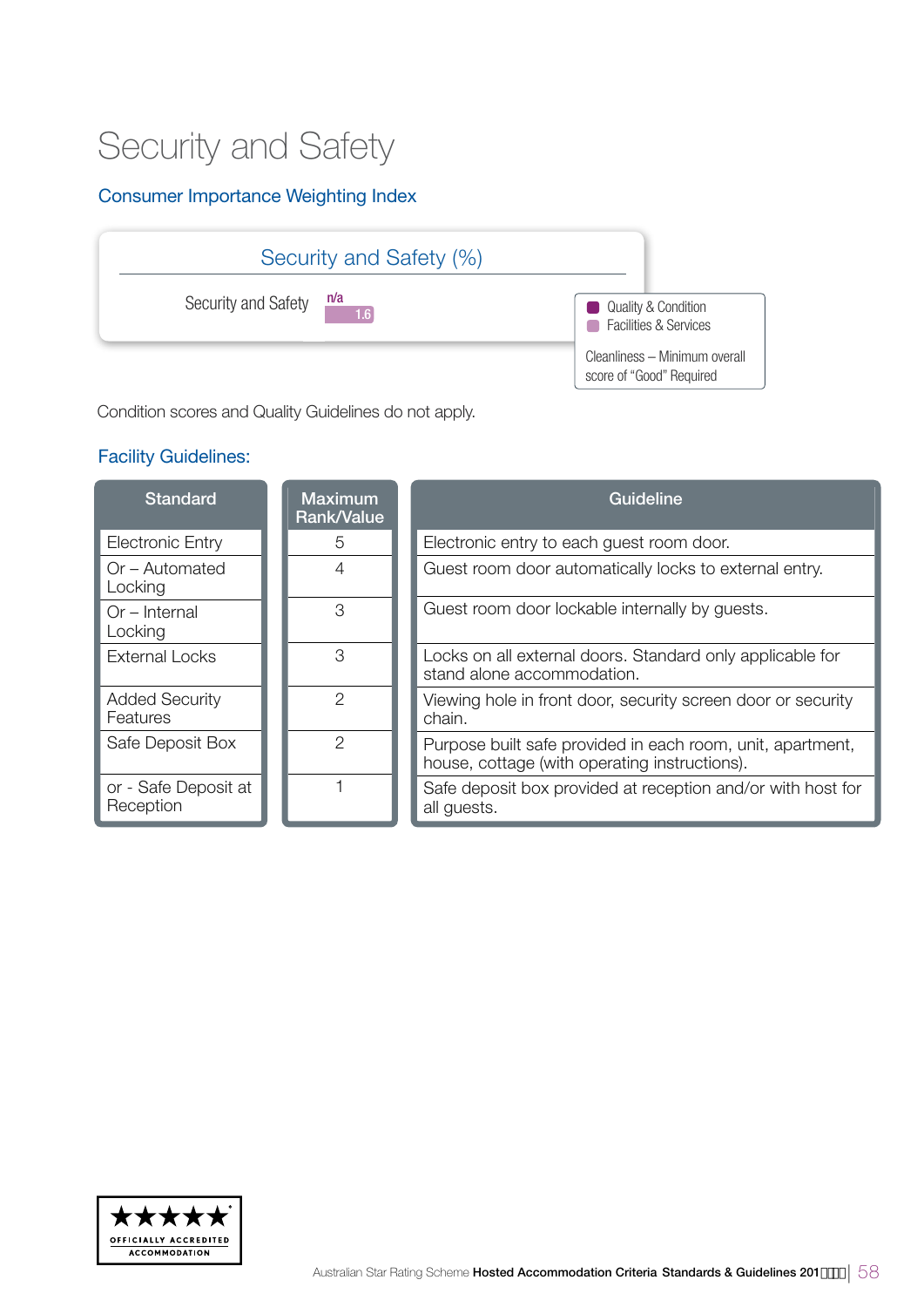# Security and Safety

## Consumer Importance Weighting Index

| Security and Safety (%) | | |
|---|---|---|
| Security and Safety | n/a | 1.6 |

- Quality & Condition
- Facilities & Services

Cleanliness – Minimum overall score of "Good" Required

Condition scores and Quality Guidelines do not apply.

## Facility Guidelines:

| Standard | Maximum Rank/Value | Guideline |
|---|---|---|
| Electronic Entry | 5 | Electronic entry to each guest room door. |
| Or – Automated Locking | 4 | Guest room door automatically locks to external entry. |
| Or – Internal Locking | 3 | Guest room door lockable internally by guests. |
| External Locks | 3 | Locks on all external doors. Standard only applicable for stand alone accommodation. |
| Added Security Features | 2 | Viewing hole in front door, security screen door or security chain. |
| Safe Deposit Box | 2 | Purpose built safe provided in each room, unit, apartment, house, cottage (with operating instructions). |
| or - Safe Deposit at Reception | 1 | Safe deposit box provided at reception and/or with host for all guests. |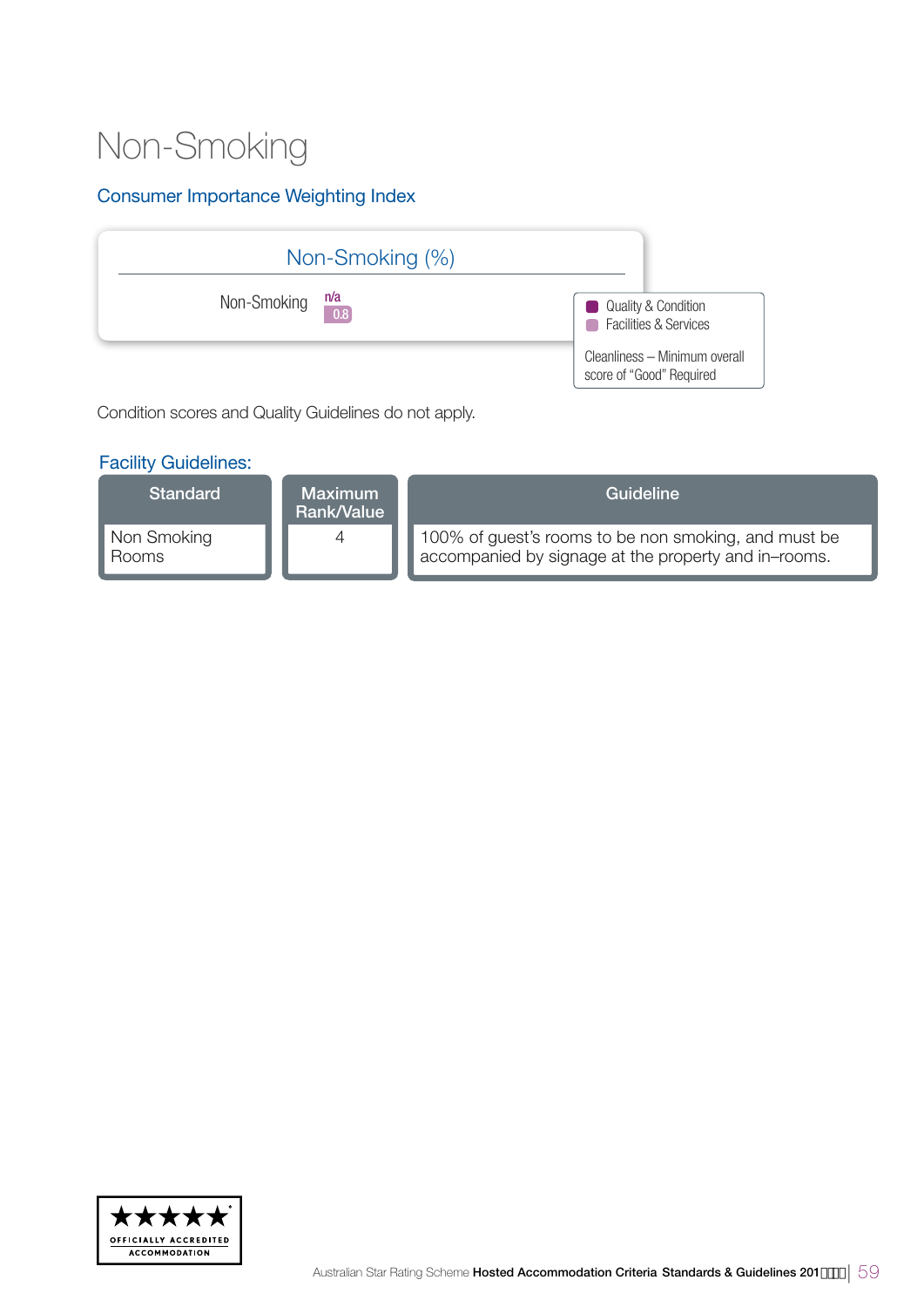# Non-Smoking

## Consumer Importance Weighting Index

| Non-Smoking (%) | |
|---|---|
| Non-Smoking | n/a<br>0.8 |

- Quality & Condition
- Facilities & Services

Cleanliness – Minimum overall score of "Good" Required

Condition scores and Quality Guidelines do not apply.

## Facility Guidelines:

| Standard | Maximum Rank/Value | Guideline |
|---|---|---|
| Non Smoking Rooms | 4 | 100% of guest's rooms to be non smoking, and must be accompanied by signage at the property and in–rooms. |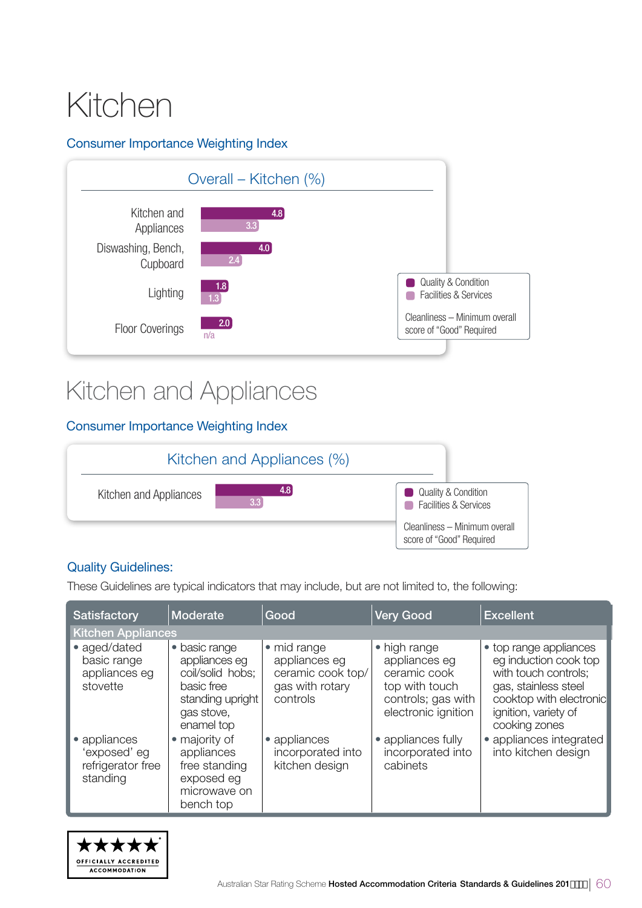# Kitchen

### Consumer Importance Weighting Index

**Overall – Kitchen (%)**

| | Quality & Condition | Facilities & Services |
|---|---|---|
| Kitchen and Appliances | 4.8 | 3.3 |
| Diswashing, Bench, Cupboard | 4.0 | 2.4 |
| Lighting | 1.8 | 1.3 |
| Floor Coverings | 2.0 | n/a |

Cleanliness – Minimum overall score of "Good" Required

# Kitchen and Appliances

### Consumer Importance Weighting Index

**Kitchen and Appliances (%)**

| | Quality & Condition | Facilities & Services |
|---|---|---|
| Kitchen and Appliances | 4.8 | 3.3 |

Cleanliness – Minimum overall score of "Good" Required

### Quality Guidelines:

These Guidelines are typical indicators that may include, but are not limited to, the following:

| Satisfactory | Moderate | Good | Very Good | Excellent |
|---|---|---|---|---|
| **Kitchen Appliances** | | | | |
| • aged/dated basic range appliances eg stovette | • basic range appliances eg coil/solid hobs; basic free standing upright gas stove, enamel top | • mid range appliances eg ceramic cook top/ gas with rotary controls | • high range appliances eg ceramic cook top with touch controls; gas with electronic ignition | • top range appliances eg induction cook top with touch controls; gas, stainless steel cooktop with electronic ignition, variety of cooking zones |
| • appliances 'exposed' eg refrigerator free standing | • majority of appliances free standing exposed eg microwave on bench top | • appliances incorporated into kitchen design | • appliances fully incorporated into cabinets | • appliances integrated into kitchen design |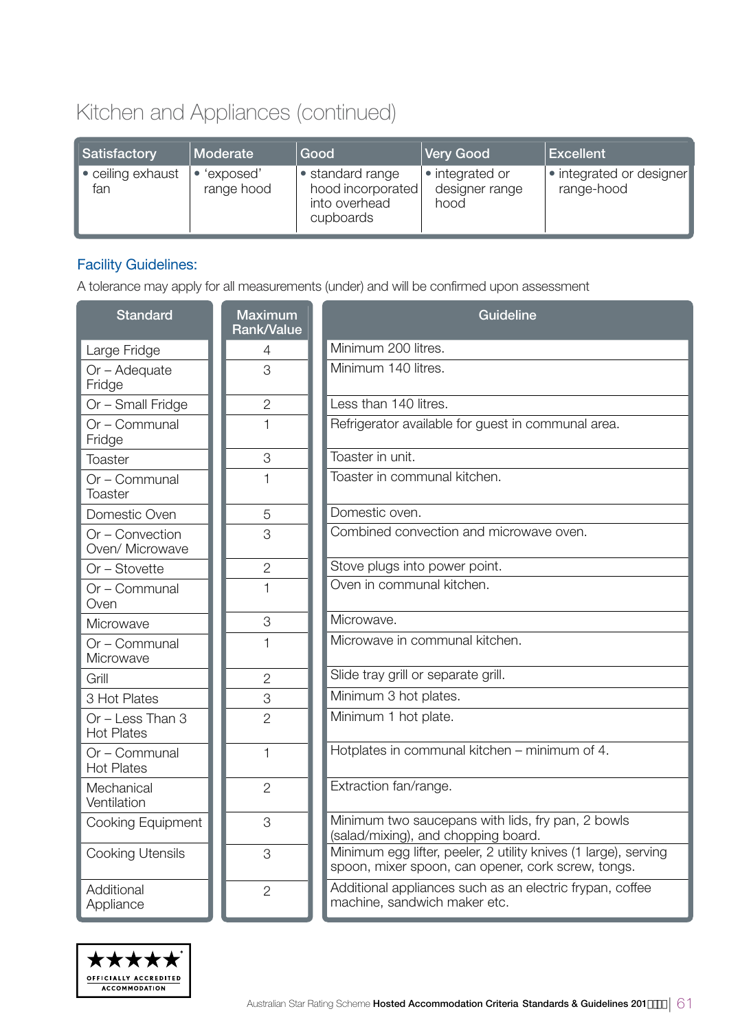# Kitchen and Appliances (continued)

| Satisfactory | Moderate | Good | Very Good | Excellent |
|---|---|---|---|---|
| • ceiling exhaust fan | • 'exposed' range hood | • standard range hood incorporated into overhead cupboards | • integrated or designer range hood | • integrated or designer range-hood |

## Facility Guidelines:

A tolerance may apply for all measurements (under) and will be confirmed upon assessment

| Standard | Maximum Rank/Value | Guideline |
|---|---|---|
| Large Fridge | 4 | Minimum 200 litres. |
| Or – Adequate Fridge | 3 | Minimum 140 litres. |
| Or – Small Fridge | 2 | Less than 140 litres. |
| Or – Communal Fridge | 1 | Refrigerator available for guest in communal area. |
| Toaster | 3 | Toaster in unit. |
| Or – Communal Toaster | 1 | Toaster in communal kitchen. |
| Domestic Oven | 5 | Domestic oven. |
| Or – Convection Oven/ Microwave | 3 | Combined convection and microwave oven. |
| Or – Stovette | 2 | Stove plugs into power point. |
| Or – Communal Oven | 1 | Oven in communal kitchen. |
| Microwave | 3 | Microwave. |
| Or – Communal Microwave | 1 | Microwave in communal kitchen. |
| Grill | 2 | Slide tray grill or separate grill. |
| 3 Hot Plates | 3 | Minimum 3 hot plates. |
| Or – Less Than 3 Hot Plates | 2 | Minimum 1 hot plate. |
| Or – Communal Hot Plates | 1 | Hotplates in communal kitchen – minimum of 4. |
| Mechanical Ventilation | 2 | Extraction fan/range. |
| Cooking Equipment | 3 | Minimum two saucepans with lids, fry pan, 2 bowls (salad/mixing), and chopping board. |
| Cooking Utensils | 3 | Minimum egg lifter, peeler, 2 utility knives (1 large), serving spoon, mixer spoon, can opener, cork screw, tongs. |
| Additional Appliance | 2 | Additional appliances such as an electric frypan, coffee machine, sandwich maker etc. |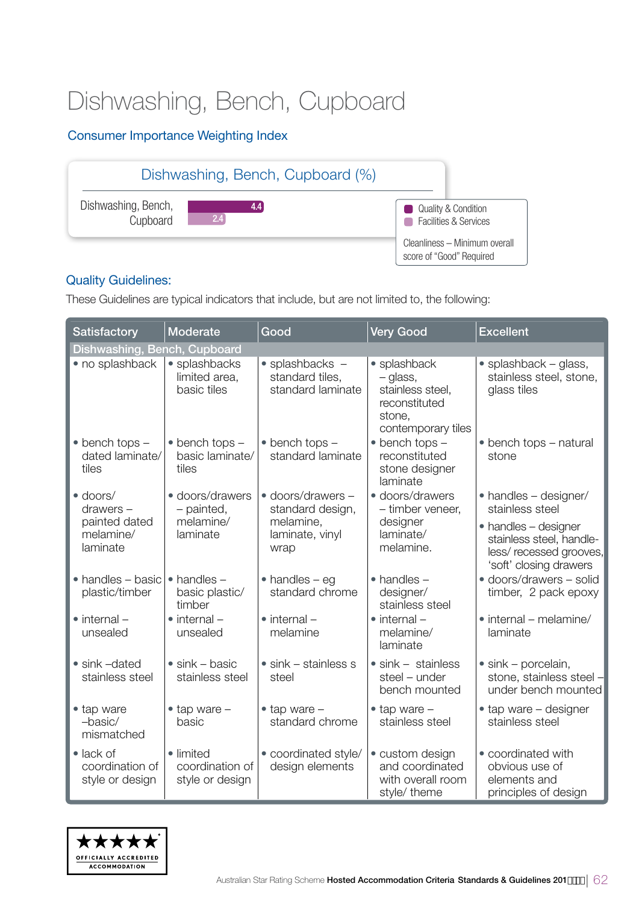# Dishwashing, Bench, Cupboard

## Consumer Importance Weighting Index

**Dishwashing, Bench, Cupboard (%)**

| | Quality & Condition | Facilities & Services |
|---|---|---|
| Dishwashing, Bench, Cupboard | 4.4 | 2.4 |

Cleanliness – Minimum overall score of "Good" Required

## Quality Guidelines:

These Guidelines are typical indicators that include, but are not limited to, the following:

| Satisfactory | Moderate | Good | Very Good | Excellent |
|---|---|---|---|---|
| **Dishwashing, Bench, Cupboard** | | | | |
| • no splashback | • splashbacks limited area, basic tiles | • splashbacks – standard tiles, standard laminate | • splashback – glass, stainless steel, reconstituted stone, contemporary tiles | • splashback – glass, stainless steel, stone, glass tiles |
| • bench tops – dated laminate/ tiles | • bench tops – basic laminate/ tiles | • bench tops – standard laminate | • bench tops – reconstituted stone designer laminate | • bench tops – natural stone |
| • doors/ drawers – painted dated melamine/ laminate | • doors/drawers – painted, melamine/ laminate | • doors/drawers – standard design, melamine, laminate, vinyl wrap | • doors/drawers – timber veneer, designer laminate/ melamine. | • handles – designer/ stainless steel<br>• handles – designer stainless steel, handle-less/ recessed grooves, 'soft' closing drawers |
| • handles – basic plastic/timber | • handles – basic plastic/ timber | • handles – eg standard chrome | • handles – designer/ stainless steel | • doors/drawers – solid timber, 2 pack epoxy |
| • internal – unsealed | • internal – unsealed | • internal – melamine | • internal – melamine/ laminate | • internal – melamine/ laminate |
| • sink –dated stainless steel | • sink – basic stainless steel | • sink – stainless s steel | • sink – stainless steel – under bench mounted | • sink – porcelain, stone, stainless steel – under bench mounted |
| • tap ware –basic/ mismatched | • tap ware – basic | • tap ware – standard chrome | • tap ware – stainless steel | • tap ware – designer stainless steel |
| • lack of coordination of style or design | • limited coordination of style or design | • coordinated style/ design elements | • custom design and coordinated with overall room style/ theme | • coordinated with obvious use of elements and principles of design |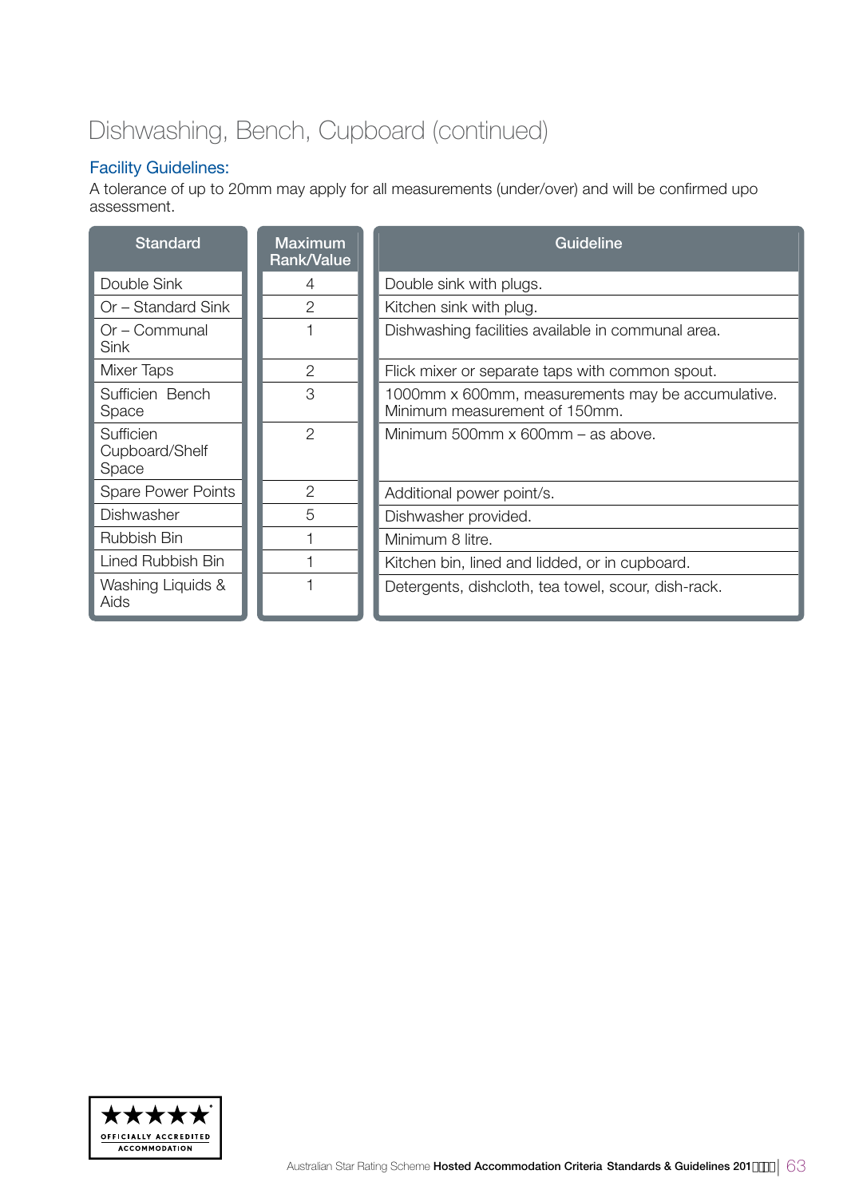# Dishwashing, Bench, Cupboard (continued)

## Facility Guidelines:

A tolerance of up to 20mm may apply for all measurements (under/over) and will be confirmed upo assessment.

| Standard | Maximum Rank/Value | Guideline |
|---|---|---|
| Double Sink | 4 | Double sink with plugs. |
| Or – Standard Sink | 2 | Kitchen sink with plug. |
| Or – Communal Sink | 1 | Dishwashing facilities available in communal area. |
| Mixer Taps | 2 | Flick mixer or separate taps with common spout. |
| Sufficien Bench Space | 3 | 1000mm x 600mm, measurements may be accumulative. Minimum measurement of 150mm. |
| Sufficien Cupboard/Shelf Space | 2 | Minimum 500mm x 600mm – as above. |
| Spare Power Points | 2 | Additional power point/s. |
| Dishwasher | 5 | Dishwasher provided. |
| Rubbish Bin | 1 | Minimum 8 litre. |
| Lined Rubbish Bin | 1 | Kitchen bin, lined and lidded, or in cupboard. |
| Washing Liquids & Aids | 1 | Detergents, dishcloth, tea towel, scour, dish-rack. |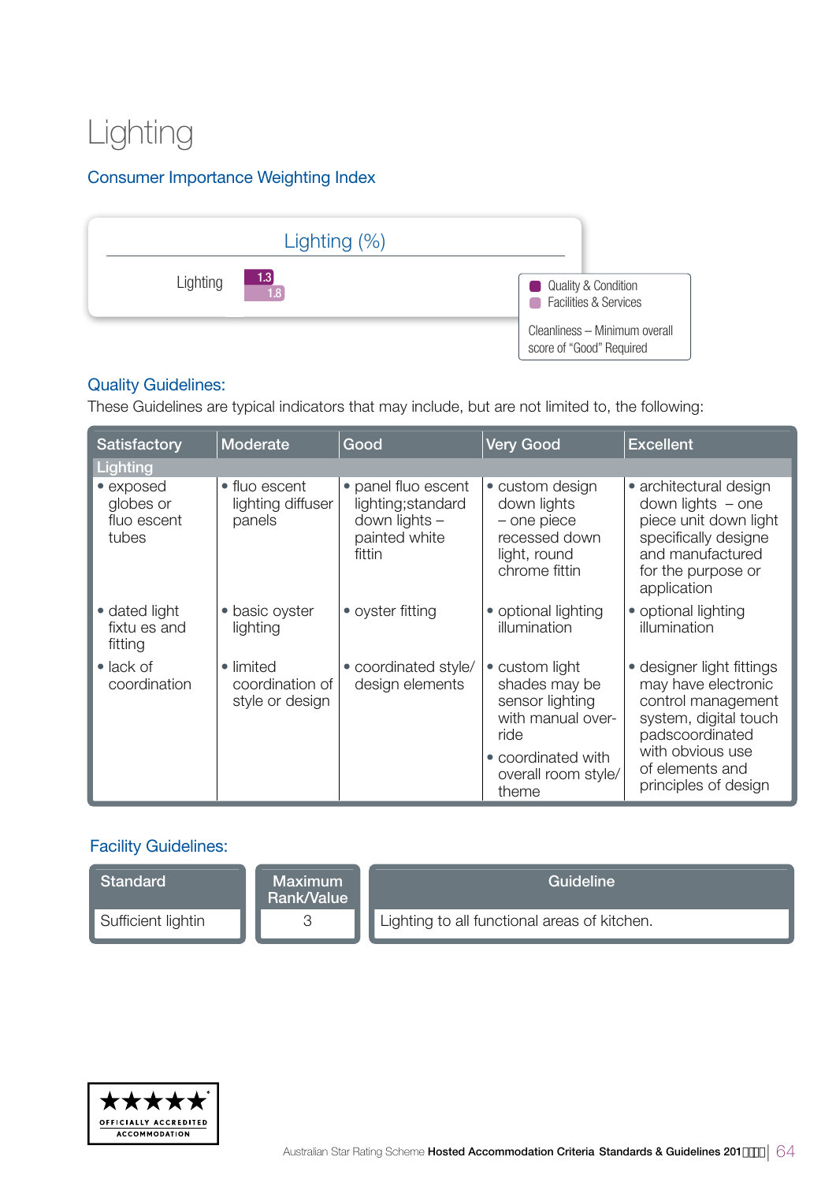# Lighting

## Consumer Importance Weighting Index

| Lighting (%) | Quality & Condition | Facilities & Services |
|---|---|---|
| Lighting | 1.3 | 1.8 |

Cleanliness – Minimum overall score of "Good" Required

## Quality Guidelines:

These Guidelines are typical indicators that may include, but are not limited to, the following:

| Satisfactory | Moderate | Good | Very Good | Excellent |
|---|---|---|---|---|
| **Lighting** | | | | |
| • exposed globes or fluo escent tubes | • fluo escent lighting diffuser panels | • panel fluo escent lighting;standard down lights – painted white fittin | • custom design down lights – one piece recessed down light, round chrome fittin | • architectural design down lights – one piece unit down light specifically designe and manufactured for the purpose or application |
| • dated light fixtu es and fitting | • basic oyster lighting | • oyster fitting | • optional lighting illumination | • optional lighting illumination |
| • lack of coordination | • limited coordination of style or design | • coordinated style/ design elements | • custom light shades may be sensor lighting with manual over-ride<br>• coordinated with overall room style/ theme | • designer light fittings may have electronic control management system, digital touch padscoordinated with obvious use of elements and principles of design |

## Facility Guidelines:

| Standard | Maximum Rank/Value | Guideline |
|---|---|---|
| Sufficient lightin | 3 | Lighting to all functional areas of kitchen. |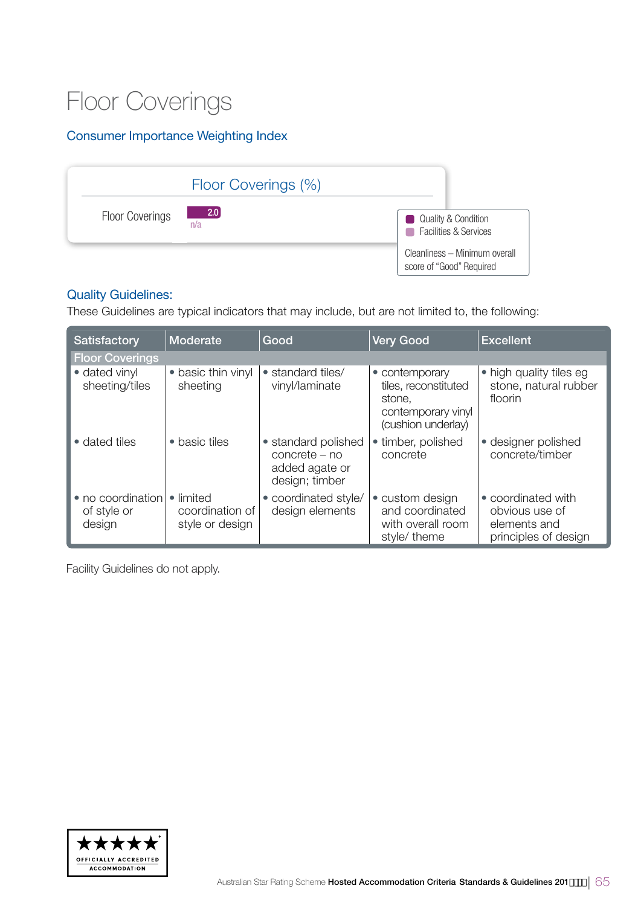# Floor Coverings

## Consumer Importance Weighting Index

**Floor Coverings (%)**

| | Quality & Condition | Facilities & Services |
|---|---|---|
| Floor Coverings | 2.0 | n/a |

- Quality & Condition
- Facilities & Services

Cleanliness – Minimum overall score of "Good" Required

## Quality Guidelines:

These Guidelines are typical indicators that may include, but are not limited to, the following:

| Satisfactory | Moderate | Good | Very Good | Excellent |
|---|---|---|---|---|
| **Floor Coverings** | | | | |
| • dated vinyl sheeting/tiles | • basic thin vinyl sheeting | • standard tiles/ vinyl/laminate | • contemporary tiles, reconstituted stone, contemporary vinyl (cushion underlay) | • high quality tiles eg stone, natural rubber floorin |
| • dated tiles | • basic tiles | • standard polished concrete – no added agate or design; timber | • timber, polished concrete | • designer polished concrete/timber |
| • no coordination of style or design | • limited coordination of style or design | • coordinated style/ design elements | • custom design and coordinated with overall room style/ theme | • coordinated with obvious use of elements and principles of design |

Facility Guidelines do not apply.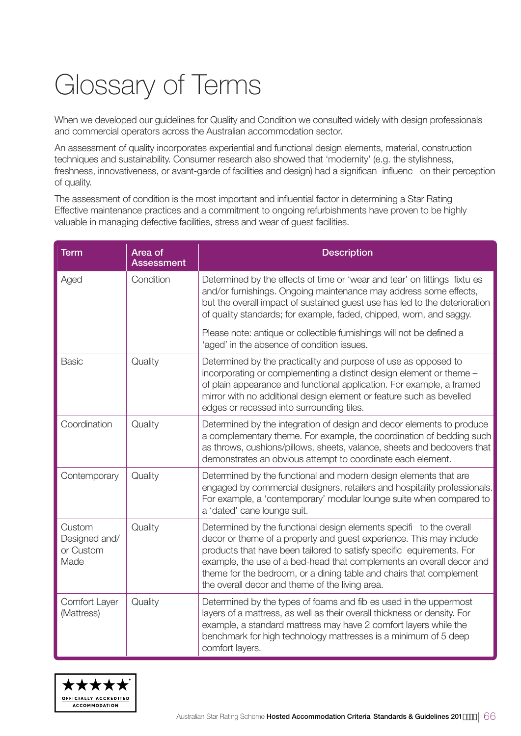# Glossary of Terms

When we developed our guidelines for Quality and Condition we consulted widely with design professionals and commercial operators across the Australian accommodation sector.

An assessment of quality incorporates experiential and functional design elements, material, construction techniques and sustainability. Consumer research also showed that 'modernity' (e.g. the stylishness, freshness, innovativeness, or avant-garde of facilities and design) had a significan influenc on their perception of quality.

The assessment of condition is the most important and influential factor in determining a Star Rating Effective maintenance practices and a commitment to ongoing refurbishments have proven to be highly valuable in managing defective facilities, stress and wear of guest facilities.

| Term | Area of Assessment | Description |
|---|---|---|
| Aged | Condition | Determined by the effects of time or 'wear and tear' on fittings fixtu es and/or furnishings. Ongoing maintenance may address some effects, but the overall impact of sustained guest use has led to the deterioration of quality standards; for example, faded, chipped, worn, and saggy.<br><br>Please note: antique or collectible furnishings will not be defined a 'aged' in the absence of condition issues. |
| Basic | Quality | Determined by the practicality and purpose of use as opposed to incorporating or complementing a distinct design element or theme – of plain appearance and functional application. For example, a framed mirror with no additional design element or feature such as bevelled edges or recessed into surrounding tiles. |
| Coordination | Quality | Determined by the integration of design and decor elements to produce a complementary theme. For example, the coordination of bedding such as throws, cushions/pillows, sheets, valance, sheets and bedcovers that demonstrates an obvious attempt to coordinate each element. |
| Contemporary | Quality | Determined by the functional and modern design elements that are engaged by commercial designers, retailers and hospitality professionals. For example, a 'contemporary' modular lounge suite when compared to a 'dated' cane lounge suit. |
| Custom Designed and/ or Custom Made | Quality | Determined by the functional design elements specifi to the overall decor or theme of a property and guest experience. This may include products that have been tailored to satisfy specific equirements. For example, the use of a bed-head that complements an overall decor and theme for the bedroom, or a dining table and chairs that complement the overall decor and theme of the living area. |
| Comfort Layer (Mattress) | Quality | Determined by the types of foams and fib es used in the uppermost layers of a mattress, as well as their overall thickness or density. For example, a standard mattress may have 2 comfort layers while the benchmark for high technology mattresses is a minimum of 5 deep comfort layers. |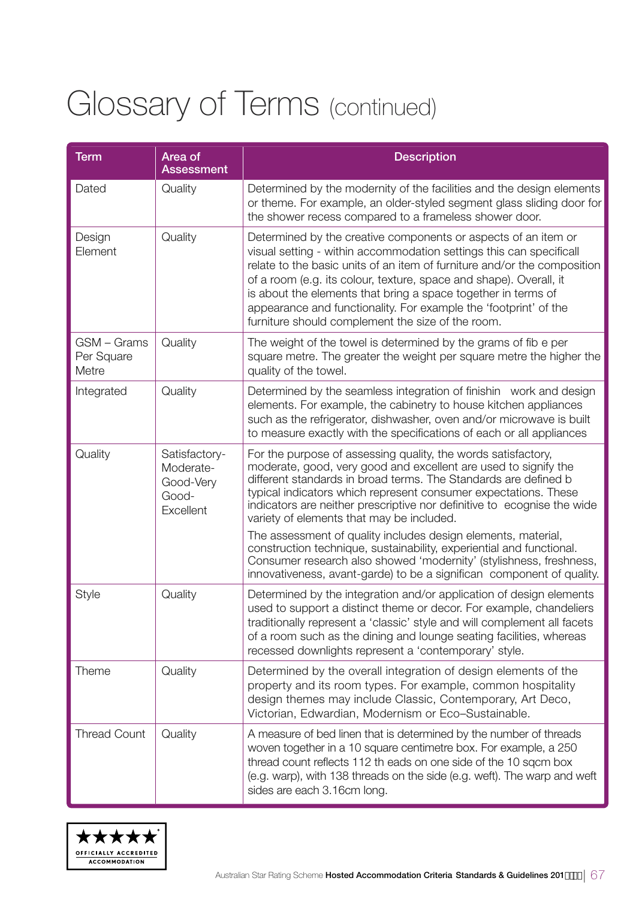# Glossary of Terms (continued)

| Term | Area of Assessment | Description |
|---|---|---|
| Dated | Quality | Determined by the modernity of the facilities and the design elements or theme. For example, an older-styled segment glass sliding door for the shower recess compared to a frameless shower door. |
| Design Element | Quality | Determined by the creative components or aspects of an item or visual setting - within accommodation settings this can specificall relate to the basic units of an item of furniture and/or the composition of a room (e.g. its colour, texture, space and shape). Overall, it is about the elements that bring a space together in terms of appearance and functionality. For example the 'footprint' of the furniture should complement the size of the room. |
| GSM – Grams Per Square Metre | Quality | The weight of the towel is determined by the grams of fib e per square metre. The greater the weight per square metre the higher the quality of the towel. |
| Integrated | Quality | Determined by the seamless integration of finishin work and design elements. For example, the cabinetry to house kitchen appliances such as the refrigerator, dishwasher, oven and/or microwave is built to measure exactly with the specifications of each or all appliances |
| Quality | Satisfactory-Moderate-Good-Very Good-Excellent | For the purpose of assessing quality, the words satisfactory, moderate, good, very good and excellent are used to signify the different standards in broad terms. The Standards are defined b typical indicators which represent consumer expectations. These indicators are neither prescriptive nor definitive to ecognise the wide variety of elements that may be included.<br><br>The assessment of quality includes design elements, material, construction technique, sustainability, experiential and functional. Consumer research also showed 'modernity' (stylishness, freshness, innovativeness, avant-garde) to be a significan component of quality. |
| Style | Quality | Determined by the integration and/or application of design elements used to support a distinct theme or decor. For example, chandeliers traditionally represent a 'classic' style and will complement all facets of a room such as the dining and lounge seating facilities, whereas recessed downlights represent a 'contemporary' style. |
| Theme | Quality | Determined by the overall integration of design elements of the property and its room types. For example, common hospitality design themes may include Classic, Contemporary, Art Deco, Victorian, Edwardian, Modernism or Eco–Sustainable. |
| Thread Count | Quality | A measure of bed linen that is determined by the number of threads woven together in a 10 square centimetre box. For example, a 250 thread count reflects 112 th eads on one side of the 10 sqcm box (e.g. warp), with 138 threads on the side (e.g. weft). The warp and weft sides are each 3.16cm long. |